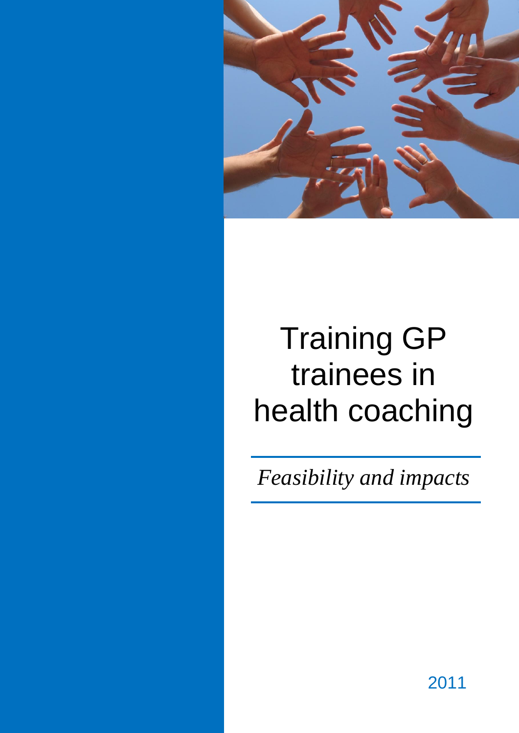# Training GP trainees in health coaching

*Feasibility and impacts*

2011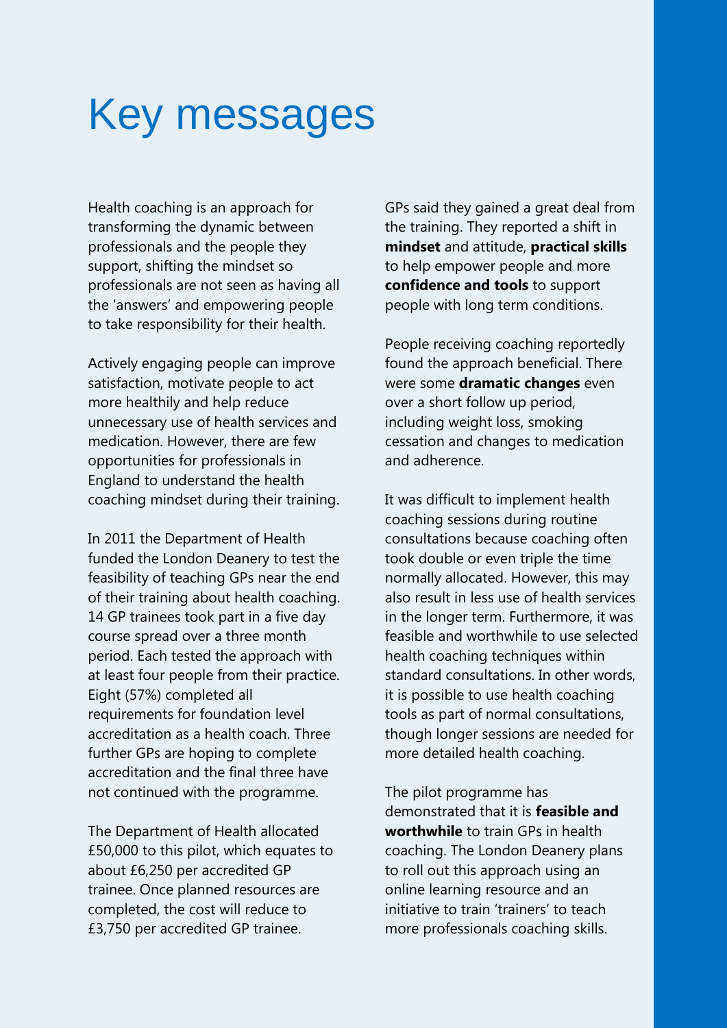# Key messages

Health coaching is an approach for transforming the dynamic between professionals and the people they support, shifting the mindset so professionals are not seen as having all the 'answers' and empowering people to take responsibility for their health.

Actively engaging people can improve satisfaction, motivate people to act more healthily and help reduce unnecessary use of health services and medication. However, there are few opportunities for professionals in England to understand the health coaching mindset during their training.

In 2011 the Department of Health funded the London Deanery to test the feasibility of teaching GPs near the end of their training about health coaching. 14 GP trainees took part in a five day course spread over a three month period. Each tested the approach with at least four people from their practice. Eight (57%) completed all requirements for foundation level accreditation as a health coach. Three further GPs are hoping to complete accreditation and the final three have not continued with the programme.

The Department of Health allocated £50,000 to this pilot, which equates to about £6,250 per accredited GP trainee. Once planned resources are completed, the cost will reduce to £3,750 per accredited GP trainee.

GPs said they gained a great deal from the training. They reported a shift in **mindset** and attitude, **practical skills** to help empower people and more **confidence and tools** to support people with long term conditions.

People receiving coaching reportedly found the approach beneficial. There were some **dramatic changes** even over a short follow up period, including weight loss, smoking cessation and changes to medication and adherence.

It was difficult to implement health coaching sessions during routine consultations because coaching often took double or even triple the time normally allocated. However, this may also result in less use of health services in the longer term. Furthermore, it was feasible and worthwhile to use selected health coaching techniques within standard consultations. In other words, it is possible to use health coaching tools as part of normal consultations, though longer sessions are needed for more detailed health coaching.

The pilot programme has demonstrated that it is **feasible and worthwhile** to train GPs in health coaching. The London Deanery plans to roll out this approach using an online learning resource and an initiative to train 'trainers' to teach more professionals coaching skills.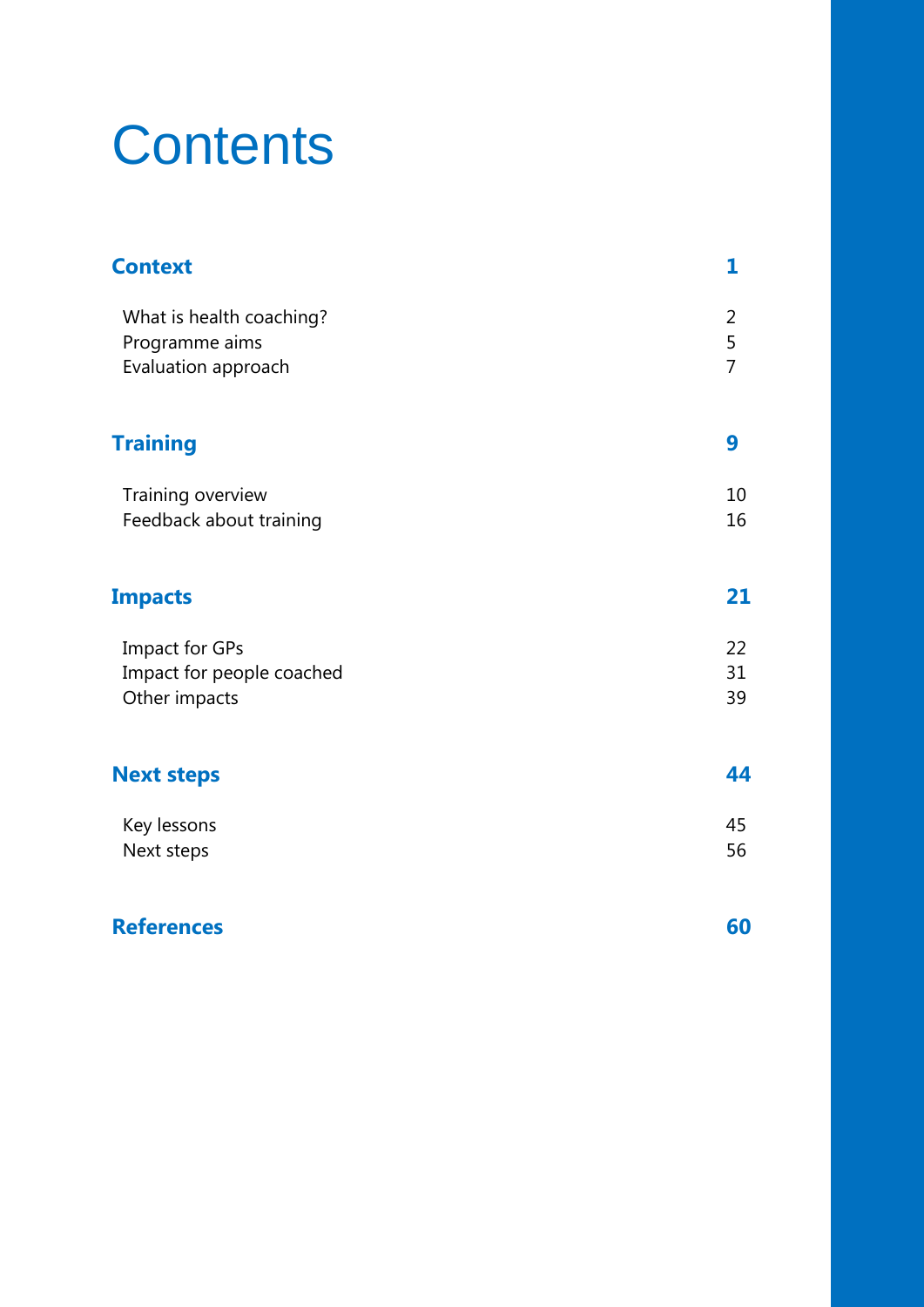# Contents

| | |
|---|---|
| **Context** | **1** |
| What is health coaching? | 2 |
| Programme aims | 5 |
| Evaluation approach | 7 |
| **Training** | **9** |
| Training overview | 10 |
| Feedback about training | 16 |
| **Impacts** | **21** |
| Impact for GPs | 22 |
| Impact for people coached | 31 |
| Other impacts | 39 |
| **Next steps** | **44** |
| Key lessons | 45 |
| Next steps | 56 |
| **References** | **60** |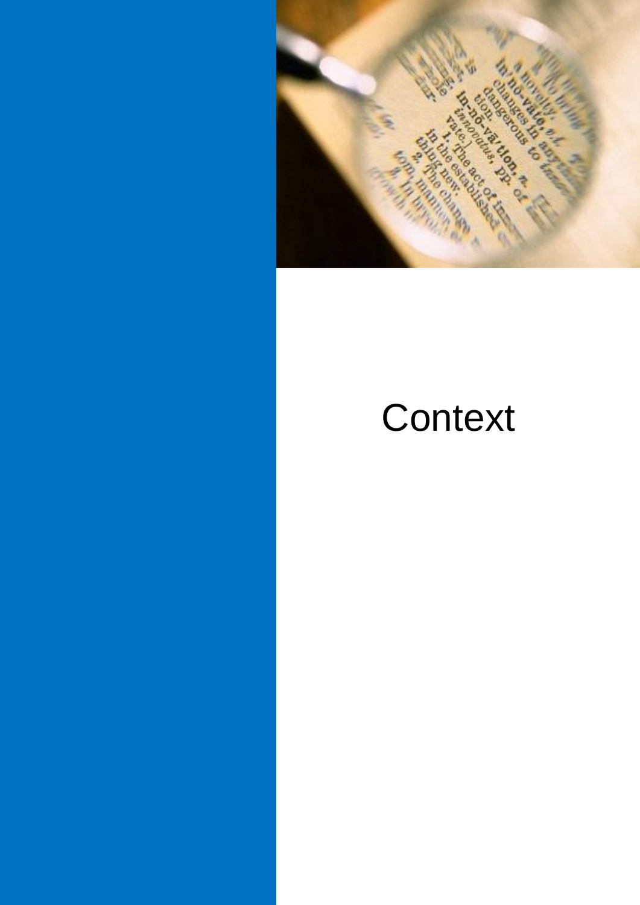# Context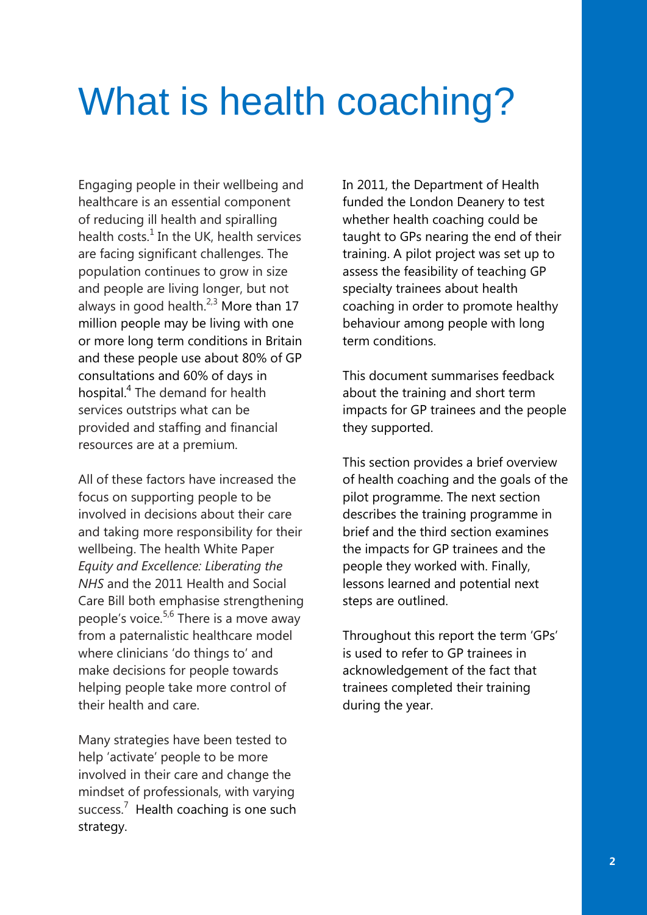# What is health coaching?

Engaging people in their wellbeing and healthcare is an essential component of reducing ill health and spiralling health costs.[1] In the UK, health services are facing significant challenges. The population continues to grow in size and people are living longer, but not always in good health.[2,3] More than 17 million people may be living with one or more long term conditions in Britain and these people use about 80% of GP consultations and 60% of days in hospital.[4] The demand for health services outstrips what can be provided and staffing and financial resources are at a premium.

All of these factors have increased the focus on supporting people to be involved in decisions about their care and taking more responsibility for their wellbeing. The health White Paper *Equity and Excellence: Liberating the NHS* and the 2011 Health and Social Care Bill both emphasise strengthening people's voice.[5,6] There is a move away from a paternalistic healthcare model where clinicians 'do things to' and make decisions for people towards helping people take more control of their health and care.

Many strategies have been tested to help 'activate' people to be more involved in their care and change the mindset of professionals, with varying success.[7] Health coaching is one such strategy.

In 2011, the Department of Health funded the London Deanery to test whether health coaching could be taught to GPs nearing the end of their training. A pilot project was set up to assess the feasibility of teaching GP specialty trainees about health coaching in order to promote healthy behaviour among people with long term conditions.

This document summarises feedback about the training and short term impacts for GP trainees and the people they supported.

This section provides a brief overview of health coaching and the goals of the pilot programme. The next section describes the training programme in brief and the third section examines the impacts for GP trainees and the people they worked with. Finally, lessons learned and potential next steps are outlined.

Throughout this report the term 'GPs' is used to refer to GP trainees in acknowledgement of the fact that trainees completed their training during the year.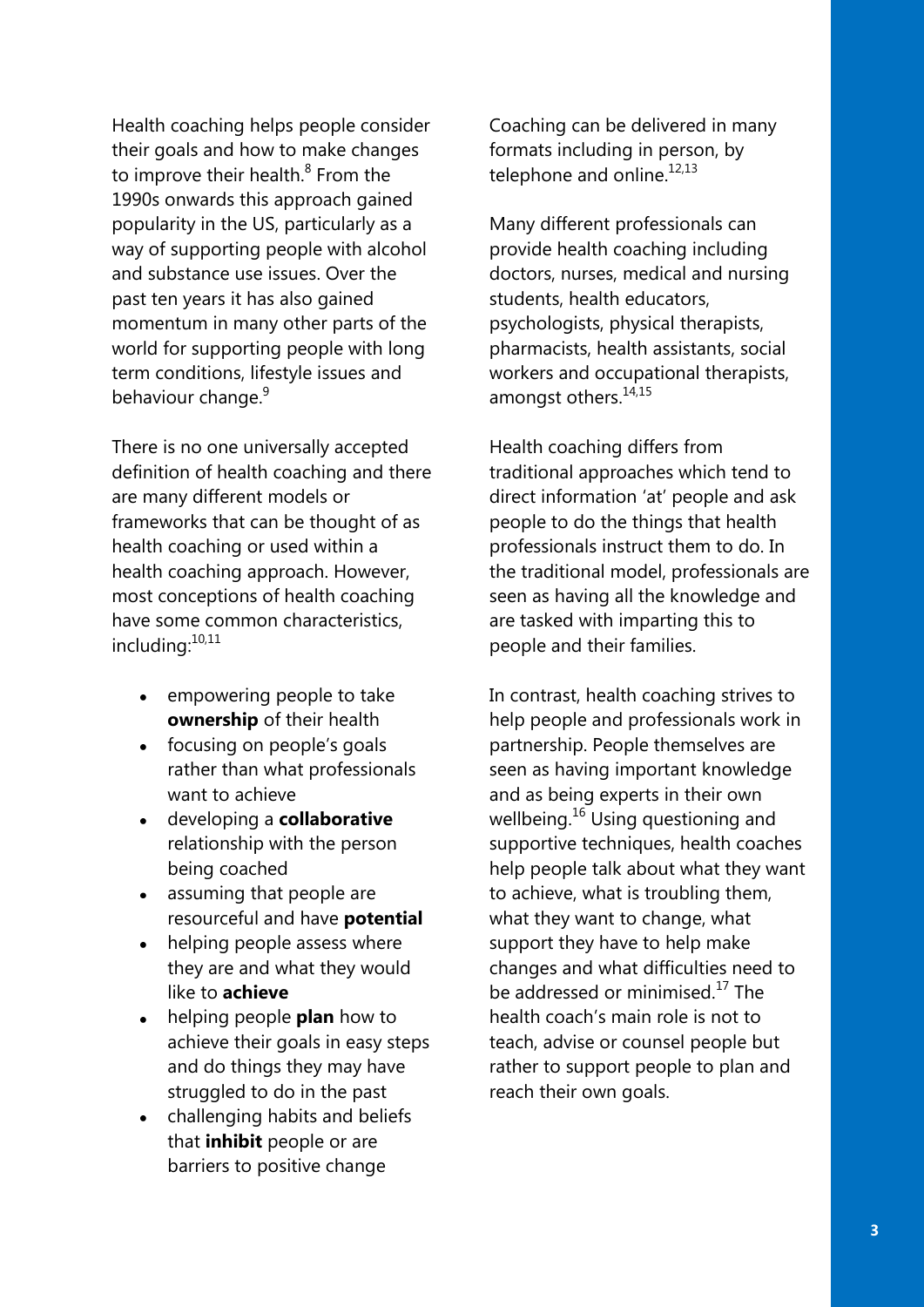Health coaching helps people consider their goals and how to make changes to improve their health.[8] From the 1990s onwards this approach gained popularity in the US, particularly as a way of supporting people with alcohol and substance use issues. Over the past ten years it has also gained momentum in many other parts of the world for supporting people with long term conditions, lifestyle issues and behaviour change.[9]

There is no one universally accepted definition of health coaching and there are many different models or frameworks that can be thought of as health coaching or used within a health coaching approach. However, most conceptions of health coaching have some common characteristics, including:[10,11]

- empowering people to take **ownership** of their health
- focusing on people's goals rather than what professionals want to achieve
- developing a **collaborative** relationship with the person being coached
- assuming that people are resourceful and have **potential**
- helping people assess where they are and what they would like to **achieve**
- helping people **plan** how to achieve their goals in easy steps and do things they may have struggled to do in the past
- challenging habits and beliefs that **inhibit** people or are barriers to positive change

Coaching can be delivered in many formats including in person, by telephone and online.[12,13]

Many different professionals can provide health coaching including doctors, nurses, medical and nursing students, health educators, psychologists, physical therapists, pharmacists, health assistants, social workers and occupational therapists, amongst others.[14,15]

Health coaching differs from traditional approaches which tend to direct information 'at' people and ask people to do the things that health professionals instruct them to do. In the traditional model, professionals are seen as having all the knowledge and are tasked with imparting this to people and their families.

In contrast, health coaching strives to help people and professionals work in partnership. People themselves are seen as having important knowledge and as being experts in their own wellbeing.[16] Using questioning and supportive techniques, health coaches help people talk about what they want to achieve, what is troubling them, what they want to change, what support they have to help make changes and what difficulties need to be addressed or minimised.[17] The health coach's main role is not to teach, advise or counsel people but rather to support people to plan and reach their own goals.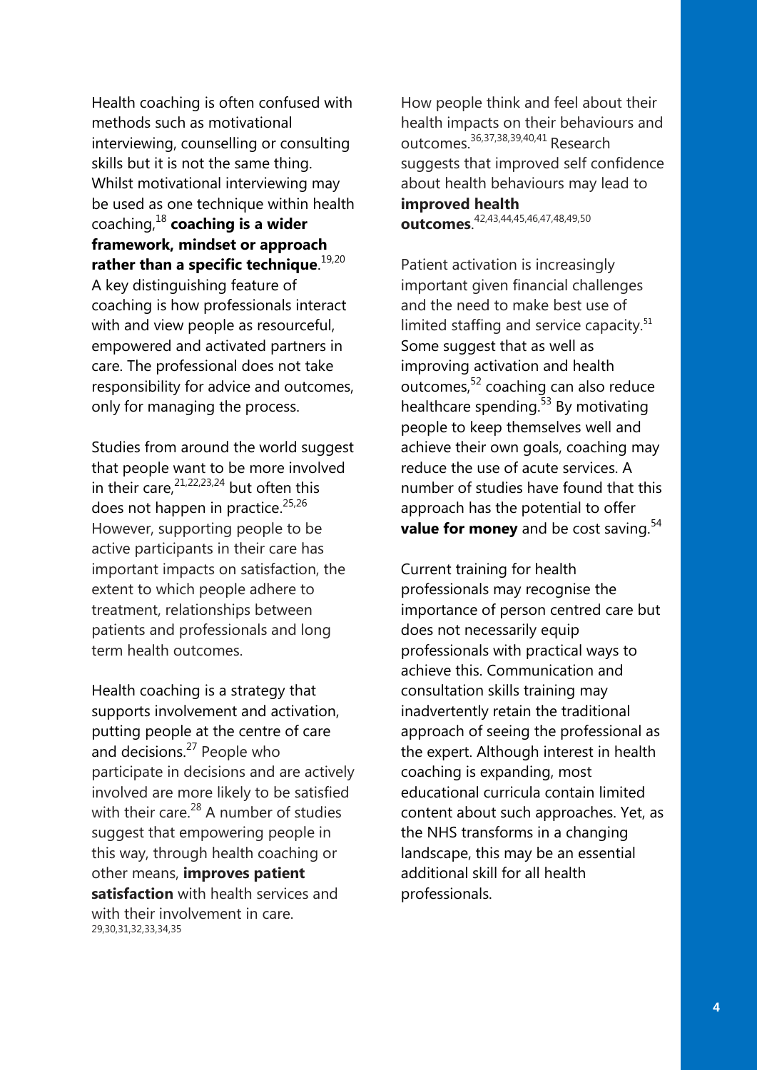Health coaching is often confused with methods such as motivational interviewing, counselling or consulting skills but it is not the same thing. Whilst motivational interviewing may be used as one technique within health coaching,[18] **coaching is a wider framework, mindset or approach rather than a specific technique**.[19,20] A key distinguishing feature of coaching is how professionals interact with and view people as resourceful, empowered and activated partners in care. The professional does not take responsibility for advice and outcomes, only for managing the process.

Studies from around the world suggest that people want to be more involved in their care,[21,22,23,24] but often this does not happen in practice.[25,26] However, supporting people to be active participants in their care has important impacts on satisfaction, the extent to which people adhere to treatment, relationships between patients and professionals and long term health outcomes.

Health coaching is a strategy that supports involvement and activation, putting people at the centre of care and decisions.[27] People who participate in decisions and are actively involved are more likely to be satisfied with their care.[28] A number of studies suggest that empowering people in this way, through health coaching or other means, **improves patient satisfaction** with health services and with their involvement in care.[29,30,31,32,33,34,35]

How people think and feel about their health impacts on their behaviours and outcomes.[36,37,38,39,40,41] Research suggests that improved self confidence about health behaviours may lead to **improved health outcomes**.[42,43,44,45,46,47,48,49,50]

Patient activation is increasingly important given financial challenges and the need to make best use of limited staffing and service capacity.[51] Some suggest that as well as improving activation and health outcomes,[52] coaching can also reduce healthcare spending.[53] By motivating people to keep themselves well and achieve their own goals, coaching may reduce the use of acute services. A number of studies have found that this approach has the potential to offer **value for money** and be cost saving.[54]

Current training for health professionals may recognise the importance of person centred care but does not necessarily equip professionals with practical ways to achieve this. Communication and consultation skills training may inadvertently retain the traditional approach of seeing the professional as the expert. Although interest in health coaching is expanding, most educational curricula contain limited content about such approaches. Yet, as the NHS transforms in a changing landscape, this may be an essential additional skill for all health professionals.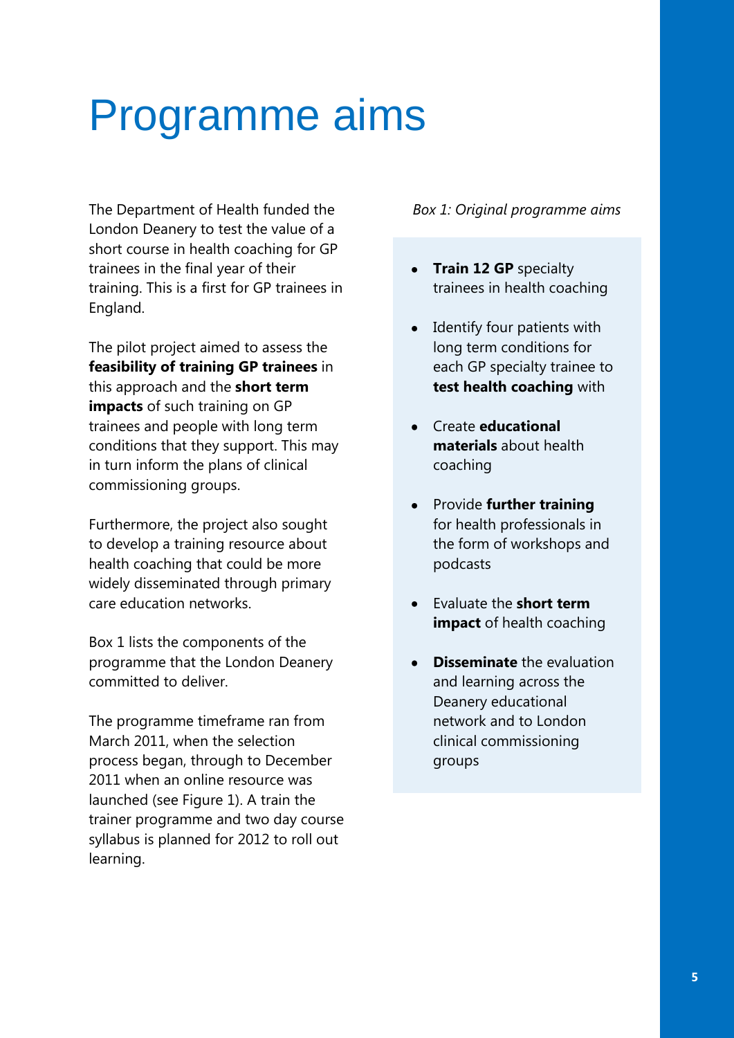# Programme aims

The Department of Health funded the London Deanery to test the value of a short course in health coaching for GP trainees in the final year of their training. This is a first for GP trainees in England.

The pilot project aimed to assess the **feasibility of training GP trainees** in this approach and the **short term impacts** of such training on GP trainees and people with long term conditions that they support. This may in turn inform the plans of clinical commissioning groups.

Furthermore, the project also sought to develop a training resource about health coaching that could be more widely disseminated through primary care education networks.

Box 1 lists the components of the programme that the London Deanery committed to deliver.

The programme timeframe ran from March 2011, when the selection process began, through to December 2011 when an online resource was launched (see Figure 1). A train the trainer programme and two day course syllabus is planned for 2012 to roll out learning.

*Box 1: Original programme aims*

- **Train 12 GP** specialty trainees in health coaching
- Identify four patients with long term conditions for each GP specialty trainee to **test health coaching** with
- Create **educational materials** about health coaching
- Provide **further training** for health professionals in the form of workshops and podcasts
- Evaluate the **short term impact** of health coaching
- **Disseminate** the evaluation and learning across the Deanery educational network and to London clinical commissioning groups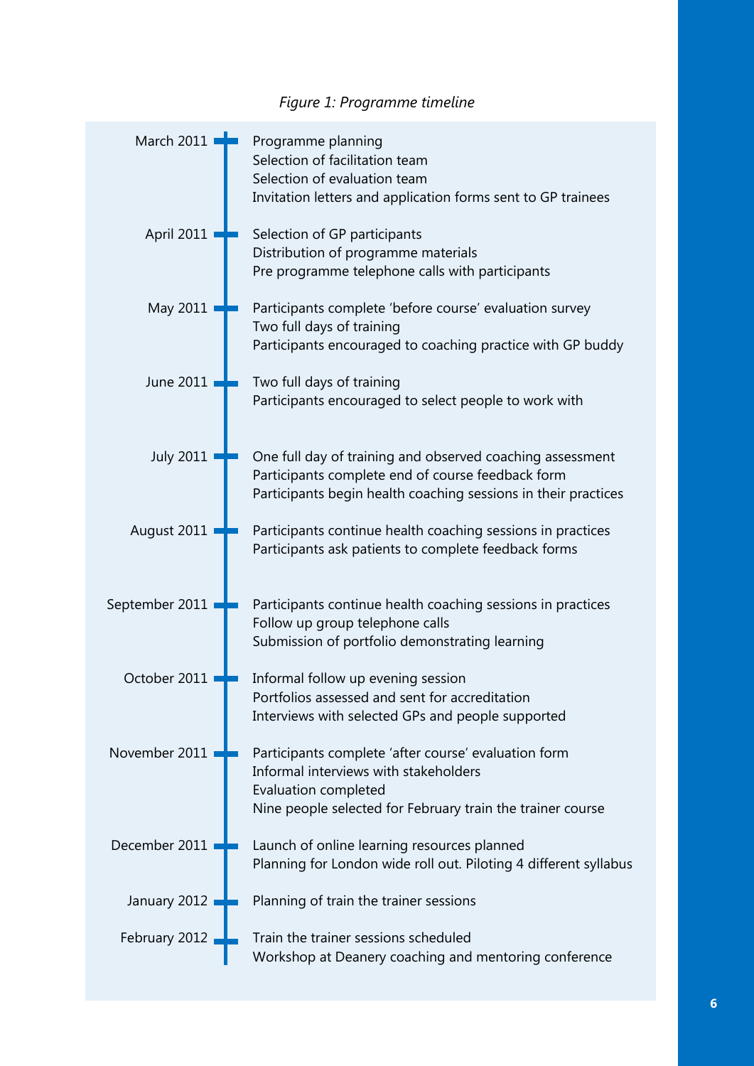*Figure 1: Programme timeline*

**March 2011**
- Programme planning
- Selection of facilitation team
- Selection of evaluation team
- Invitation letters and application forms sent to GP trainees

**April 2011**
- Selection of GP participants
- Distribution of programme materials
- Pre programme telephone calls with participants

**May 2011**
- Participants complete 'before course' evaluation survey
- Two full days of training
- Participants encouraged to coaching practice with GP buddy

**June 2011**
- Two full days of training
- Participants encouraged to select people to work with

**July 2011**
- One full day of training and observed coaching assessment
- Participants complete end of course feedback form
- Participants begin health coaching sessions in their practices

**August 2011**
- Participants continue health coaching sessions in practices
- Participants ask patients to complete feedback forms

**September 2011**
- Participants continue health coaching sessions in practices
- Follow up group telephone calls
- Submission of portfolio demonstrating learning

**October 2011**
- Informal follow up evening session
- Portfolios assessed and sent for accreditation
- Interviews with selected GPs and people supported

**November 2011**
- Participants complete 'after course' evaluation form
- Informal interviews with stakeholders
- Evaluation completed
- Nine people selected for February train the trainer course

**December 2011**
- Launch of online learning resources planned
- Planning for London wide roll out. Piloting 4 different syllabus

**January 2012**
- Planning of train the trainer sessions

**February 2012**
- Train the trainer sessions scheduled
- Workshop at Deanery coaching and mentoring conference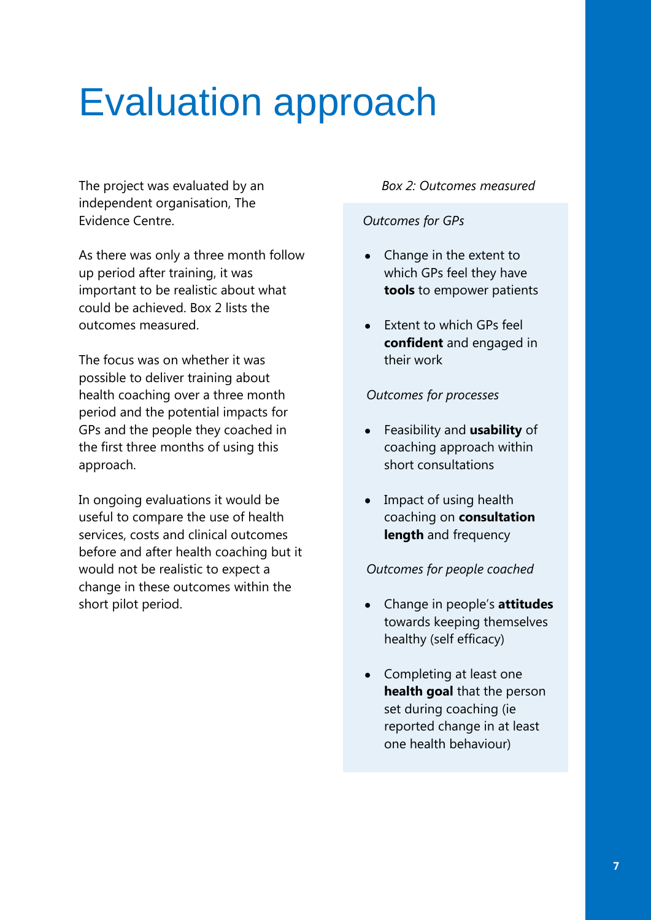# Evaluation approach

The project was evaluated by an independent organisation, The Evidence Centre.

As there was only a three month follow up period after training, it was important to be realistic about what could be achieved. Box 2 lists the outcomes measured.

The focus was on whether it was possible to deliver training about health coaching over a three month period and the potential impacts for GPs and the people they coached in the first three months of using this approach.

In ongoing evaluations it would be useful to compare the use of health services, costs and clinical outcomes before and after health coaching but it would not be realistic to expect a change in these outcomes within the short pilot period.

*Box 2: Outcomes measured*

*Outcomes for GPs*

- Change in the extent to which GPs feel they have **tools** to empower patients
- Extent to which GPs feel **confident** and engaged in their work

*Outcomes for processes*

- Feasibility and **usability** of coaching approach within short consultations
- Impact of using health coaching on **consultation length** and frequency

*Outcomes for people coached*

- Change in people's **attitudes** towards keeping themselves healthy (self efficacy)
- Completing at least one **health goal** that the person set during coaching (ie reported change in at least one health behaviour)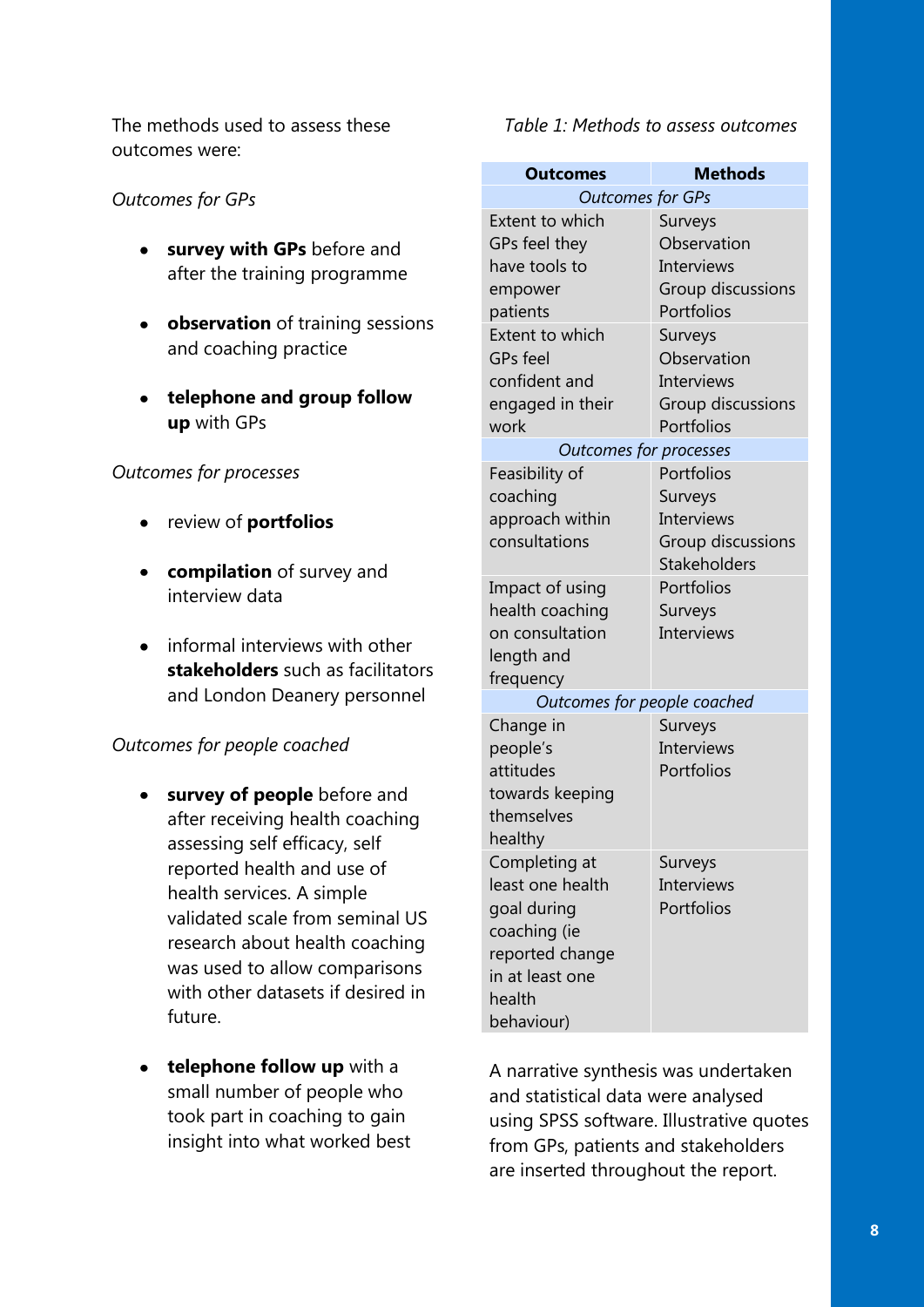The methods used to assess these outcomes were:

*Outcomes for GPs*

- **survey with GPs** before and after the training programme
- **observation** of training sessions and coaching practice
- **telephone and group follow up** with GPs

*Outcomes for processes*

- review of **portfolios**
- **compilation** of survey and interview data
- informal interviews with other **stakeholders** such as facilitators and London Deanery personnel

*Outcomes for people coached*

- **survey of people** before and after receiving health coaching assessing self efficacy, self reported health and use of health services. A simple validated scale from seminal US research about health coaching was used to allow comparisons with other datasets if desired in future.
- **telephone follow up** with a small number of people who took part in coaching to gain insight into what worked best

*Table 1: Methods to assess outcomes*

| Outcomes | Methods |
|---|---|
| *Outcomes for GPs* | |
| Extent to which GPs feel they have tools to empower patients | Surveys<br>Observation<br>Interviews<br>Group discussions<br>Portfolios |
| Extent to which GPs feel confident and engaged in their work | Surveys<br>Observation<br>Interviews<br>Group discussions<br>Portfolios |
| *Outcomes for processes* | |
| Feasibility of coaching approach within consultations | Portfolios<br>Surveys<br>Interviews<br>Group discussions<br>Stakeholders |
| Impact of using health coaching on consultation length and frequency | Portfolios<br>Surveys<br>Interviews |
| *Outcomes for people coached* | |
| Change in people's attitudes towards keeping themselves healthy | Surveys<br>Interviews<br>Portfolios |
| Completing at least one health goal during coaching (ie reported change in at least one health behaviour) | Surveys<br>Interviews<br>Portfolios |

A narrative synthesis was undertaken and statistical data were analysed using SPSS software. Illustrative quotes from GPs, patients and stakeholders are inserted throughout the report.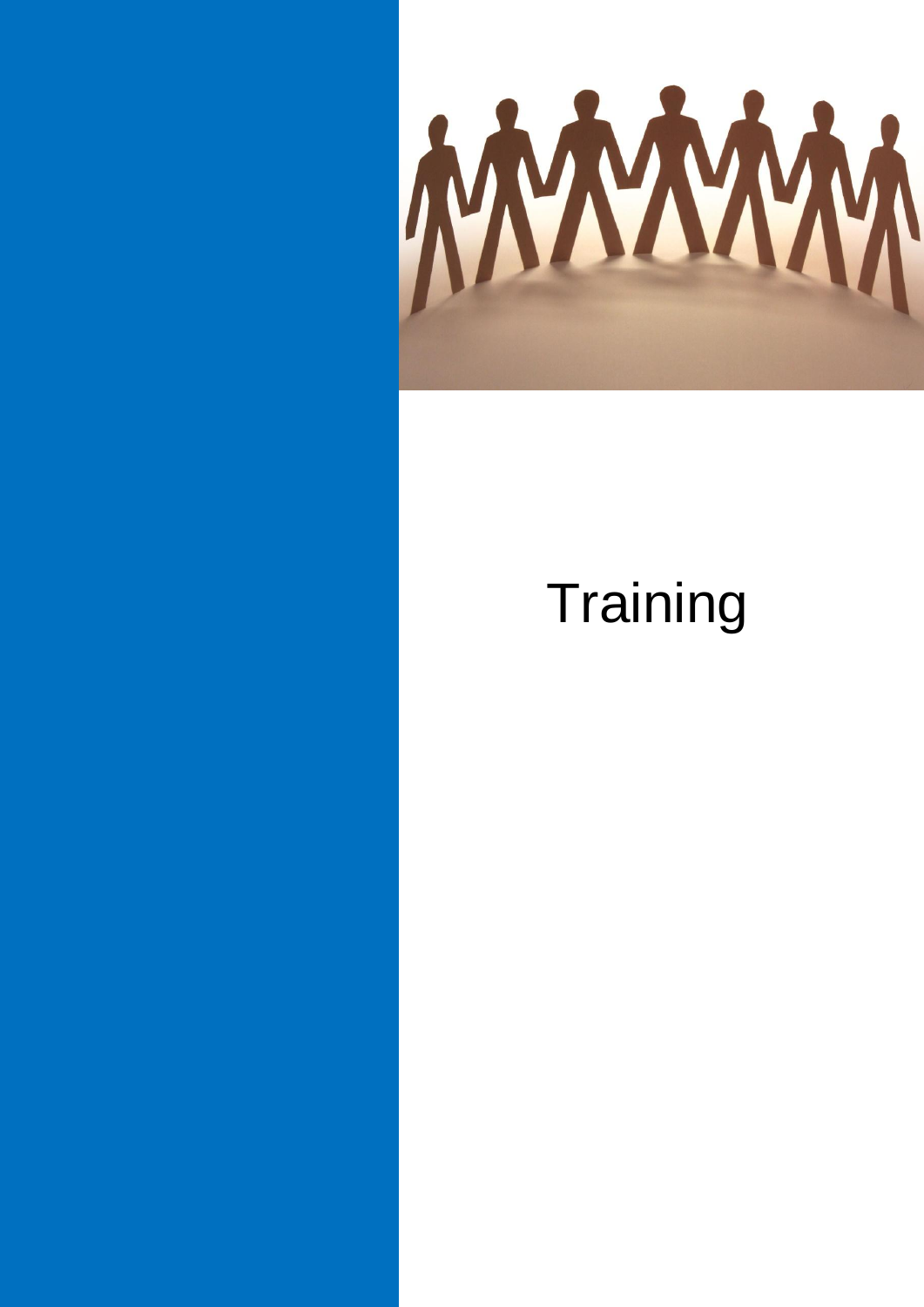# Training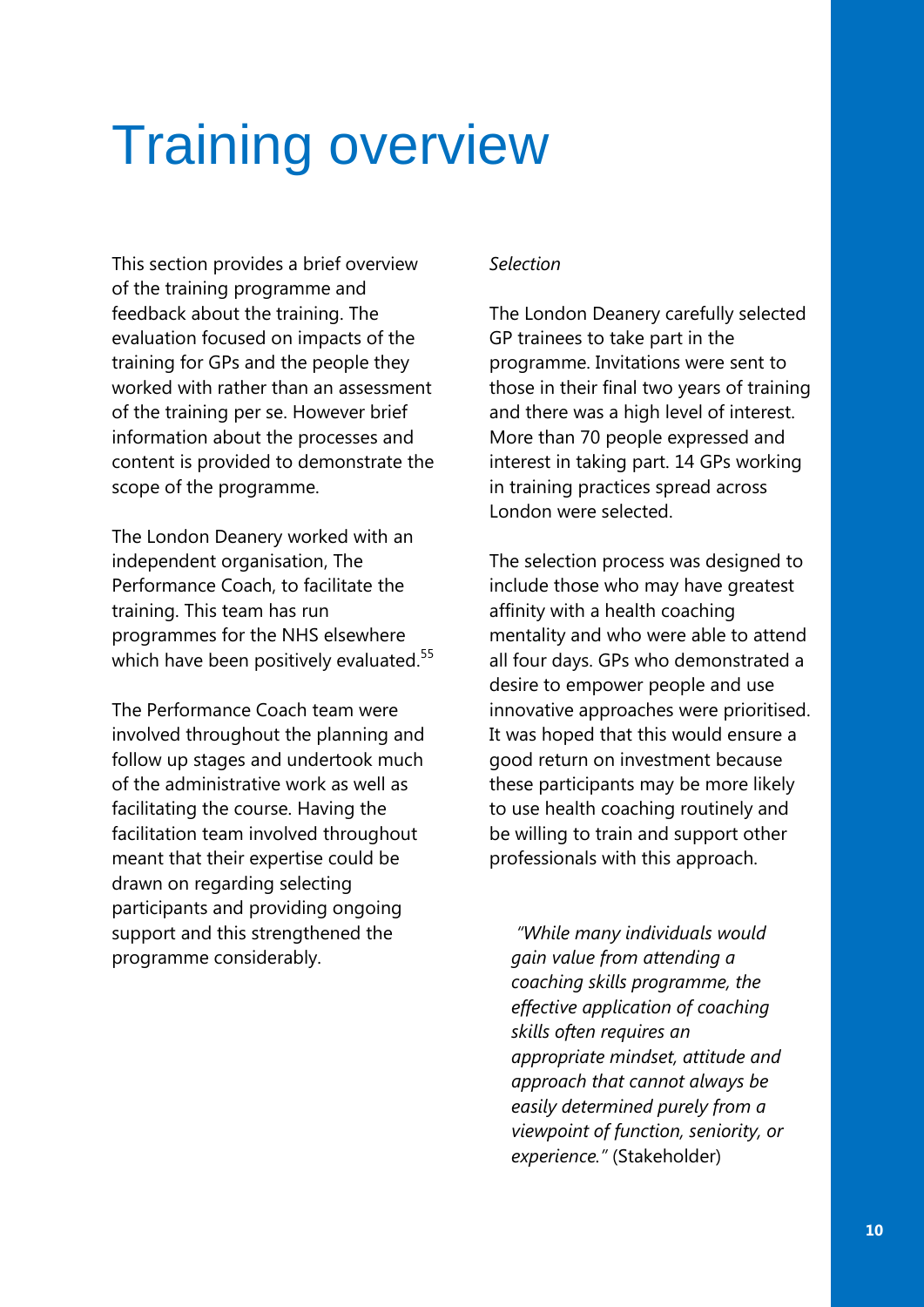# Training overview

This section provides a brief overview of the training programme and feedback about the training. The evaluation focused on impacts of the training for GPs and the people they worked with rather than an assessment of the training per se. However brief information about the processes and content is provided to demonstrate the scope of the programme.

The London Deanery worked with an independent organisation, The Performance Coach, to facilitate the training. This team has run programmes for the NHS elsewhere which have been positively evaluated.[55]

The Performance Coach team were involved throughout the planning and follow up stages and undertook much of the administrative work as well as facilitating the course. Having the facilitation team involved throughout meant that their expertise could be drawn on regarding selecting participants and providing ongoing support and this strengthened the programme considerably.

*Selection*

The London Deanery carefully selected GP trainees to take part in the programme. Invitations were sent to those in their final two years of training and there was a high level of interest. More than 70 people expressed and interest in taking part. 14 GPs working in training practices spread across London were selected.

The selection process was designed to include those who may have greatest affinity with a health coaching mentality and who were able to attend all four days. GPs who demonstrated a desire to empower people and use innovative approaches were prioritised. It was hoped that this would ensure a good return on investment because these participants may be more likely to use health coaching routinely and be willing to train and support other professionals with this approach.

> *"While many individuals would gain value from attending a coaching skills programme, the effective application of coaching skills often requires an appropriate mindset, attitude and approach that cannot always be easily determined purely from a viewpoint of function, seniority, or experience."* (Stakeholder)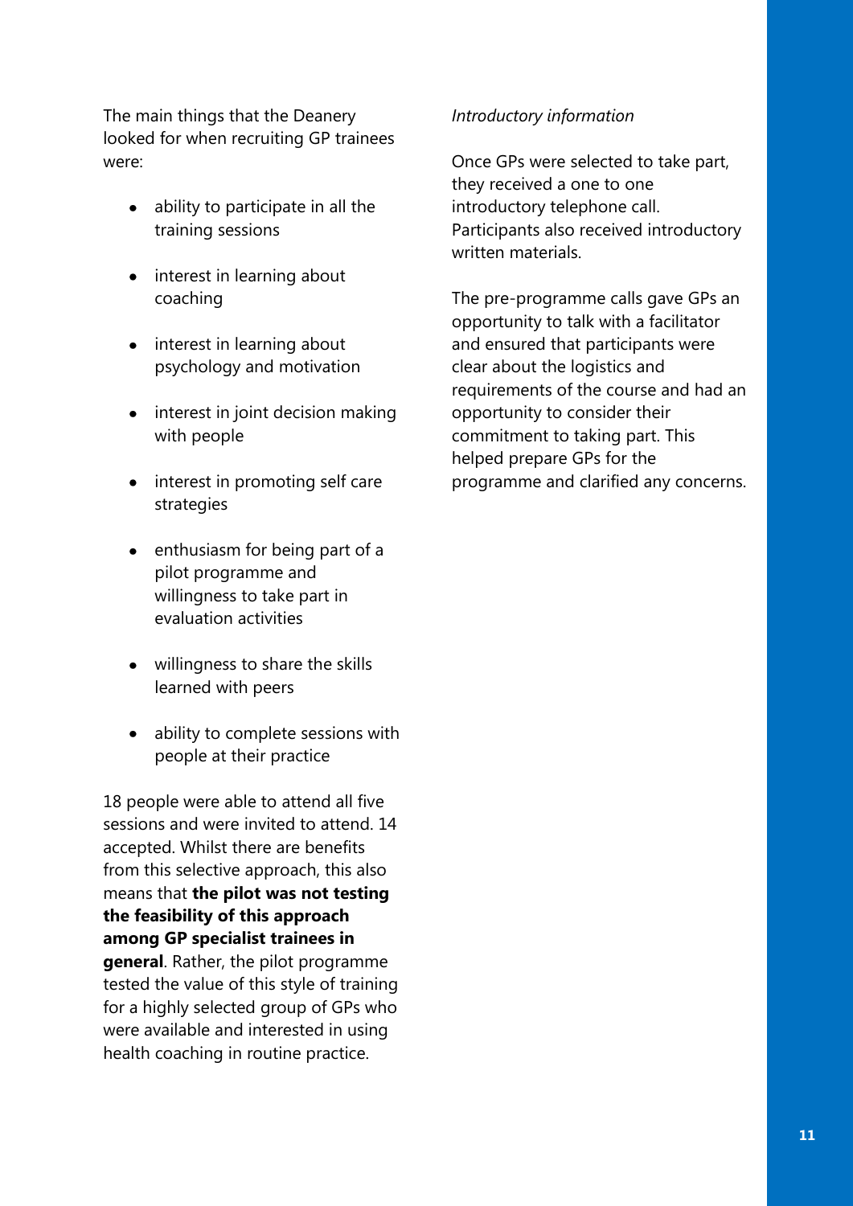The main things that the Deanery looked for when recruiting GP trainees were:

- ability to participate in all the training sessions
- interest in learning about coaching
- interest in learning about psychology and motivation
- interest in joint decision making with people
- interest in promoting self care strategies
- enthusiasm for being part of a pilot programme and willingness to take part in evaluation activities
- willingness to share the skills learned with peers
- ability to complete sessions with people at their practice

18 people were able to attend all five sessions and were invited to attend. 14 accepted. Whilst there are benefits from this selective approach, this also means that **the pilot was not testing the feasibility of this approach among GP specialist trainees in general**. Rather, the pilot programme tested the value of this style of training for a highly selected group of GPs who were available and interested in using health coaching in routine practice.

*Introductory information*

Once GPs were selected to take part, they received a one to one introductory telephone call. Participants also received introductory written materials.

The pre-programme calls gave GPs an opportunity to talk with a facilitator and ensured that participants were clear about the logistics and requirements of the course and had an opportunity to consider their commitment to taking part. This helped prepare GPs for the programme and clarified any concerns.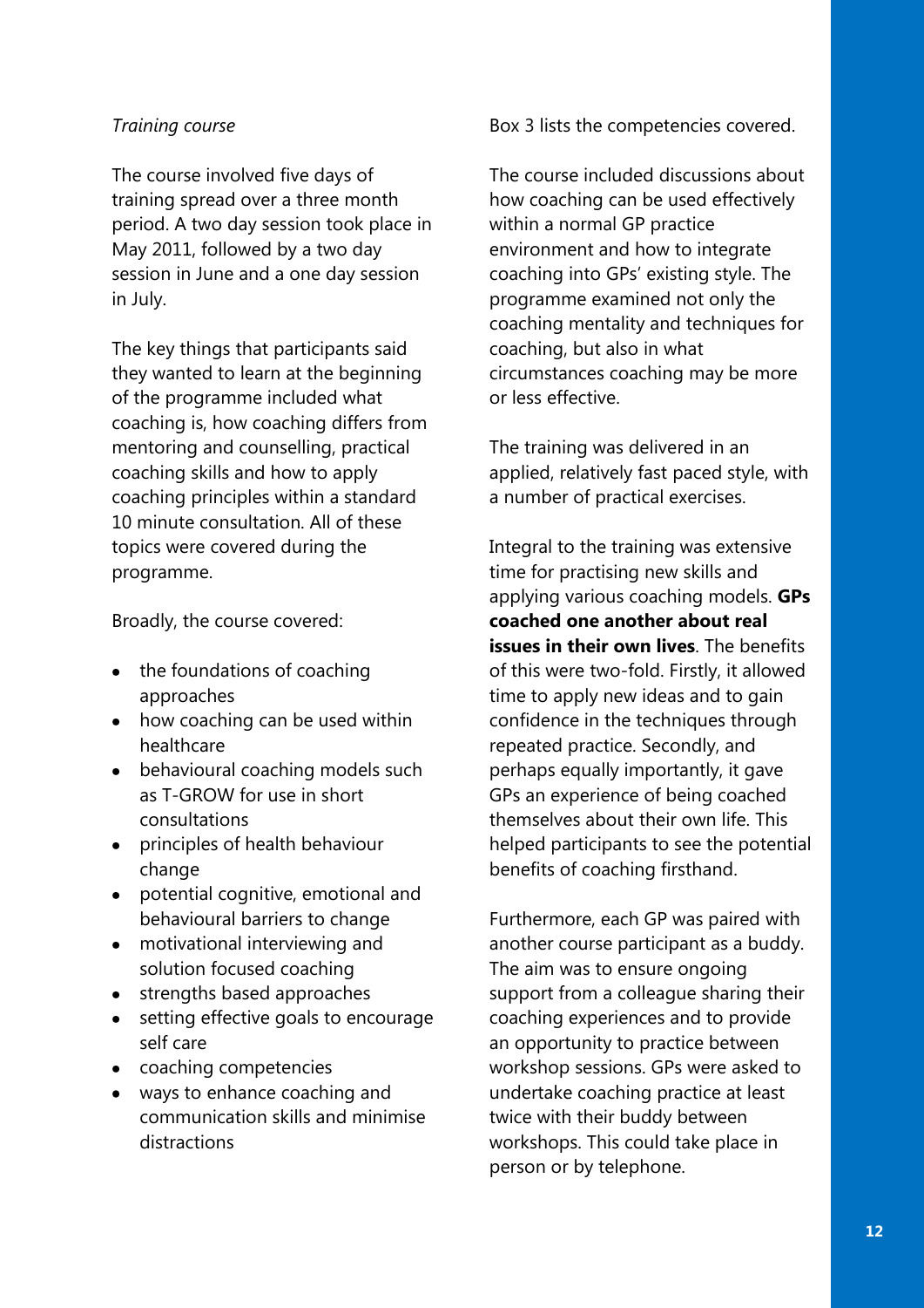*Training course*

The course involved five days of training spread over a three month period. A two day session took place in May 2011, followed by a two day session in June and a one day session in July.

The key things that participants said they wanted to learn at the beginning of the programme included what coaching is, how coaching differs from mentoring and counselling, practical coaching skills and how to apply coaching principles within a standard 10 minute consultation. All of these topics were covered during the programme.

Broadly, the course covered:

- the foundations of coaching approaches
- how coaching can be used within healthcare
- behavioural coaching models such as T-GROW for use in short consultations
- principles of health behaviour change
- potential cognitive, emotional and behavioural barriers to change
- motivational interviewing and solution focused coaching
- strengths based approaches
- setting effective goals to encourage self care
- coaching competencies
- ways to enhance coaching and communication skills and minimise distractions

Box 3 lists the competencies covered.

The course included discussions about how coaching can be used effectively within a normal GP practice environment and how to integrate coaching into GPs' existing style. The programme examined not only the coaching mentality and techniques for coaching, but also in what circumstances coaching may be more or less effective.

The training was delivered in an applied, relatively fast paced style, with a number of practical exercises.

Integral to the training was extensive time for practising new skills and applying various coaching models. **GPs coached one another about real issues in their own lives**. The benefits of this were two-fold. Firstly, it allowed time to apply new ideas and to gain confidence in the techniques through repeated practice. Secondly, and perhaps equally importantly, it gave GPs an experience of being coached themselves about their own life. This helped participants to see the potential benefits of coaching firsthand.

Furthermore, each GP was paired with another course participant as a buddy. The aim was to ensure ongoing support from a colleague sharing their coaching experiences and to provide an opportunity to practice between workshop sessions. GPs were asked to undertake coaching practice at least twice with their buddy between workshops. This could take place in person or by telephone.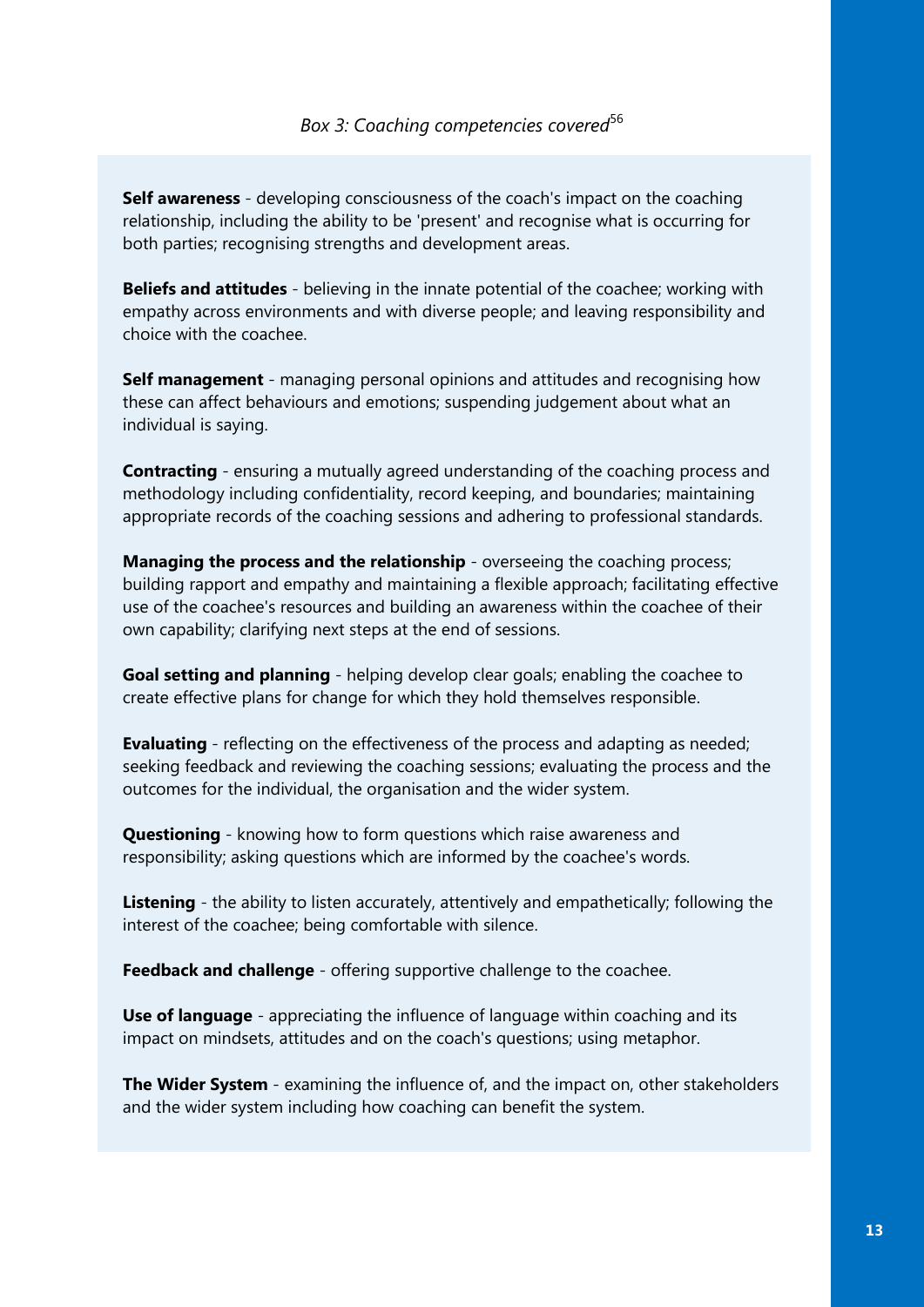*Box 3: Coaching competencies covered*[56]

**Self awareness** - developing consciousness of the coach's impact on the coaching relationship, including the ability to be 'present' and recognise what is occurring for both parties; recognising strengths and development areas.

**Beliefs and attitudes** - believing in the innate potential of the coachee; working with empathy across environments and with diverse people; and leaving responsibility and choice with the coachee.

**Self management** - managing personal opinions and attitudes and recognising how these can affect behaviours and emotions; suspending judgement about what an individual is saying.

**Contracting** - ensuring a mutually agreed understanding of the coaching process and methodology including confidentiality, record keeping, and boundaries; maintaining appropriate records of the coaching sessions and adhering to professional standards.

**Managing the process and the relationship** - overseeing the coaching process; building rapport and empathy and maintaining a flexible approach; facilitating effective use of the coachee's resources and building an awareness within the coachee of their own capability; clarifying next steps at the end of sessions.

**Goal setting and planning** - helping develop clear goals; enabling the coachee to create effective plans for change for which they hold themselves responsible.

**Evaluating** - reflecting on the effectiveness of the process and adapting as needed; seeking feedback and reviewing the coaching sessions; evaluating the process and the outcomes for the individual, the organisation and the wider system.

**Questioning** - knowing how to form questions which raise awareness and responsibility; asking questions which are informed by the coachee's words.

**Listening** - the ability to listen accurately, attentively and empathetically; following the interest of the coachee; being comfortable with silence.

**Feedback and challenge** - offering supportive challenge to the coachee.

**Use of language** - appreciating the influence of language within coaching and its impact on mindsets, attitudes and on the coach's questions; using metaphor.

**The Wider System** - examining the influence of, and the impact on, other stakeholders and the wider system including how coaching can benefit the system.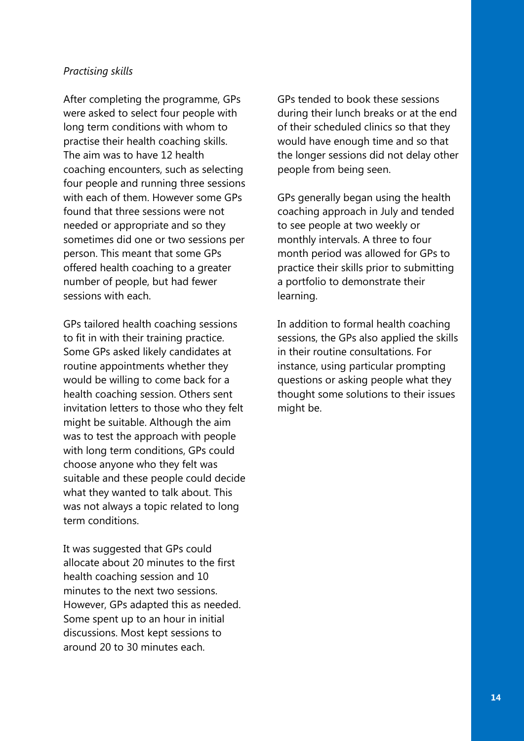*Practising skills*

After completing the programme, GPs were asked to select four people with long term conditions with whom to practise their health coaching skills. The aim was to have 12 health coaching encounters, such as selecting four people and running three sessions with each of them. However some GPs found that three sessions were not needed or appropriate and so they sometimes did one or two sessions per person. This meant that some GPs offered health coaching to a greater number of people, but had fewer sessions with each.

GPs tailored health coaching sessions to fit in with their training practice. Some GPs asked likely candidates at routine appointments whether they would be willing to come back for a health coaching session. Others sent invitation letters to those who they felt might be suitable. Although the aim was to test the approach with people with long term conditions, GPs could choose anyone who they felt was suitable and these people could decide what they wanted to talk about. This was not always a topic related to long term conditions.

It was suggested that GPs could allocate about 20 minutes to the first health coaching session and 10 minutes to the next two sessions. However, GPs adapted this as needed. Some spent up to an hour in initial discussions. Most kept sessions to around 20 to 30 minutes each.

GPs tended to book these sessions during their lunch breaks or at the end of their scheduled clinics so that they would have enough time and so that the longer sessions did not delay other people from being seen.

GPs generally began using the health coaching approach in July and tended to see people at two weekly or monthly intervals. A three to four month period was allowed for GPs to practice their skills prior to submitting a portfolio to demonstrate their learning.

In addition to formal health coaching sessions, the GPs also applied the skills in their routine consultations. For instance, using particular prompting questions or asking people what they thought some solutions to their issues might be.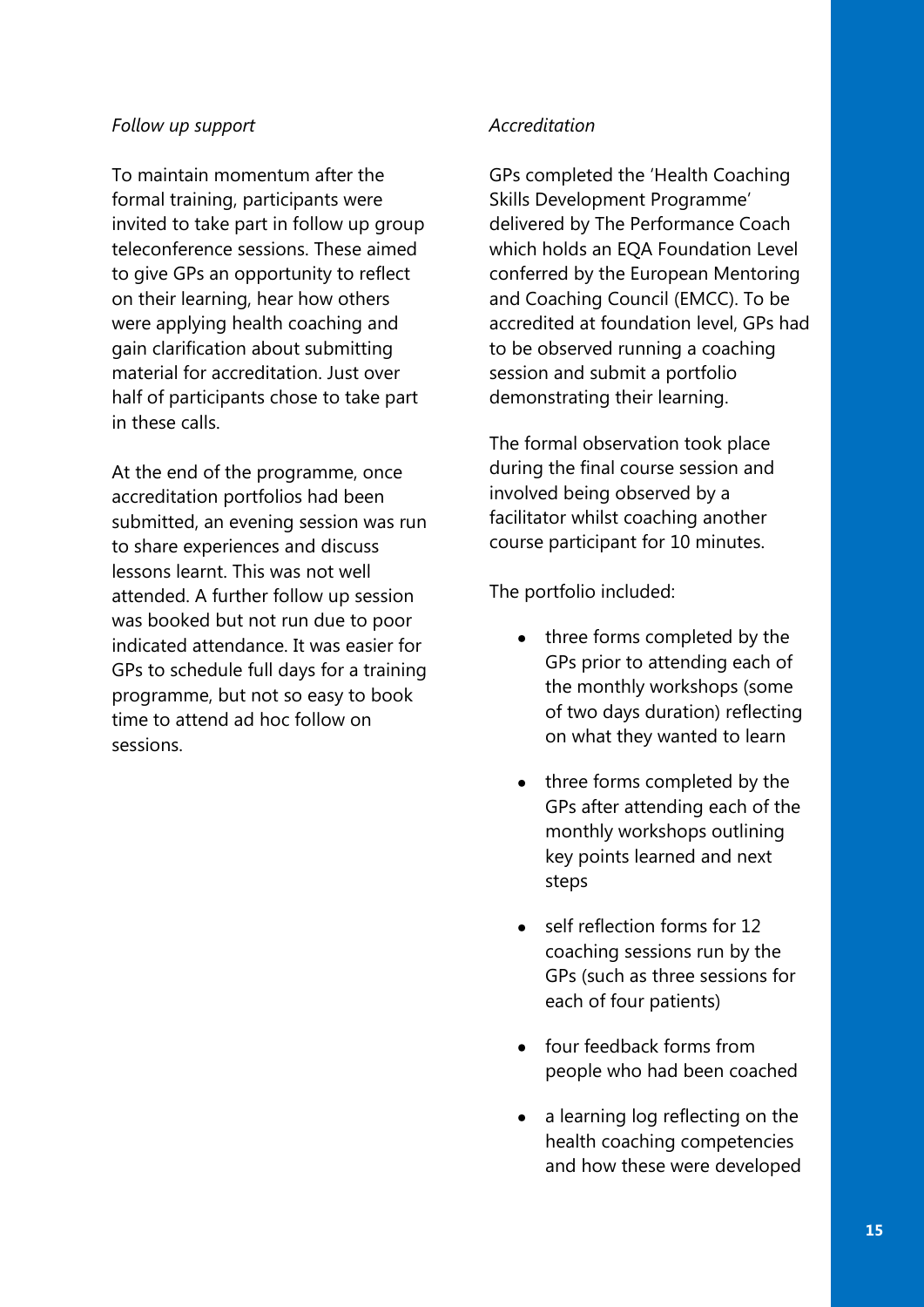*Follow up support*

To maintain momentum after the formal training, participants were invited to take part in follow up group teleconference sessions. These aimed to give GPs an opportunity to reflect on their learning, hear how others were applying health coaching and gain clarification about submitting material for accreditation. Just over half of participants chose to take part in these calls.

At the end of the programme, once accreditation portfolios had been submitted, an evening session was run to share experiences and discuss lessons learnt. This was not well attended. A further follow up session was booked but not run due to poor indicated attendance. It was easier for GPs to schedule full days for a training programme, but not so easy to book time to attend ad hoc follow on sessions.

*Accreditation*

GPs completed the 'Health Coaching Skills Development Programme' delivered by The Performance Coach which holds an EQA Foundation Level conferred by the European Mentoring and Coaching Council (EMCC). To be accredited at foundation level, GPs had to be observed running a coaching session and submit a portfolio demonstrating their learning.

The formal observation took place during the final course session and involved being observed by a facilitator whilst coaching another course participant for 10 minutes.

The portfolio included:

- three forms completed by the GPs prior to attending each of the monthly workshops (some of two days duration) reflecting on what they wanted to learn
- three forms completed by the GPs after attending each of the monthly workshops outlining key points learned and next steps
- self reflection forms for 12 coaching sessions run by the GPs (such as three sessions for each of four patients)
- four feedback forms from people who had been coached
- a learning log reflecting on the health coaching competencies and how these were developed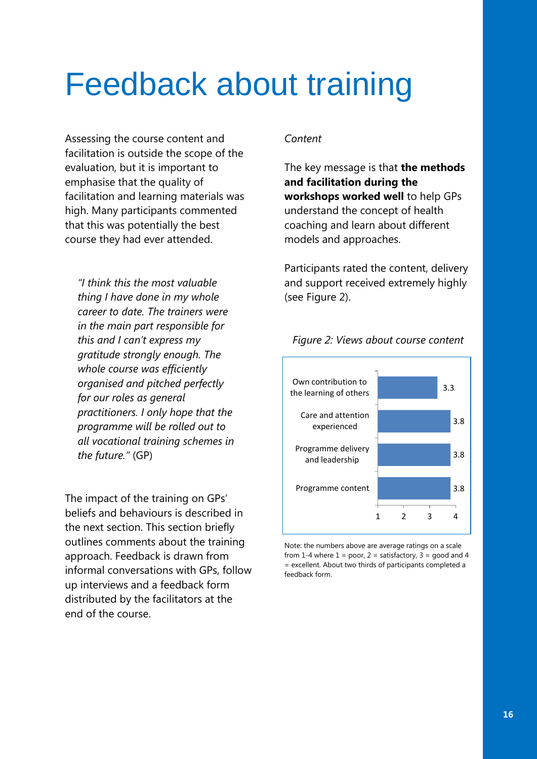# Feedback about training

Assessing the course content and facilitation is outside the scope of the evaluation, but it is important to emphasise that the quality of facilitation and learning materials was high. Many participants commented that this was potentially the best course they had ever attended.

> *"I think this the most valuable thing I have done in my whole career to date. The trainers were in the main part responsible for this and I can't express my gratitude strongly enough. The whole course was efficiently organised and pitched perfectly for our roles as general practitioners. I only hope that the programme will be rolled out to all vocational training schemes in the future."* (GP)

The impact of the training on GPs' beliefs and behaviours is described in the next section. This section briefly outlines comments about the training approach. Feedback is drawn from informal conversations with GPs, follow up interviews and a feedback form distributed by the facilitators at the end of the course.

*Content*

The key message is that **the methods and facilitation during the workshops worked well** to help GPs understand the concept of health coaching and learn about different models and approaches.

Participants rated the content, delivery and support received extremely highly (see Figure 2).

*Figure 2: Views about course content*

| Item | Average rating |
|---|---|
| Own contribution to the learning of others | 3.3 |
| Care and attention experienced | 3.8 |
| Programme delivery and leadership | 3.8 |
| Programme content | 3.8 |

Note: the numbers above are average ratings on a scale from 1-4 where 1 = poor, 2 = satisfactory, 3 = good and 4 = excellent. About two thirds of participants completed a feedback form.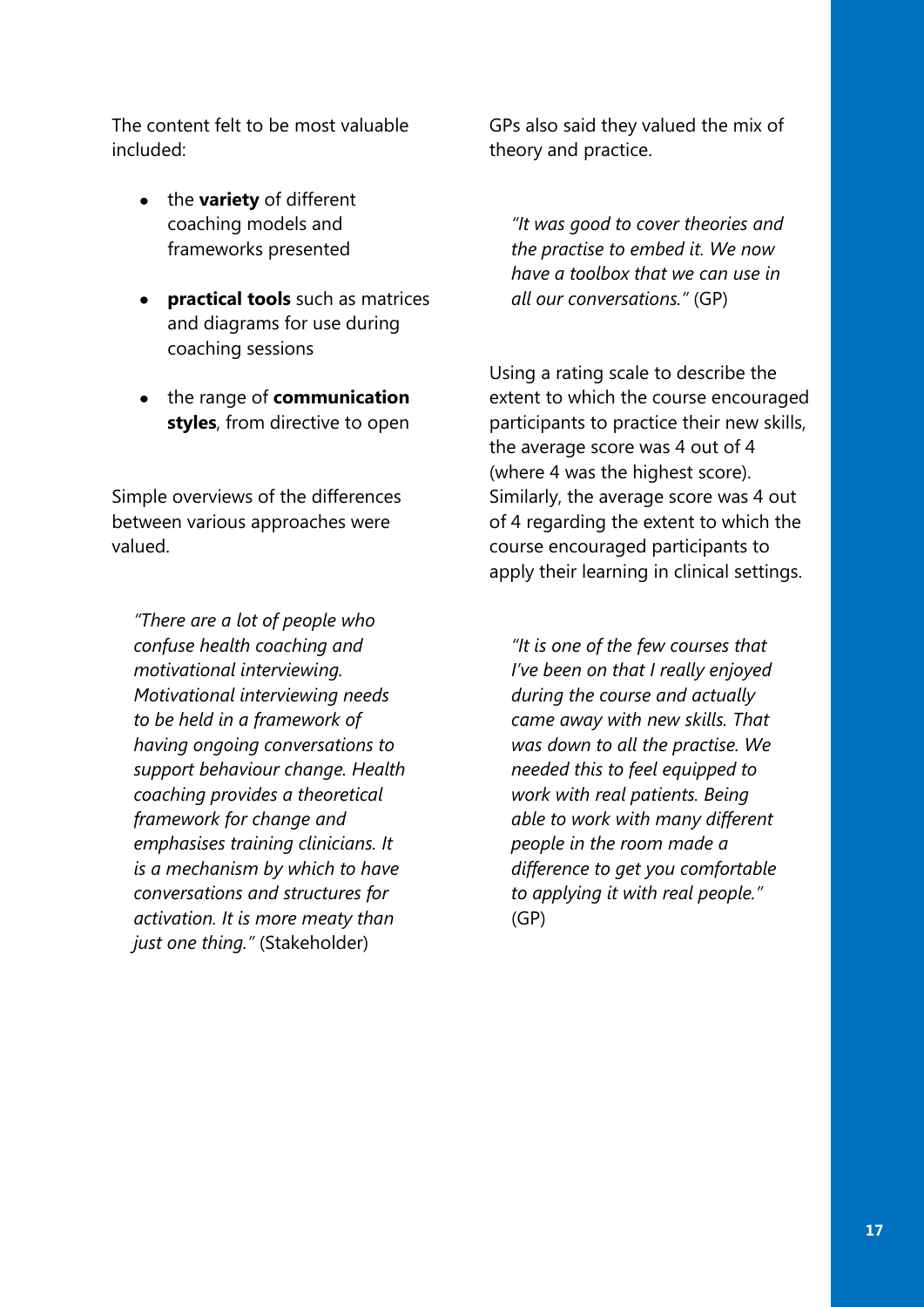The content felt to be most valuable included:

- the **variety** of different coaching models and frameworks presented
- **practical tools** such as matrices and diagrams for use during coaching sessions
- the range of **communication styles**, from directive to open

Simple overviews of the differences between various approaches were valued.

> *"There are a lot of people who confuse health coaching and motivational interviewing. Motivational interviewing needs to be held in a framework of having ongoing conversations to support behaviour change. Health coaching provides a theoretical framework for change and emphasises training clinicians. It is a mechanism by which to have conversations and structures for activation. It is more meaty than just one thing."* (Stakeholder)

GPs also said they valued the mix of theory and practice.

> *"It was good to cover theories and the practise to embed it. We now have a toolbox that we can use in all our conversations."* (GP)

Using a rating scale to describe the extent to which the course encouraged participants to practice their new skills, the average score was 4 out of 4 (where 4 was the highest score). Similarly, the average score was 4 out of 4 regarding the extent to which the course encouraged participants to apply their learning in clinical settings.

> *"It is one of the few courses that I've been on that I really enjoyed during the course and actually came away with new skills. That was down to all the practise. We needed this to feel equipped to work with real patients. Being able to work with many different people in the room made a difference to get you comfortable to applying it with real people."* (GP)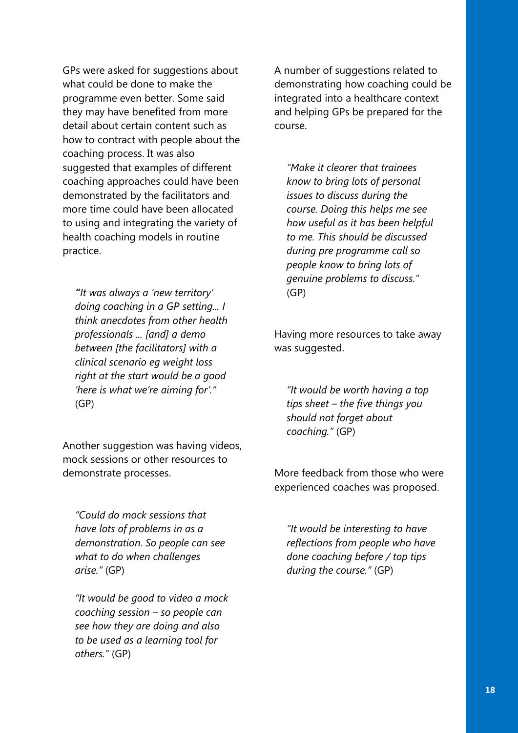GPs were asked for suggestions about what could be done to make the programme even better. Some said they may have benefited from more detail about certain content such as how to contract with people about the coaching process. It was also suggested that examples of different coaching approaches could have been demonstrated by the facilitators and more time could have been allocated to using and integrating the variety of health coaching models in routine practice.

> *"It was always a 'new territory' doing coaching in a GP setting... I think anecdotes from other health professionals ... [and] a demo between [the facilitators] with a clinical scenario eg weight loss right at the start would be a good 'here is what we're aiming for'."* (GP)

Another suggestion was having videos, mock sessions or other resources to demonstrate processes.

> *"Could do mock sessions that have lots of problems in as a demonstration. So people can see what to do when challenges arise."* (GP)

> *"It would be good to video a mock coaching session – so people can see how they are doing and also to be used as a learning tool for others."* (GP)

A number of suggestions related to demonstrating how coaching could be integrated into a healthcare context and helping GPs be prepared for the course.

> *"Make it clearer that trainees know to bring lots of personal issues to discuss during the course. Doing this helps me see how useful as it has been helpful to me. This should be discussed during pre programme call so people know to bring lots of genuine problems to discuss."* (GP)

Having more resources to take away was suggested.

> *"It would be worth having a top tips sheet – the five things you should not forget about coaching."* (GP)

More feedback from those who were experienced coaches was proposed.

> *"It would be interesting to have reflections from people who have done coaching before / top tips during the course."* (GP)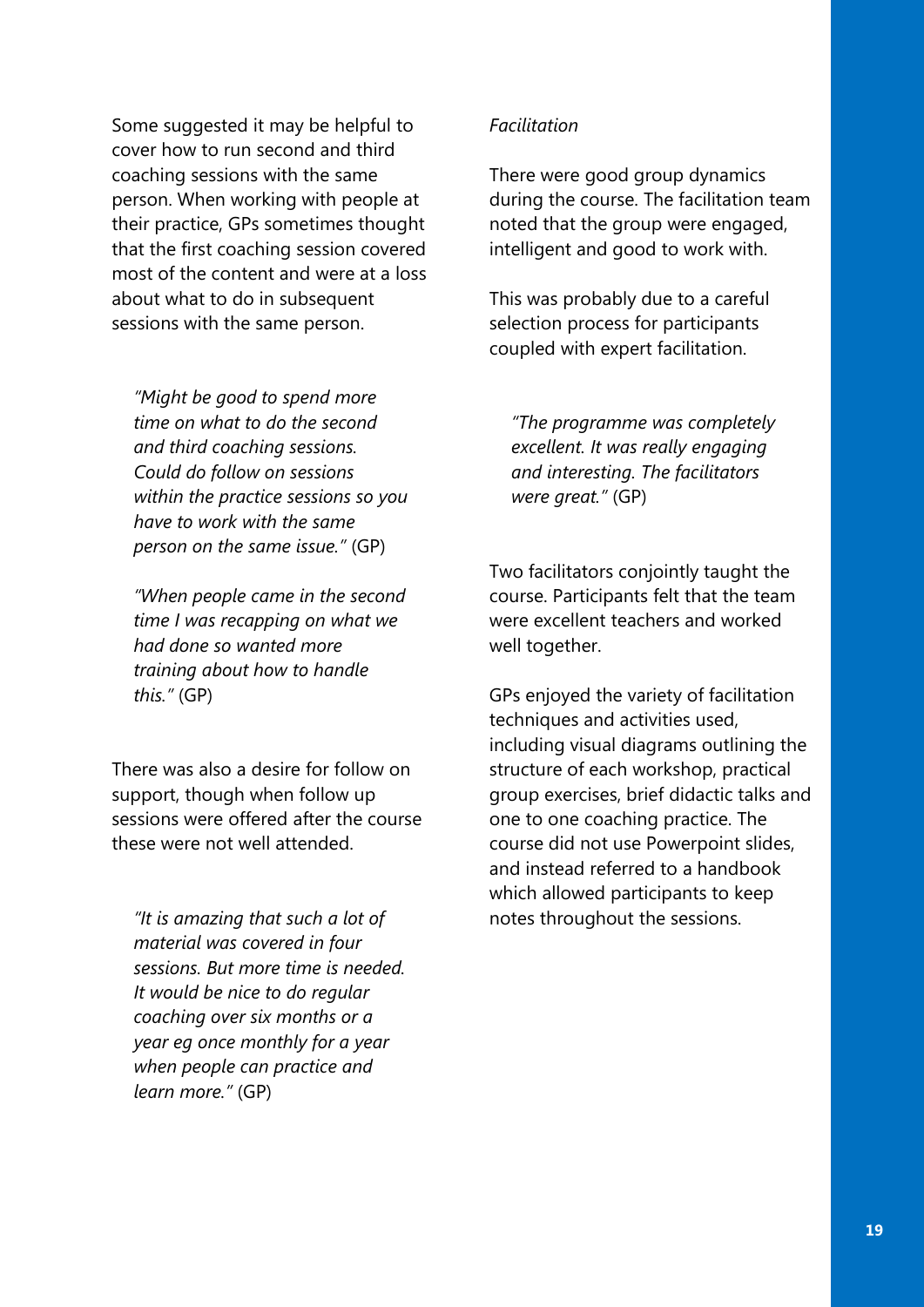Some suggested it may be helpful to cover how to run second and third coaching sessions with the same person. When working with people at their practice, GPs sometimes thought that the first coaching session covered most of the content and were at a loss about what to do in subsequent sessions with the same person.

> *"Might be good to spend more time on what to do the second and third coaching sessions. Could do follow on sessions within the practice sessions so you have to work with the same person on the same issue."* (GP)

> *"When people came in the second time I was recapping on what we had done so wanted more training about how to handle this."* (GP)

There was also a desire for follow on support, though when follow up sessions were offered after the course these were not well attended.

> *"It is amazing that such a lot of material was covered in four sessions. But more time is needed. It would be nice to do regular coaching over six months or a year eg once monthly for a year when people can practice and learn more."* (GP)

*Facilitation*

There were good group dynamics during the course. The facilitation team noted that the group were engaged, intelligent and good to work with.

This was probably due to a careful selection process for participants coupled with expert facilitation.

> *"The programme was completely excellent. It was really engaging and interesting. The facilitators were great."* (GP)

Two facilitators conjointly taught the course. Participants felt that the team were excellent teachers and worked well together.

GPs enjoyed the variety of facilitation techniques and activities used, including visual diagrams outlining the structure of each workshop, practical group exercises, brief didactic talks and one to one coaching practice. The course did not use Powerpoint slides, and instead referred to a handbook which allowed participants to keep notes throughout the sessions.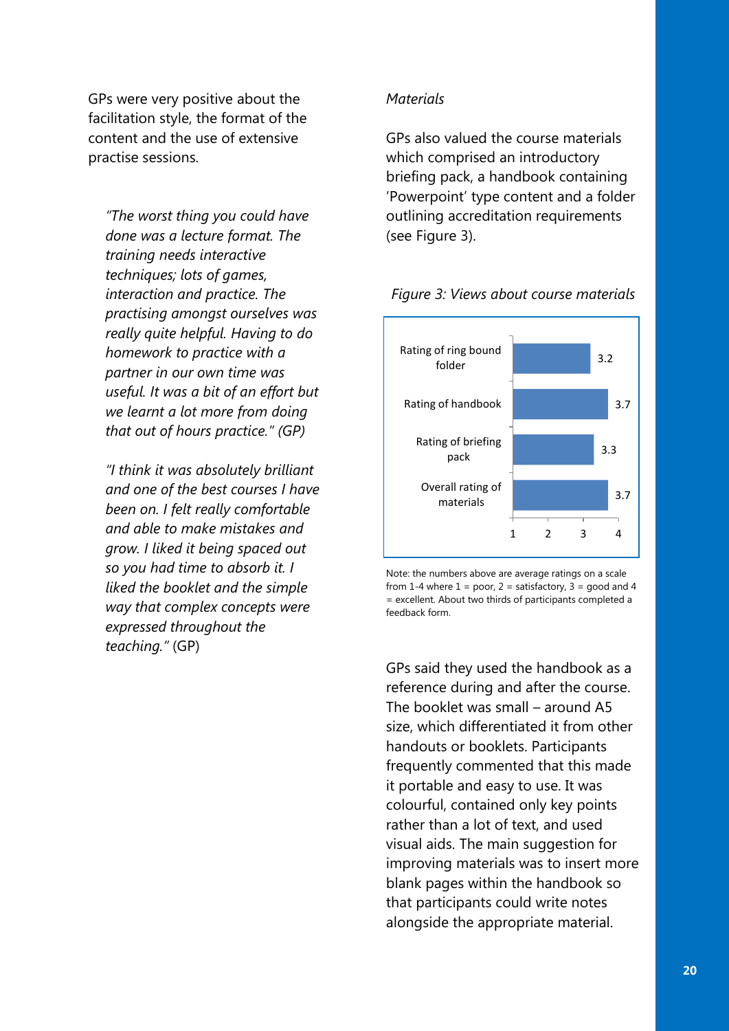GPs were very positive about the facilitation style, the format of the content and the use of extensive practise sessions.

> *"The worst thing you could have done was a lecture format. The training needs interactive techniques; lots of games, interaction and practice. The practising amongst ourselves was really quite helpful. Having to do homework to practice with a partner in our own time was useful. It was a bit of an effort but we learnt a lot more from doing that out of hours practice." (GP)*

> *"I think it was absolutely brilliant and one of the best courses I have been on. I felt really comfortable and able to make mistakes and grow. I liked it being spaced out so you had time to absorb it. I liked the booklet and the simple way that complex concepts were expressed throughout the teaching."* (GP)

*Materials*

GPs also valued the course materials which comprised an introductory briefing pack, a handbook containing 'Powerpoint' type content and a folder outlining accreditation requirements (see Figure 3).

*Figure 3: Views about course materials*

| Item | Average rating |
|---|---|
| Rating of ring bound folder | 3.2 |
| Rating of handbook | 3.7 |
| Rating of briefing pack | 3.3 |
| Overall rating of materials | 3.7 |

Note: the numbers above are average ratings on a scale from 1-4 where 1 = poor, 2 = satisfactory, 3 = good and 4 = excellent. About two thirds of participants completed a feedback form.

GPs said they used the handbook as a reference during and after the course. The booklet was small – around A5 size, which differentiated it from other handouts or booklets. Participants frequently commented that this made it portable and easy to use. It was colourful, contained only key points rather than a lot of text, and used visual aids. The main suggestion for improving materials was to insert more blank pages within the handbook so that participants could write notes alongside the appropriate material.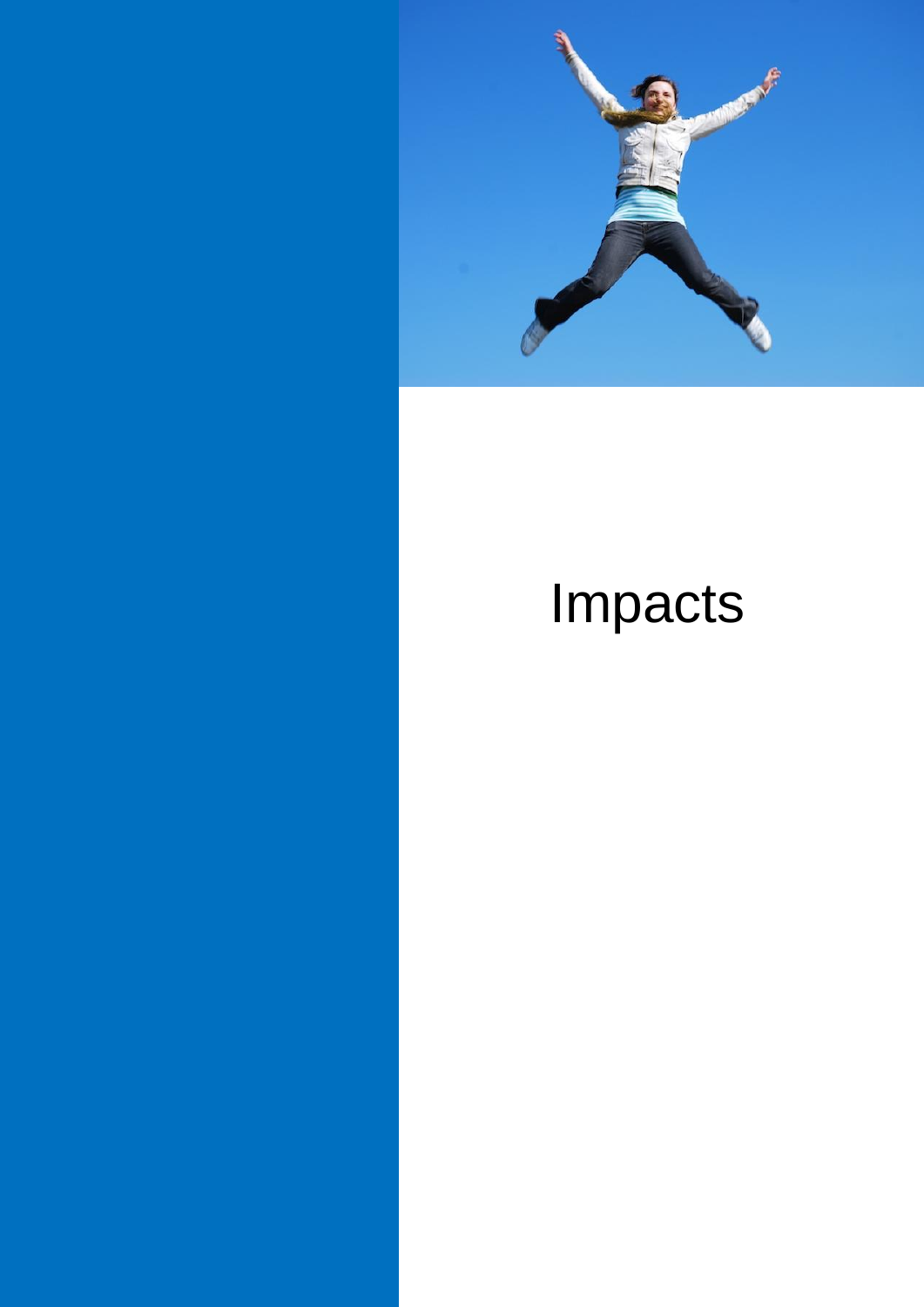# Impacts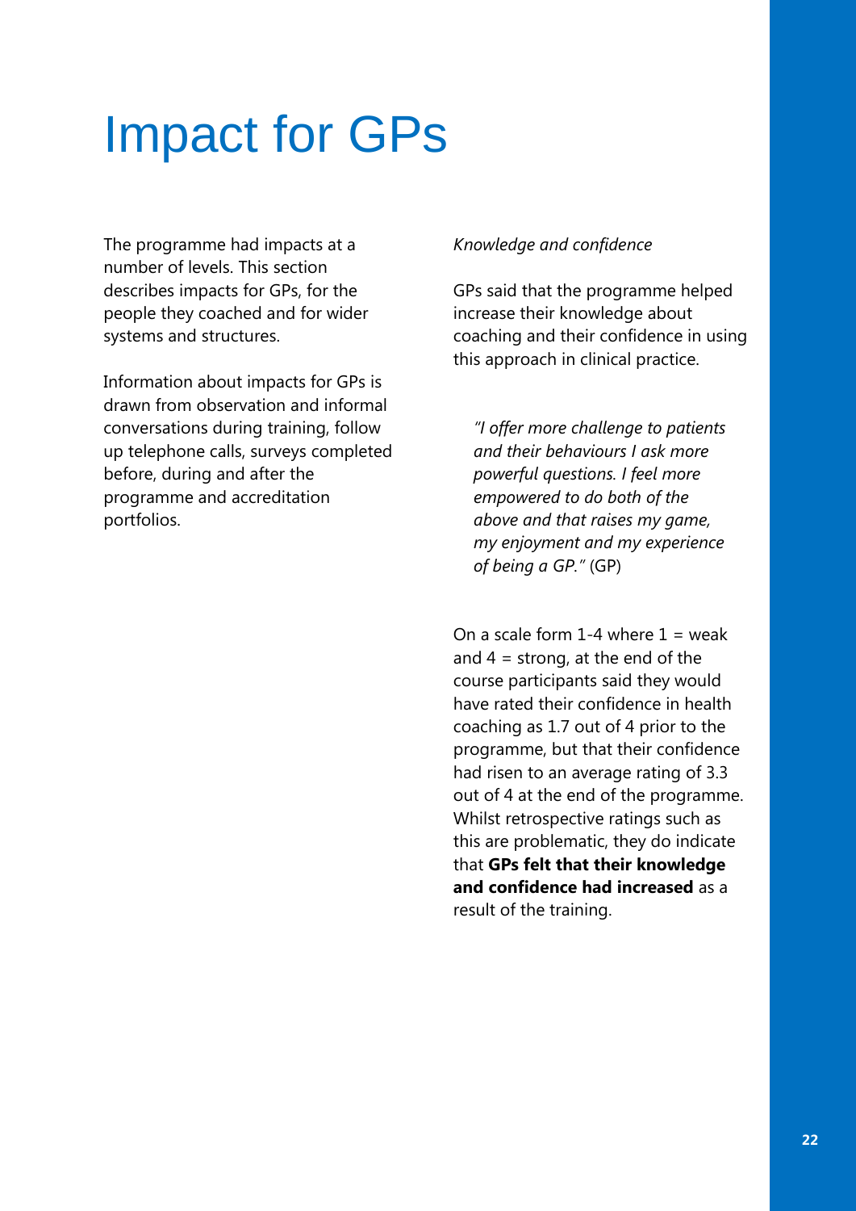# Impact for GPs

The programme had impacts at a number of levels. This section describes impacts for GPs, for the people they coached and for wider systems and structures.

Information about impacts for GPs is drawn from observation and informal conversations during training, follow up telephone calls, surveys completed before, during and after the programme and accreditation portfolios.

*Knowledge and confidence*

GPs said that the programme helped increase their knowledge about coaching and their confidence in using this approach in clinical practice.

> *"I offer more challenge to patients and their behaviours I ask more powerful questions. I feel more empowered to do both of the above and that raises my game, my enjoyment and my experience of being a GP."* (GP)

On a scale form 1-4 where 1 = weak and 4 = strong, at the end of the course participants said they would have rated their confidence in health coaching as 1.7 out of 4 prior to the programme, but that their confidence had risen to an average rating of 3.3 out of 4 at the end of the programme. Whilst retrospective ratings such as this are problematic, they do indicate that **GPs felt that their knowledge and confidence had increased** as a result of the training.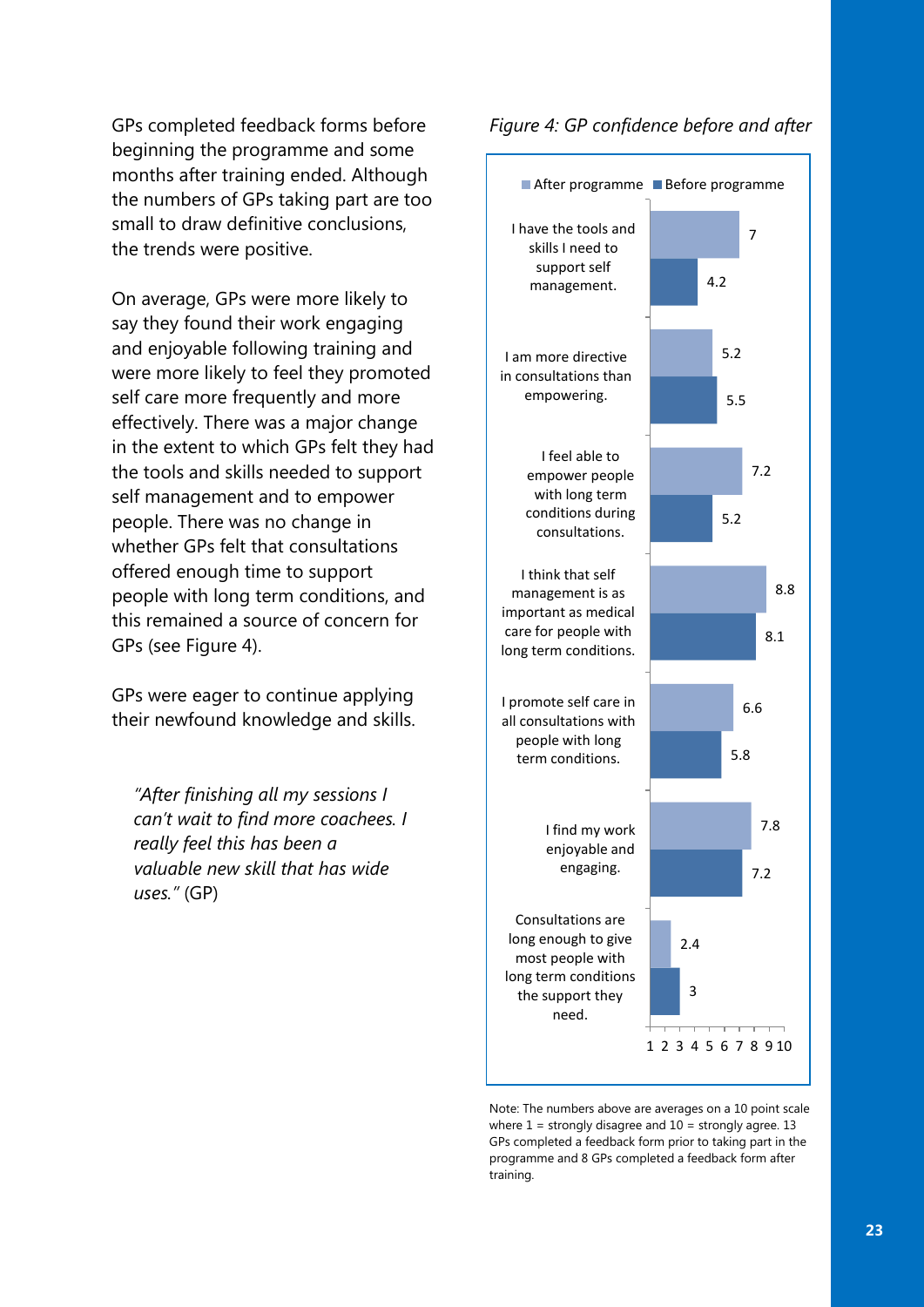GPs completed feedback forms before beginning the programme and some months after training ended. Although the numbers of GPs taking part are too small to draw definitive conclusions, the trends were positive.

On average, GPs were more likely to say they found their work engaging and enjoyable following training and were more likely to feel they promoted self care more frequently and more effectively. There was a major change in the extent to which GPs felt they had the tools and skills needed to support self management and to empower people. There was no change in whether GPs felt that consultations offered enough time to support people with long term conditions, and this remained a source of concern for GPs (see Figure 4).

GPs were eager to continue applying their newfound knowledge and skills.

> *"After finishing all my sessions I can't wait to find more coachees. I really feel this has been a valuable new skill that has wide uses."* (GP)

*Figure 4: GP confidence before and after*

| Statement | After programme | Before programme |
|---|---|---|
| I have the tools and skills I need to support self management. | 7 | 4.2 |
| I am more directive in consultations than empowering. | 5.2 | 5.5 |
| I feel able to empower people with long term conditions during consultations. | 7.2 | 5.2 |
| I think that self management is as important as medical care for people with long term conditions. | 8.8 | 8.1 |
| I promote self care in all consultations with people with long term conditions. | 6.6 | 5.8 |
| I find my work enjoyable and engaging. | 7.8 | 7.2 |
| Consultations are long enough to give most people with long term conditions the support they need. | 2.4 | 3 |

Note: The numbers above are averages on a 10 point scale where 1 = strongly disagree and 10 = strongly agree. 13 GPs completed a feedback form prior to taking part in the programme and 8 GPs completed a feedback form after training.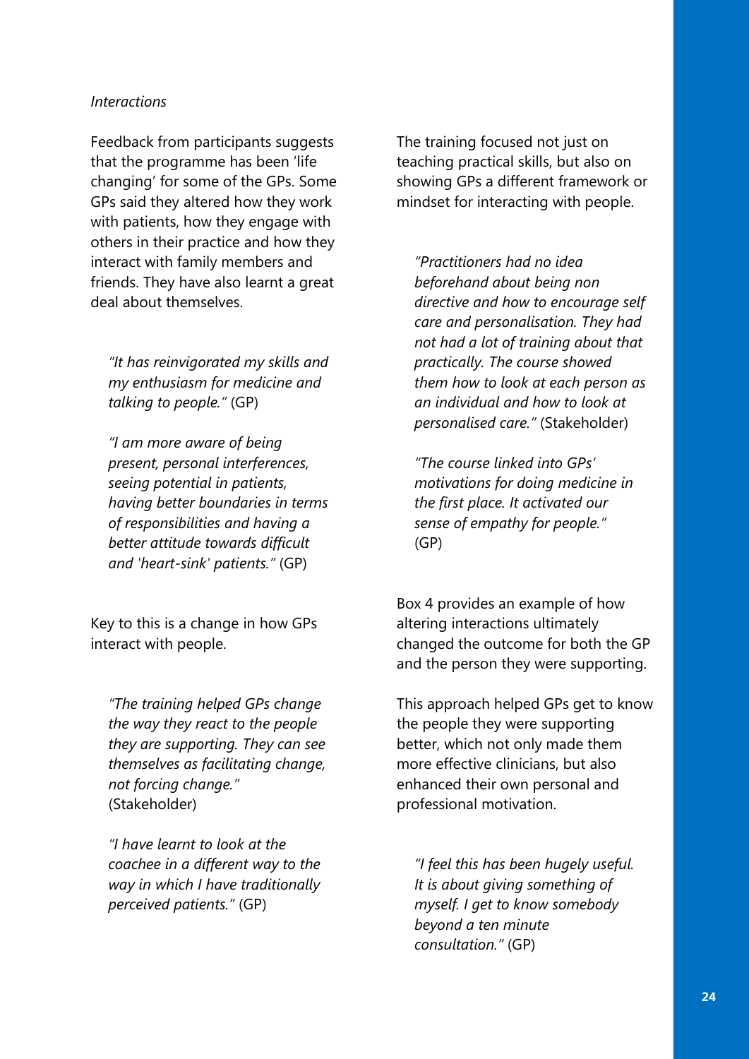*Interactions*

Feedback from participants suggests that the programme has been 'life changing' for some of the GPs. Some GPs said they altered how they work with patients, how they engage with others in their practice and how they interact with family members and friends. They have also learnt a great deal about themselves.

> *"It has reinvigorated my skills and my enthusiasm for medicine and talking to people."* (GP)

> *"I am more aware of being present, personal interferences, seeing potential in patients, having better boundaries in terms of responsibilities and having a better attitude towards difficult and 'heart-sink' patients."* (GP)

Key to this is a change in how GPs interact with people.

> *"The training helped GPs change the way they react to the people they are supporting. They can see themselves as facilitating change, not forcing change."* (Stakeholder)

> *"I have learnt to look at the coachee in a different way to the way in which I have traditionally perceived patients."* (GP)

The training focused not just on teaching practical skills, but also on showing GPs a different framework or mindset for interacting with people.

> *"Practitioners had no idea beforehand about being non directive and how to encourage self care and personalisation. They had not had a lot of training about that practically. The course showed them how to look at each person as an individual and how to look at personalised care."* (Stakeholder)

> *"The course linked into GPs' motivations for doing medicine in the first place. It activated our sense of empathy for people."* (GP)

Box 4 provides an example of how altering interactions ultimately changed the outcome for both the GP and the person they were supporting.

This approach helped GPs get to know the people they were supporting better, which not only made them more effective clinicians, but also enhanced their own personal and professional motivation.

> *"I feel this has been hugely useful. It is about giving something of myself. I get to know somebody beyond a ten minute consultation."* (GP)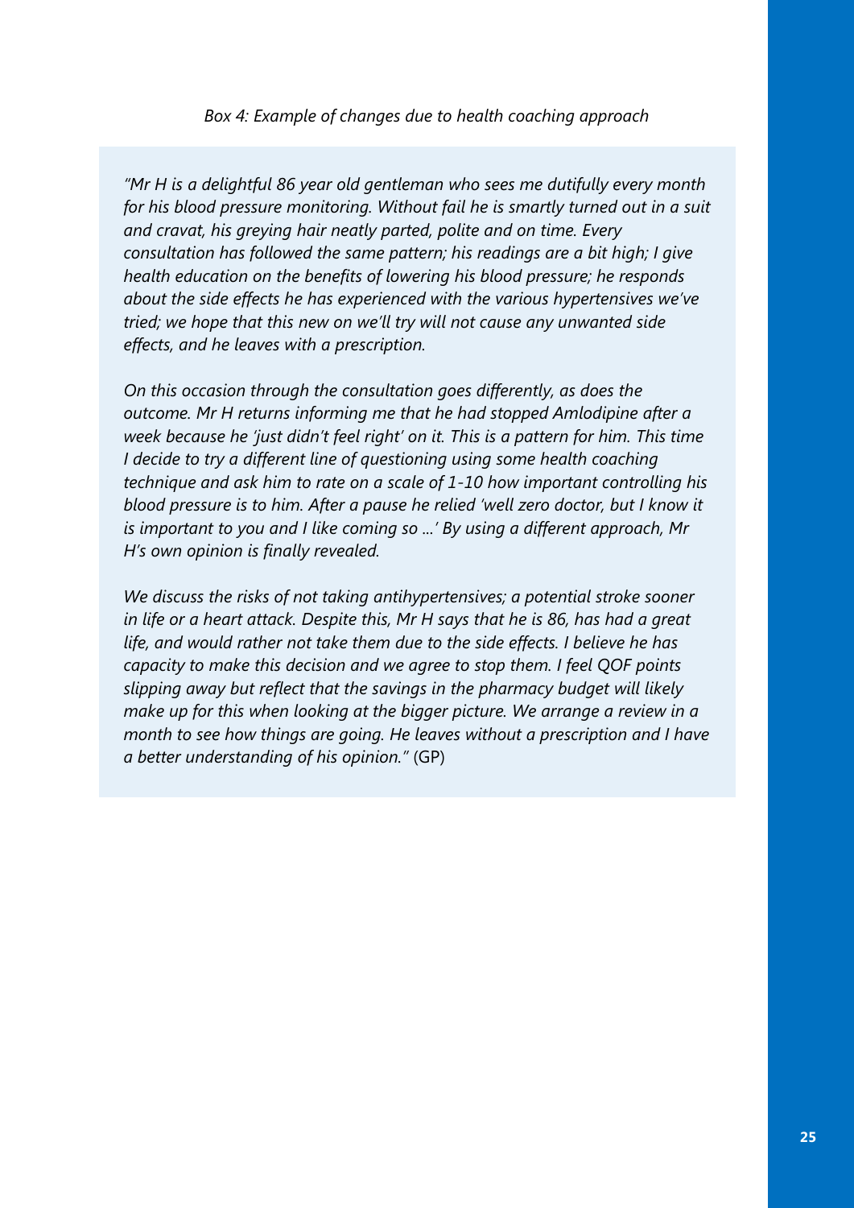*Box 4: Example of changes due to health coaching approach*

*"Mr H is a delightful 86 year old gentleman who sees me dutifully every month for his blood pressure monitoring. Without fail he is smartly turned out in a suit and cravat, his greying hair neatly parted, polite and on time. Every consultation has followed the same pattern; his readings are a bit high; I give health education on the benefits of lowering his blood pressure; he responds about the side effects he has experienced with the various hypertensives we've tried; we hope that this new on we'll try will not cause any unwanted side effects, and he leaves with a prescription.*

*On this occasion through the consultation goes differently, as does the outcome. Mr H returns informing me that he had stopped Amlodipine after a week because he 'just didn't feel right' on it. This is a pattern for him. This time I decide to try a different line of questioning using some health coaching technique and ask him to rate on a scale of 1-10 how important controlling his blood pressure is to him. After a pause he relied 'well zero doctor, but I know it is important to you and I like coming so …' By using a different approach, Mr H's own opinion is finally revealed.*

*We discuss the risks of not taking antihypertensives; a potential stroke sooner in life or a heart attack. Despite this, Mr H says that he is 86, has had a great life, and would rather not take them due to the side effects. I believe he has capacity to make this decision and we agree to stop them. I feel QOF points slipping away but reflect that the savings in the pharmacy budget will likely make up for this when looking at the bigger picture. We arrange a review in a month to see how things are going. He leaves without a prescription and I have a better understanding of his opinion."* (GP)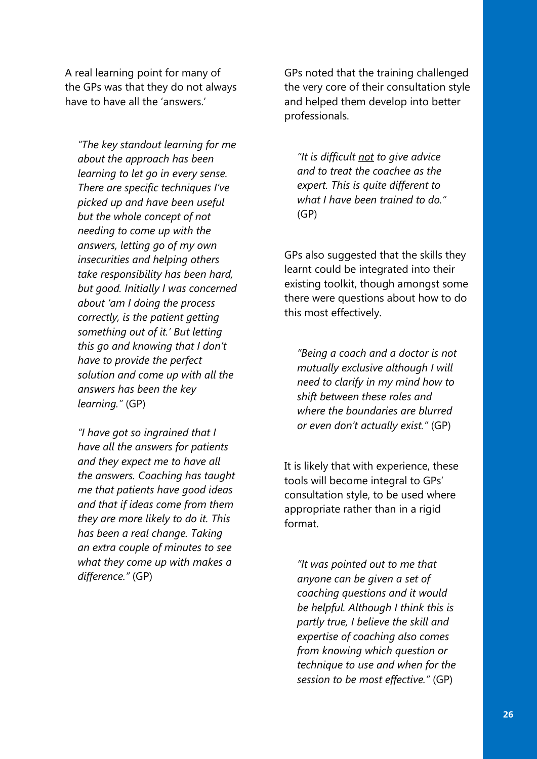A real learning point for many of the GPs was that they do not always have to have all the 'answers.'

> *"The key standout learning for me about the approach has been learning to let go in every sense. There are specific techniques I've picked up and have been useful but the whole concept of not needing to come up with the answers, letting go of my own insecurities and helping others take responsibility has been hard, but good. Initially I was concerned about 'am I doing the process correctly, is the patient getting something out of it.' But letting this go and knowing that I don't have to provide the perfect solution and come up with all the answers has been the key learning."* (GP)

> *"I have got so ingrained that I have all the answers for patients and they expect me to have all the answers. Coaching has taught me that patients have good ideas and that if ideas come from them they are more likely to do it. This has been a real change. Taking an extra couple of minutes to see what they come up with makes a difference."* (GP)

GPs noted that the training challenged the very core of their consultation style and helped them develop into better professionals.

> *"It is difficult <u>not</u> to give advice and to treat the coachee as the expert. This is quite different to what I have been trained to do."* (GP)

GPs also suggested that the skills they learnt could be integrated into their existing toolkit, though amongst some there were questions about how to do this most effectively.

> *"Being a coach and a doctor is not mutually exclusive although I will need to clarify in my mind how to shift between these roles and where the boundaries are blurred or even don't actually exist."* (GP)

It is likely that with experience, these tools will become integral to GPs' consultation style, to be used where appropriate rather than in a rigid format.

> *"It was pointed out to me that anyone can be given a set of coaching questions and it would be helpful. Although I think this is partly true, I believe the skill and expertise of coaching also comes from knowing which question or technique to use and when for the session to be most effective."* (GP)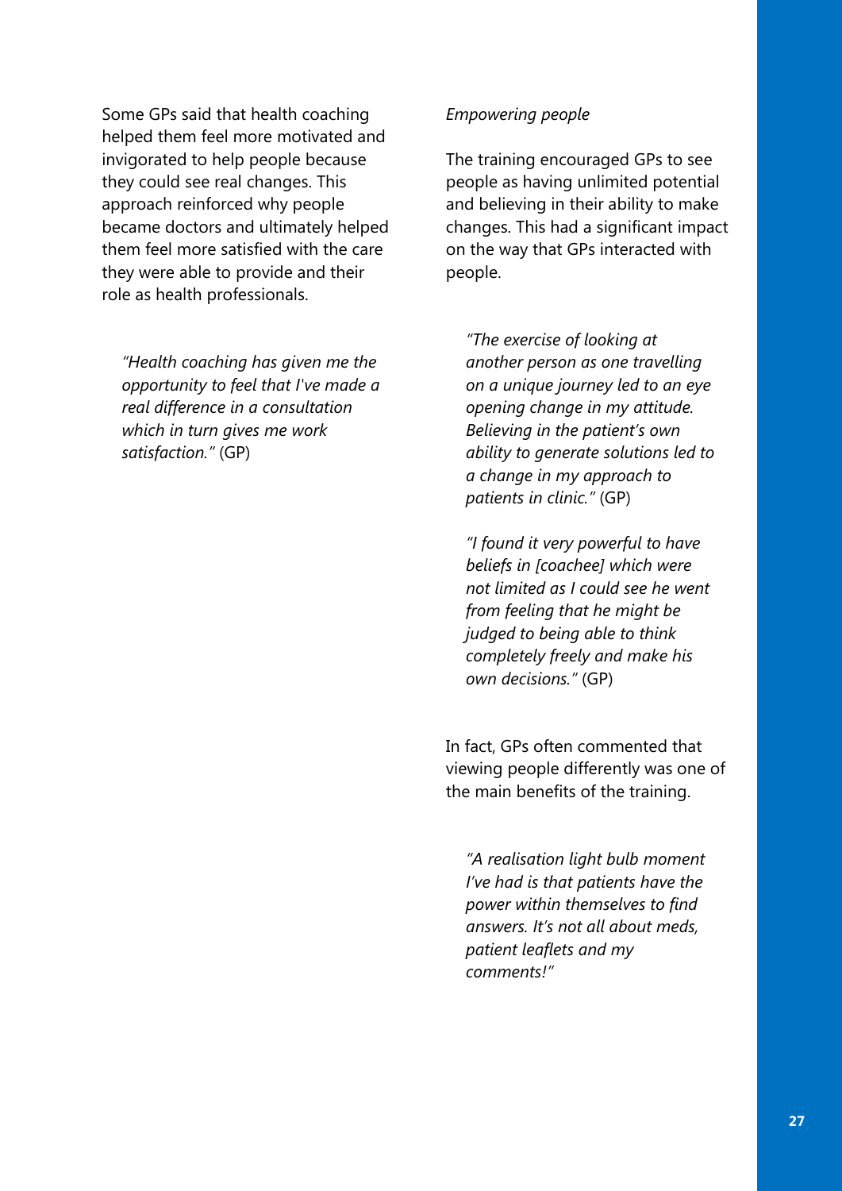Some GPs said that health coaching helped them feel more motivated and invigorated to help people because they could see real changes. This approach reinforced why people became doctors and ultimately helped them feel more satisfied with the care they were able to provide and their role as health professionals.

> *"Health coaching has given me the opportunity to feel that I've made a real difference in a consultation which in turn gives me work satisfaction."* (GP)

*Empowering people*

The training encouraged GPs to see people as having unlimited potential and believing in their ability to make changes. This had a significant impact on the way that GPs interacted with people.

> *"The exercise of looking at another person as one travelling on a unique journey led to an eye opening change in my attitude. Believing in the patient's own ability to generate solutions led to a change in my approach to patients in clinic."* (GP)

> *"I found it very powerful to have beliefs in [coachee] which were not limited as I could see he went from feeling that he might be judged to being able to think completely freely and make his own decisions."* (GP)

In fact, GPs often commented that viewing people differently was one of the main benefits of the training.

> *"A realisation light bulb moment I've had is that patients have the power within themselves to find answers. It's not all about meds, patient leaflets and my comments!"*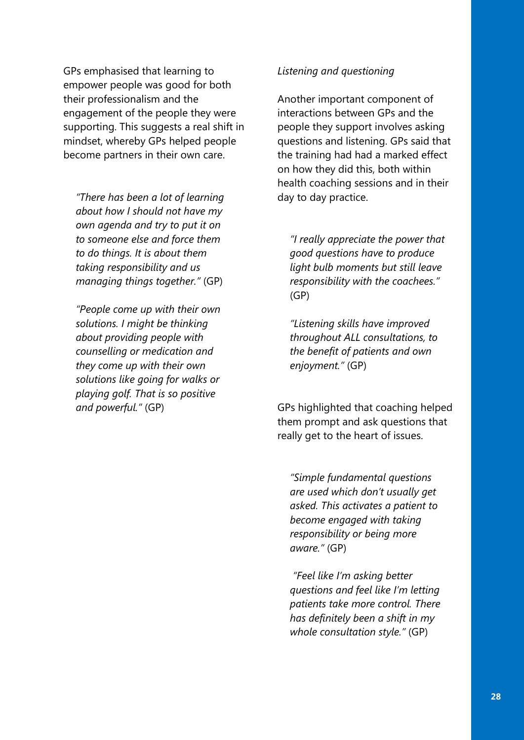GPs emphasised that learning to empower people was good for both their professionalism and the engagement of the people they were supporting. This suggests a real shift in mindset, whereby GPs helped people become partners in their own care.

> *"There has been a lot of learning about how I should not have my own agenda and try to put it on to someone else and force them to do things. It is about them taking responsibility and us managing things together."* (GP)

> *"People come up with their own solutions. I might be thinking about providing people with counselling or medication and they come up with their own solutions like going for walks or playing golf. That is so positive and powerful."* (GP)

*Listening and questioning*

Another important component of interactions between GPs and the people they support involves asking questions and listening. GPs said that the training had had a marked effect on how they did this, both within health coaching sessions and in their day to day practice.

> *"I really appreciate the power that good questions have to produce light bulb moments but still leave responsibility with the coachees."* (GP)

> *"Listening skills have improved throughout ALL consultations, to the benefit of patients and own enjoyment."* (GP)

GPs highlighted that coaching helped them prompt and ask questions that really get to the heart of issues.

> *"Simple fundamental questions are used which don't usually get asked. This activates a patient to become engaged with taking responsibility or being more aware."* (GP)

> *"Feel like I'm asking better questions and feel like I'm letting patients take more control. There has definitely been a shift in my whole consultation style."* (GP)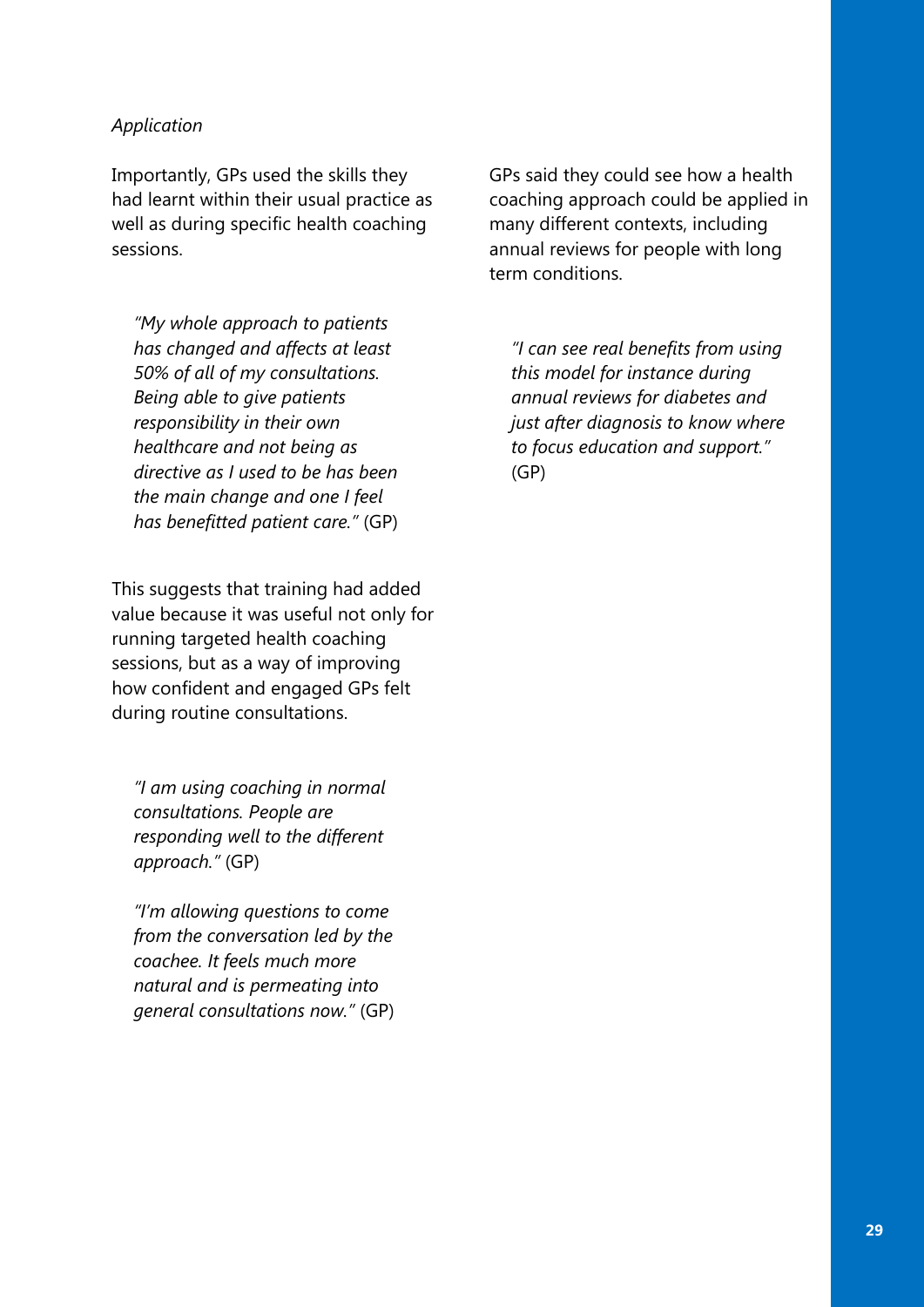*Application*

Importantly, GPs used the skills they had learnt within their usual practice as well as during specific health coaching sessions.

> *"My whole approach to patients has changed and affects at least 50% of all of my consultations. Being able to give patients responsibility in their own healthcare and not being as directive as I used to be has been the main change and one I feel has benefitted patient care."* (GP)

This suggests that training had added value because it was useful not only for running targeted health coaching sessions, but as a way of improving how confident and engaged GPs felt during routine consultations.

> *"I am using coaching in normal consultations. People are responding well to the different approach."* (GP)

> *"I'm allowing questions to come from the conversation led by the coachee. It feels much more natural and is permeating into general consultations now."* (GP)

GPs said they could see how a health coaching approach could be applied in many different contexts, including annual reviews for people with long term conditions.

> *"I can see real benefits from using this model for instance during annual reviews for diabetes and just after diagnosis to know where to focus education and support."* (GP)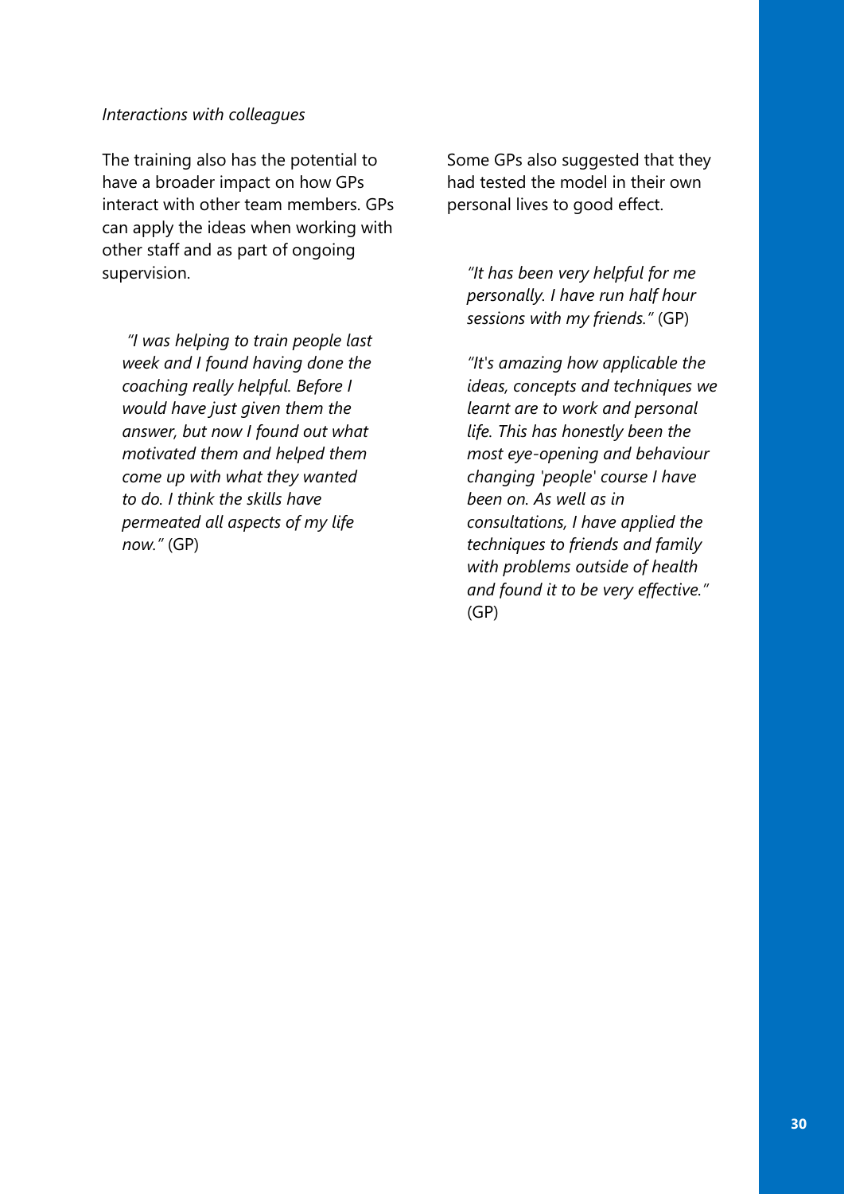*Interactions with colleagues*

The training also has the potential to have a broader impact on how GPs interact with other team members. GPs can apply the ideas when working with other staff and as part of ongoing supervision.

> *"I was helping to train people last week and I found having done the coaching really helpful. Before I would have just given them the answer, but now I found out what motivated them and helped them come up with what they wanted to do. I think the skills have permeated all aspects of my life now."* (GP)

Some GPs also suggested that they had tested the model in their own personal lives to good effect.

> *"It has been very helpful for me personally. I have run half hour sessions with my friends."* (GP)

> *"It's amazing how applicable the ideas, concepts and techniques we learnt are to work and personal life. This has honestly been the most eye-opening and behaviour changing 'people' course I have been on. As well as in consultations, I have applied the techniques to friends and family with problems outside of health and found it to be very effective."* (GP)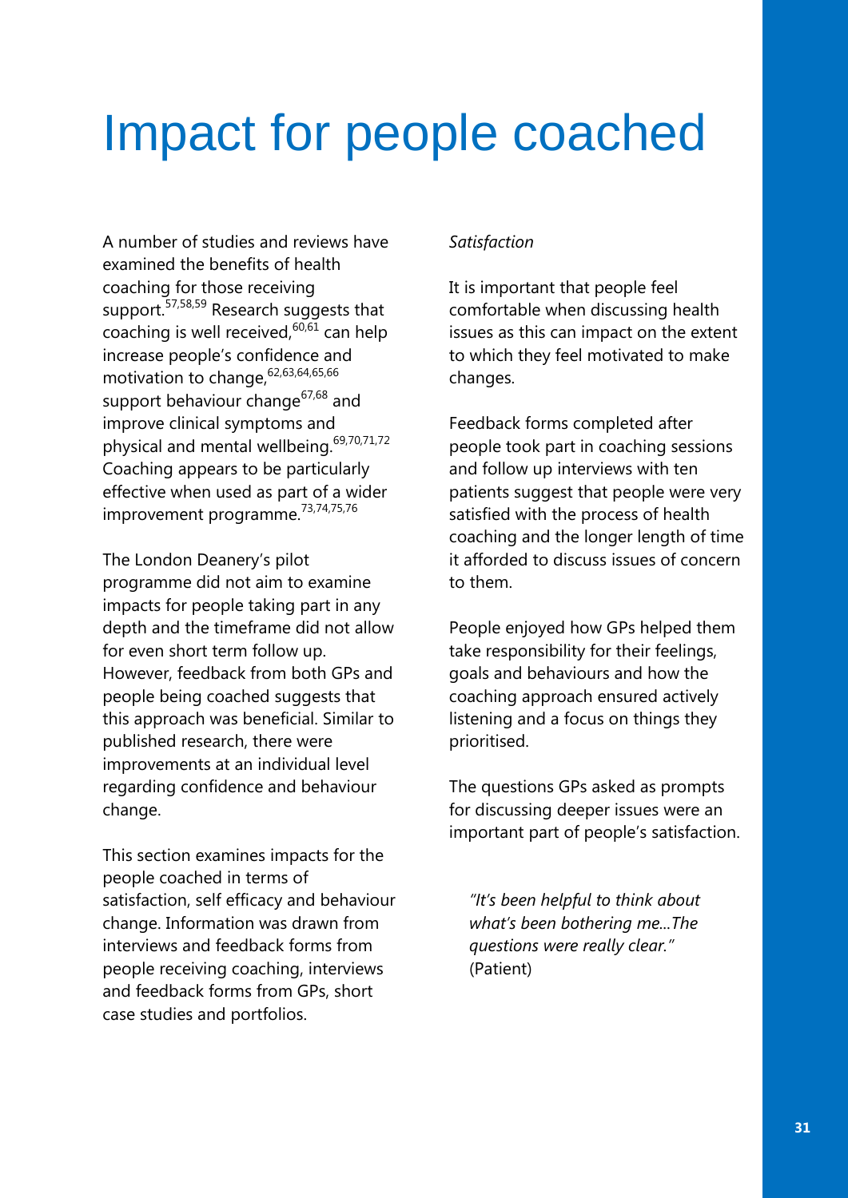# Impact for people coached

A number of studies and reviews have examined the benefits of health coaching for those receiving support.[57,58,59] Research suggests that coaching is well received,[60,61] can help increase people's confidence and motivation to change,[62,63,64,65,66] support behaviour change[67,68] and improve clinical symptoms and physical and mental wellbeing.[69,70,71,72] Coaching appears to be particularly effective when used as part of a wider improvement programme.[73,74,75,76]

The London Deanery's pilot programme did not aim to examine impacts for people taking part in any depth and the timeframe did not allow for even short term follow up. However, feedback from both GPs and people being coached suggests that this approach was beneficial. Similar to published research, there were improvements at an individual level regarding confidence and behaviour change.

This section examines impacts for the people coached in terms of satisfaction, self efficacy and behaviour change. Information was drawn from interviews and feedback forms from people receiving coaching, interviews and feedback forms from GPs, short case studies and portfolios.

*Satisfaction*

It is important that people feel comfortable when discussing health issues as this can impact on the extent to which they feel motivated to make changes.

Feedback forms completed after people took part in coaching sessions and follow up interviews with ten patients suggest that people were very satisfied with the process of health coaching and the longer length of time it afforded to discuss issues of concern to them.

People enjoyed how GPs helped them take responsibility for their feelings, goals and behaviours and how the coaching approach ensured actively listening and a focus on things they prioritised.

The questions GPs asked as prompts for discussing deeper issues were an important part of people's satisfaction.

> *"It's been helpful to think about what's been bothering me...The questions were really clear."* (Patient)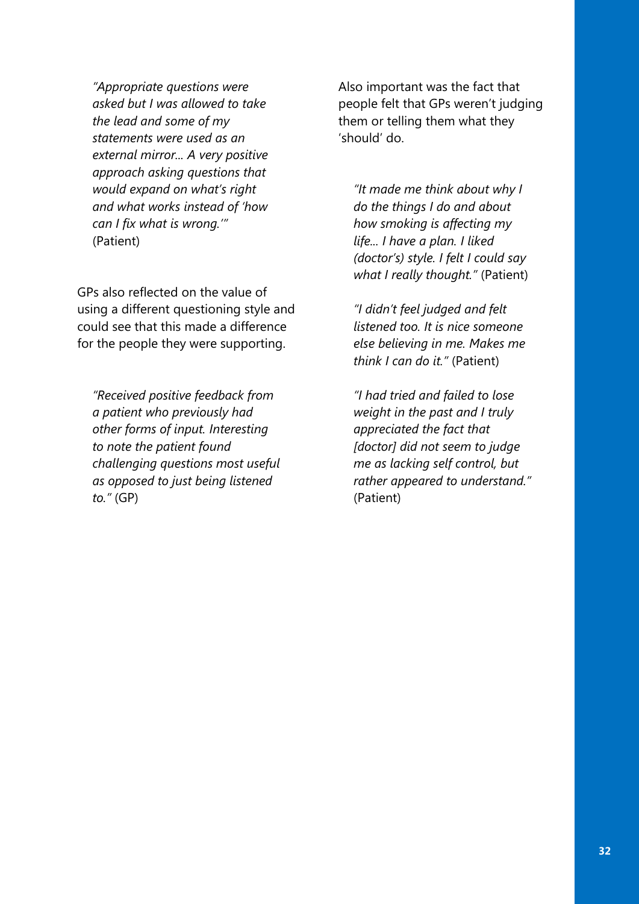*"Appropriate questions were asked but I was allowed to take the lead and some of my statements were used as an external mirror... A very positive approach asking questions that would expand on what's right and what works instead of 'how can I fix what is wrong.'"* (Patient)

GPs also reflected on the value of using a different questioning style and could see that this made a difference for the people they were supporting.

*"Received positive feedback from a patient who previously had other forms of input. Interesting to note the patient found challenging questions most useful as opposed to just being listened to."* (GP)

Also important was the fact that people felt that GPs weren't judging them or telling them what they 'should' do.

*"It made me think about why I do the things I do and about how smoking is affecting my life... I have a plan. I liked (doctor's) style. I felt I could say what I really thought."* (Patient)

*"I didn't feel judged and felt listened too. It is nice someone else believing in me. Makes me think I can do it."* (Patient)

*"I had tried and failed to lose weight in the past and I truly appreciated the fact that [doctor] did not seem to judge me as lacking self control, but rather appeared to understand."* (Patient)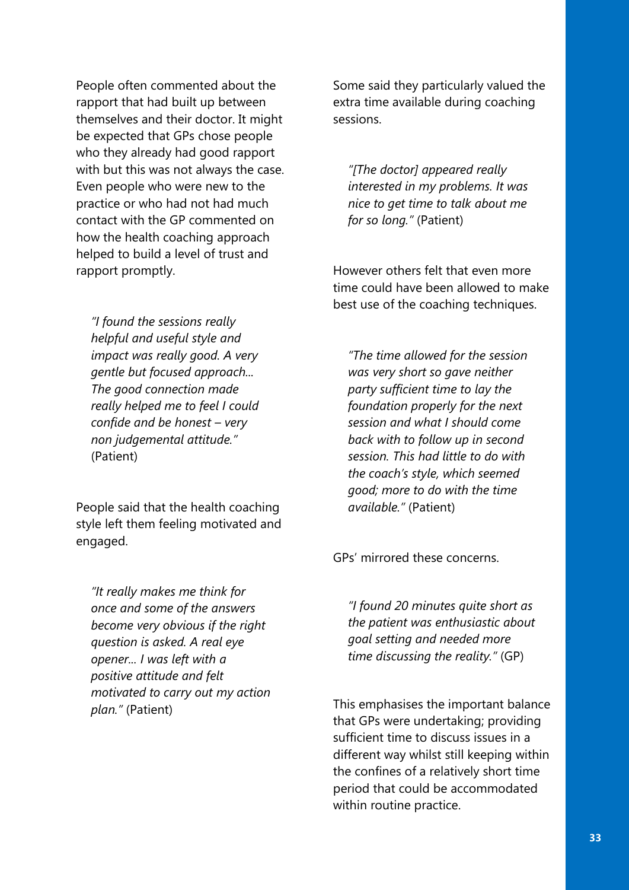People often commented about the rapport that had built up between themselves and their doctor. It might be expected that GPs chose people who they already had good rapport with but this was not always the case. Even people who were new to the practice or who had not had much contact with the GP commented on how the health coaching approach helped to build a level of trust and rapport promptly.

> *"I found the sessions really helpful and useful style and impact was really good. A very gentle but focused approach... The good connection made really helped me to feel I could confide and be honest – very non judgemental attitude."* (Patient)

People said that the health coaching style left them feeling motivated and engaged.

> *"It really makes me think for once and some of the answers become very obvious if the right question is asked. A real eye opener... I was left with a positive attitude and felt motivated to carry out my action plan."* (Patient)

Some said they particularly valued the extra time available during coaching sessions.

> *"[The doctor] appeared really interested in my problems. It was nice to get time to talk about me for so long."* (Patient)

However others felt that even more time could have been allowed to make best use of the coaching techniques.

> *"The time allowed for the session was very short so gave neither party sufficient time to lay the foundation properly for the next session and what I should come back with to follow up in second session. This had little to do with the coach's style, which seemed good; more to do with the time available."* (Patient)

GPs' mirrored these concerns.

> *"I found 20 minutes quite short as the patient was enthusiastic about goal setting and needed more time discussing the reality."* (GP)

This emphasises the important balance that GPs were undertaking; providing sufficient time to discuss issues in a different way whilst still keeping within the confines of a relatively short time period that could be accommodated within routine practice.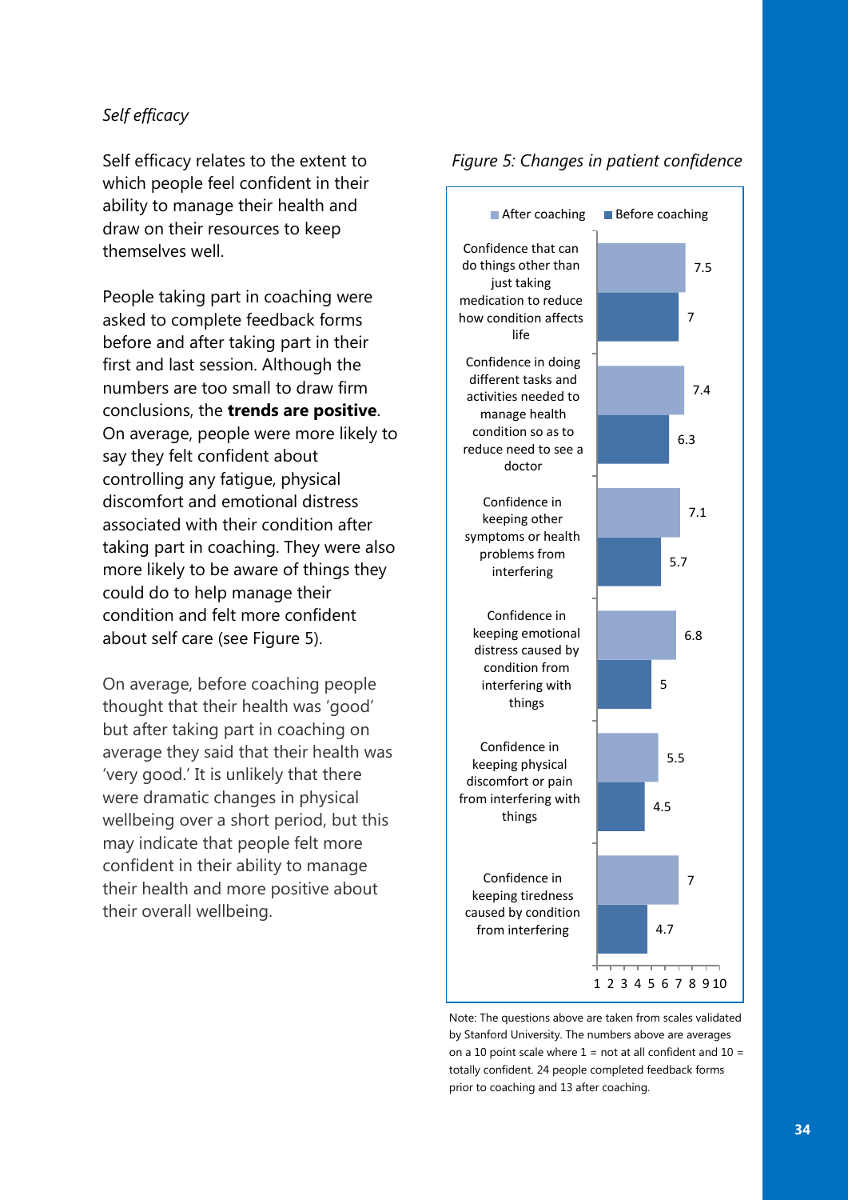*Self efficacy*

Self efficacy relates to the extent to which people feel confident in their ability to manage their health and draw on their resources to keep themselves well.

People taking part in coaching were asked to complete feedback forms before and after taking part in their first and last session. Although the numbers are too small to draw firm conclusions, the **trends are positive**. On average, people were more likely to say they felt confident about controlling any fatigue, physical discomfort and emotional distress associated with their condition after taking part in coaching. They were also more likely to be aware of things they could do to help manage their condition and felt more confident about self care (see Figure 5).

On average, before coaching people thought that their health was 'good' but after taking part in coaching on average they said that their health was 'very good.' It is unlikely that there were dramatic changes in physical wellbeing over a short period, but this may indicate that people felt more confident in their ability to manage their health and more positive about their overall wellbeing.

*Figure 5: Changes in patient confidence*

| | After coaching | Before coaching |
|---|---|---|
| Confidence that can do things other than just taking medication to reduce how condition affects life | 7.5 | 7 |
| Confidence in doing different tasks and activities needed to manage health condition so as to reduce need to see a doctor | 7.4 | 6.3 |
| Confidence in keeping other symptoms or health problems from interfering | 7.1 | 5.7 |
| Confidence in keeping emotional distress caused by condition from interfering with things | 6.8 | 5 |
| Confidence in keeping physical discomfort or pain from interfering with things | 5.5 | 4.5 |
| Confidence in keeping tiredness caused by condition from interfering | 7 | 4.7 |

Note: The questions above are taken from scales validated by Stanford University. The numbers above are averages on a 10 point scale where 1 = not at all confident and 10 = totally confident. 24 people completed feedback forms prior to coaching and 13 after coaching.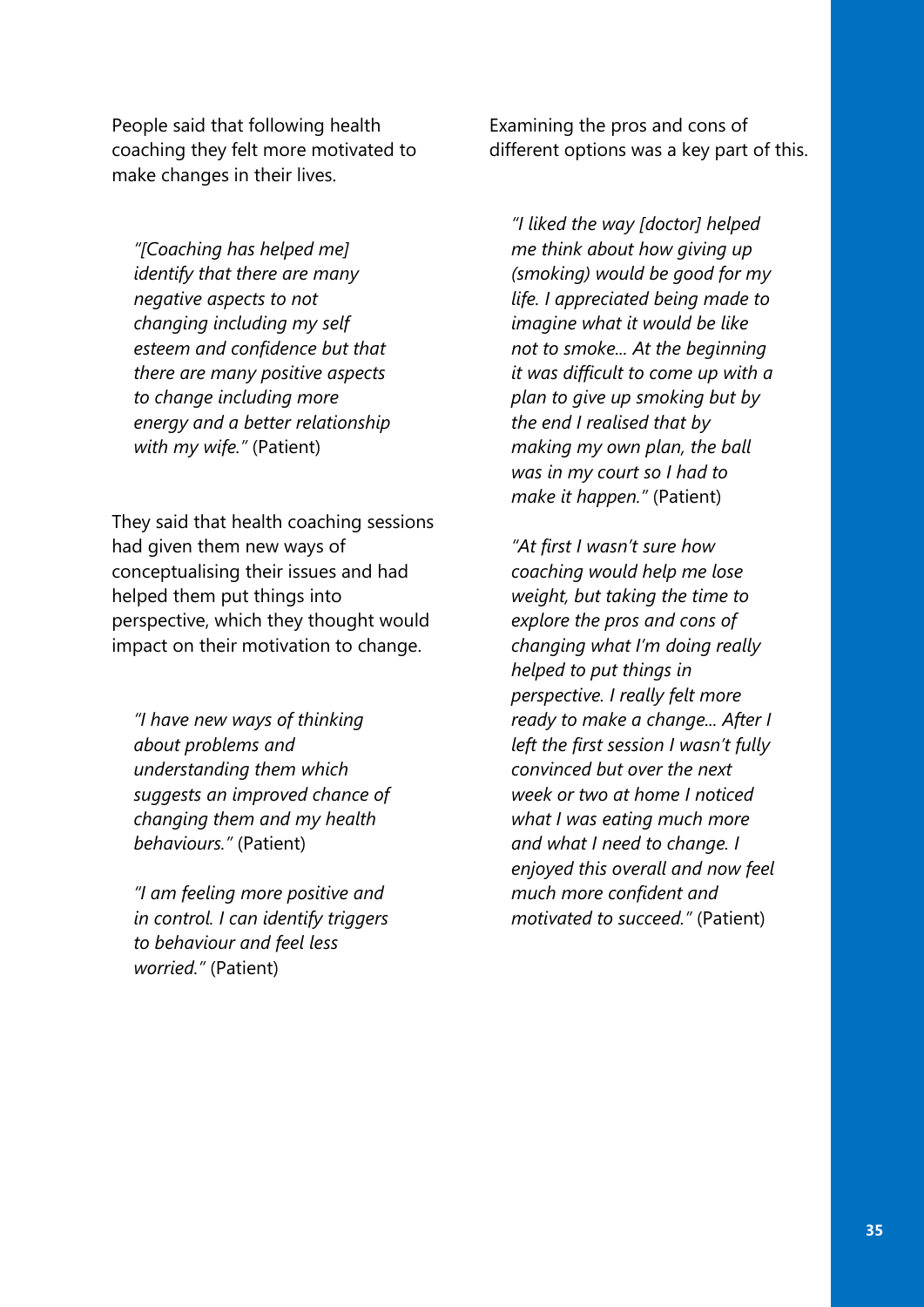People said that following health coaching they felt more motivated to make changes in their lives.

> *"[Coaching has helped me] identify that there are many negative aspects to not changing including my self esteem and confidence but that there are many positive aspects to change including more energy and a better relationship with my wife."* (Patient)

They said that health coaching sessions had given them new ways of conceptualising their issues and had helped them put things into perspective, which they thought would impact on their motivation to change.

> *"I have new ways of thinking about problems and understanding them which suggests an improved chance of changing them and my health behaviours."* (Patient)

> *"I am feeling more positive and in control. I can identify triggers to behaviour and feel less worried."* (Patient)

Examining the pros and cons of different options was a key part of this.

> *"I liked the way [doctor] helped me think about how giving up (smoking) would be good for my life. I appreciated being made to imagine what it would be like not to smoke... At the beginning it was difficult to come up with a plan to give up smoking but by the end I realised that by making my own plan, the ball was in my court so I had to make it happen."* (Patient)

> *"At first I wasn't sure how coaching would help me lose weight, but taking the time to explore the pros and cons of changing what I'm doing really helped to put things in perspective. I really felt more ready to make a change... After I left the first session I wasn't fully convinced but over the next week or two at home I noticed what I was eating much more and what I need to change. I enjoyed this overall and now feel much more confident and motivated to succeed."* (Patient)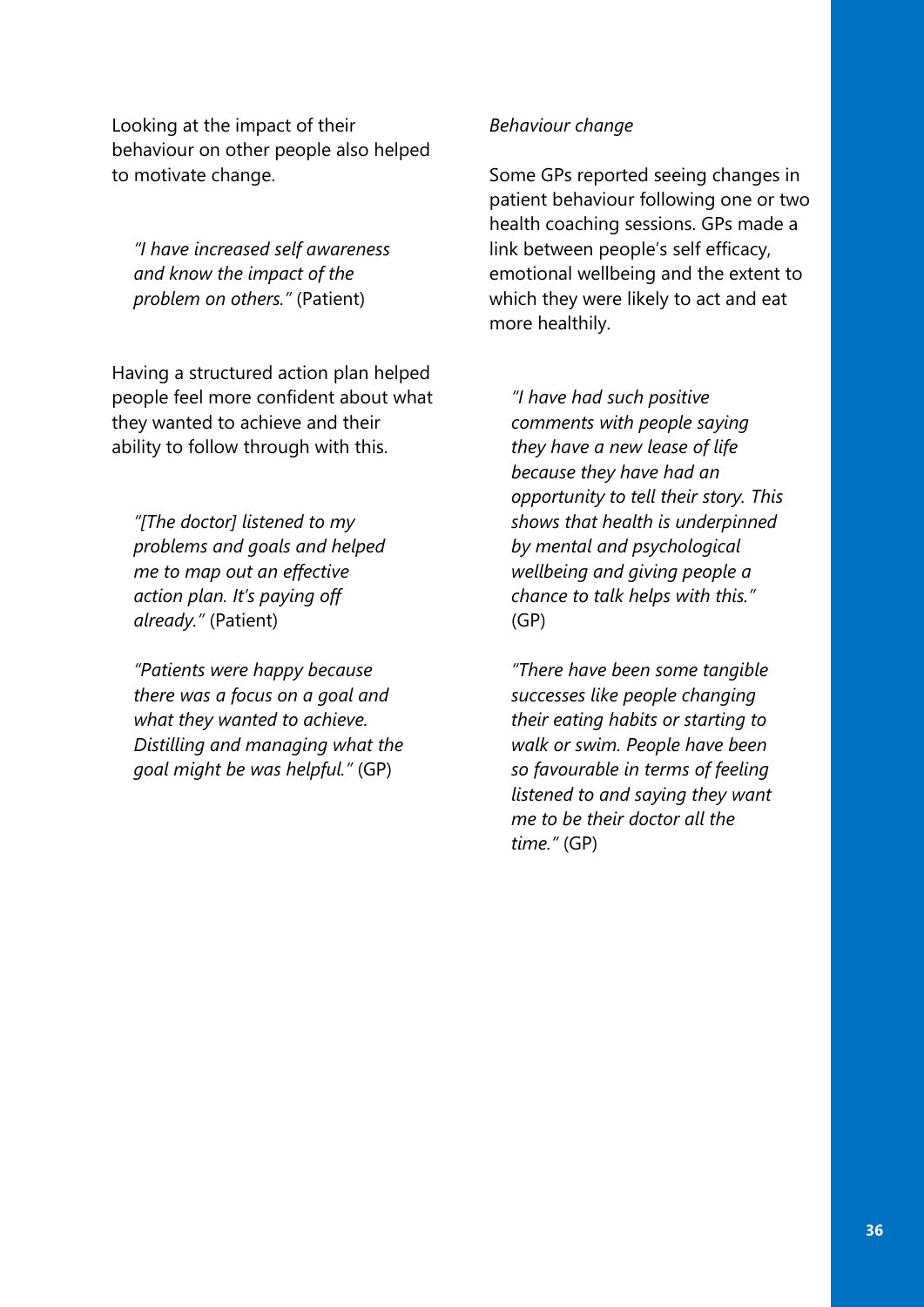Looking at the impact of their behaviour on other people also helped to motivate change.

> *"I have increased self awareness and know the impact of the problem on others."* (Patient)

Having a structured action plan helped people feel more confident about what they wanted to achieve and their ability to follow through with this.

> *"[The doctor] listened to my problems and goals and helped me to map out an effective action plan. It's paying off already."* (Patient)

> *"Patients were happy because there was a focus on a goal and what they wanted to achieve. Distilling and managing what the goal might be was helpful."* (GP)

*Behaviour change*

Some GPs reported seeing changes in patient behaviour following one or two health coaching sessions. GPs made a link between people's self efficacy, emotional wellbeing and the extent to which they were likely to act and eat more healthily.

> *"I have had such positive comments with people saying they have a new lease of life because they have had an opportunity to tell their story. This shows that health is underpinned by mental and psychological wellbeing and giving people a chance to talk helps with this."* (GP)

> *"There have been some tangible successes like people changing their eating habits or starting to walk or swim. People have been so favourable in terms of feeling listened to and saying they want me to be their doctor all the time."* (GP)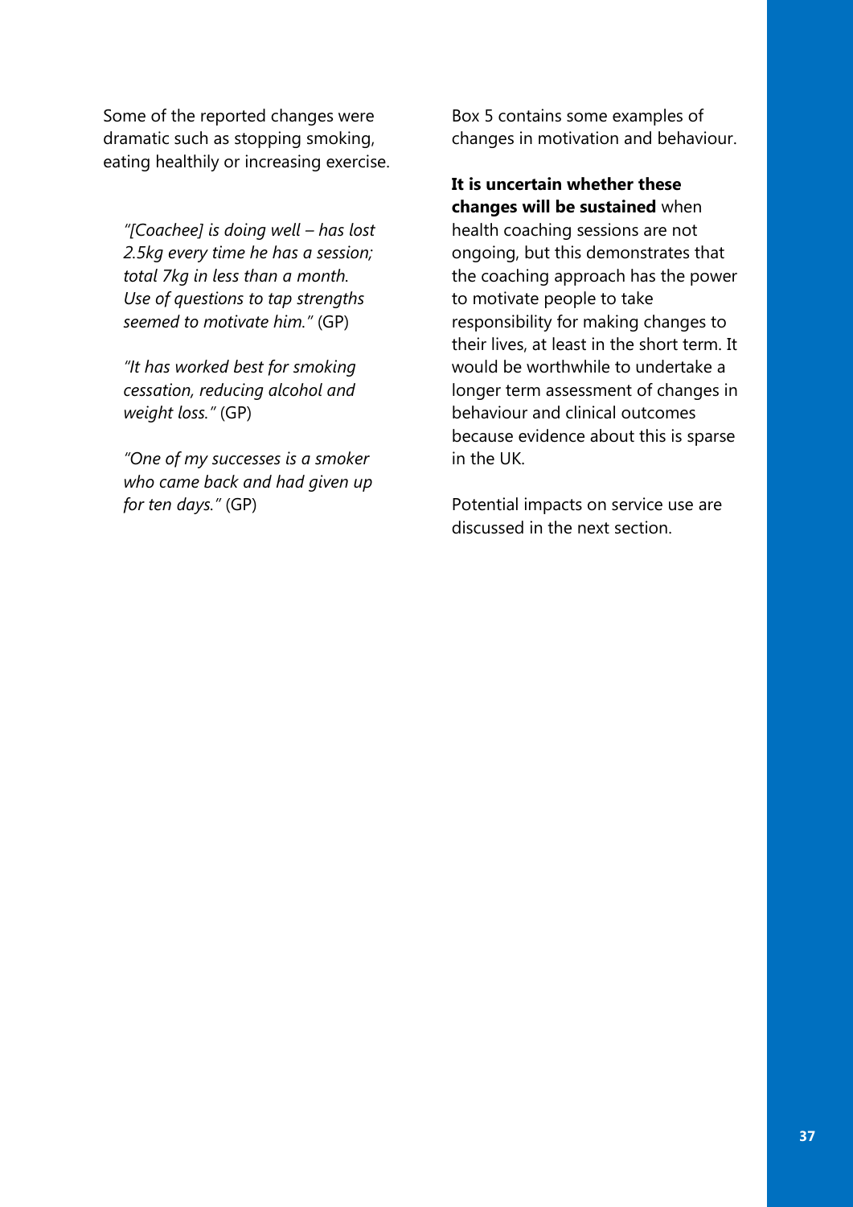Some of the reported changes were dramatic such as stopping smoking, eating healthily or increasing exercise.

> *"[Coachee] is doing well – has lost 2.5kg every time he has a session; total 7kg in less than a month. Use of questions to tap strengths seemed to motivate him."* (GP)

> *"It has worked best for smoking cessation, reducing alcohol and weight loss."* (GP)

> *"One of my successes is a smoker who came back and had given up for ten days."* (GP)

Box 5 contains some examples of changes in motivation and behaviour.

**It is uncertain whether these changes will be sustained** when health coaching sessions are not ongoing, but this demonstrates that the coaching approach has the power to motivate people to take responsibility for making changes to their lives, at least in the short term. It would be worthwhile to undertake a longer term assessment of changes in behaviour and clinical outcomes because evidence about this is sparse in the UK.

Potential impacts on service use are discussed in the next section.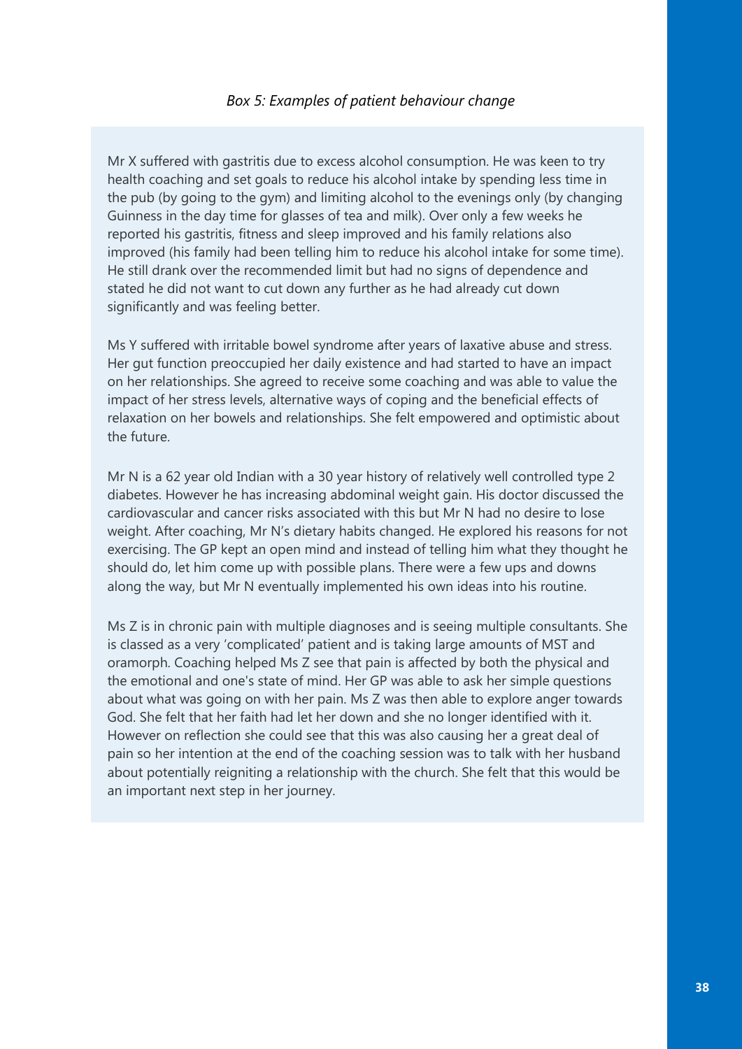*Box 5: Examples of patient behaviour change*

Mr X suffered with gastritis due to excess alcohol consumption. He was keen to try health coaching and set goals to reduce his alcohol intake by spending less time in the pub (by going to the gym) and limiting alcohol to the evenings only (by changing Guinness in the day time for glasses of tea and milk). Over only a few weeks he reported his gastritis, fitness and sleep improved and his family relations also improved (his family had been telling him to reduce his alcohol intake for some time). He still drank over the recommended limit but had no signs of dependence and stated he did not want to cut down any further as he had already cut down significantly and was feeling better.

Ms Y suffered with irritable bowel syndrome after years of laxative abuse and stress. Her gut function preoccupied her daily existence and had started to have an impact on her relationships. She agreed to receive some coaching and was able to value the impact of her stress levels, alternative ways of coping and the beneficial effects of relaxation on her bowels and relationships. She felt empowered and optimistic about the future.

Mr N is a 62 year old Indian with a 30 year history of relatively well controlled type 2 diabetes. However he has increasing abdominal weight gain. His doctor discussed the cardiovascular and cancer risks associated with this but Mr N had no desire to lose weight. After coaching, Mr N's dietary habits changed. He explored his reasons for not exercising. The GP kept an open mind and instead of telling him what they thought he should do, let him come up with possible plans. There were a few ups and downs along the way, but Mr N eventually implemented his own ideas into his routine.

Ms Z is in chronic pain with multiple diagnoses and is seeing multiple consultants. She is classed as a very 'complicated' patient and is taking large amounts of MST and oramorph. Coaching helped Ms Z see that pain is affected by both the physical and the emotional and one's state of mind. Her GP was able to ask her simple questions about what was going on with her pain. Ms Z was then able to explore anger towards God. She felt that her faith had let her down and she no longer identified with it. However on reflection she could see that this was also causing her a great deal of pain so her intention at the end of the coaching session was to talk with her husband about potentially reigniting a relationship with the church. She felt that this would be an important next step in her journey.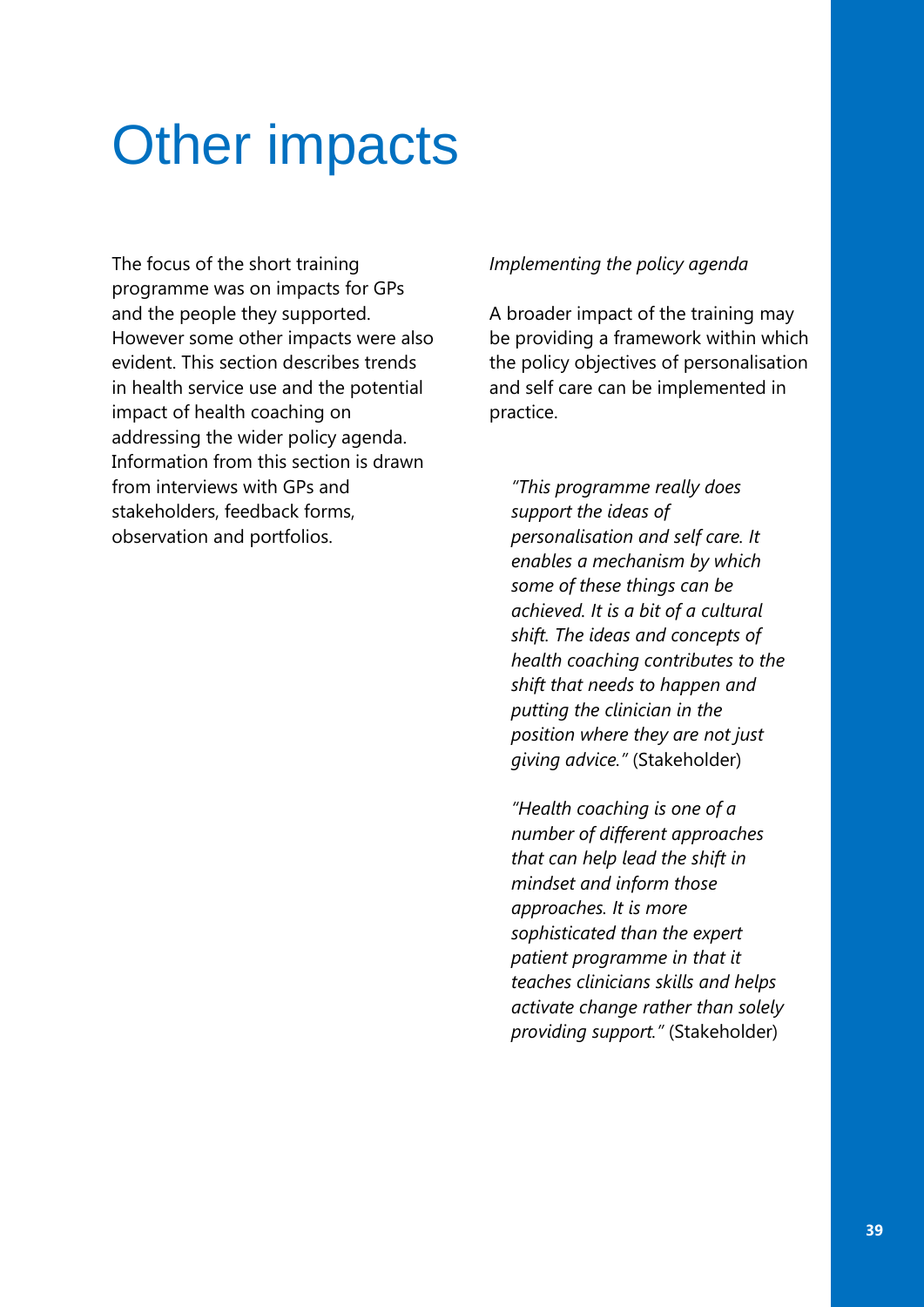# Other impacts

The focus of the short training programme was on impacts for GPs and the people they supported. However some other impacts were also evident. This section describes trends in health service use and the potential impact of health coaching on addressing the wider policy agenda. Information from this section is drawn from interviews with GPs and stakeholders, feedback forms, observation and portfolios.

*Implementing the policy agenda*

A broader impact of the training may be providing a framework within which the policy objectives of personalisation and self care can be implemented in practice.

> *"This programme really does support the ideas of personalisation and self care. It enables a mechanism by which some of these things can be achieved. It is a bit of a cultural shift. The ideas and concepts of health coaching contributes to the shift that needs to happen and putting the clinician in the position where they are not just giving advice."* (Stakeholder)

> *"Health coaching is one of a number of different approaches that can help lead the shift in mindset and inform those approaches. It is more sophisticated than the expert patient programme in that it teaches clinicians skills and helps activate change rather than solely providing support."* (Stakeholder)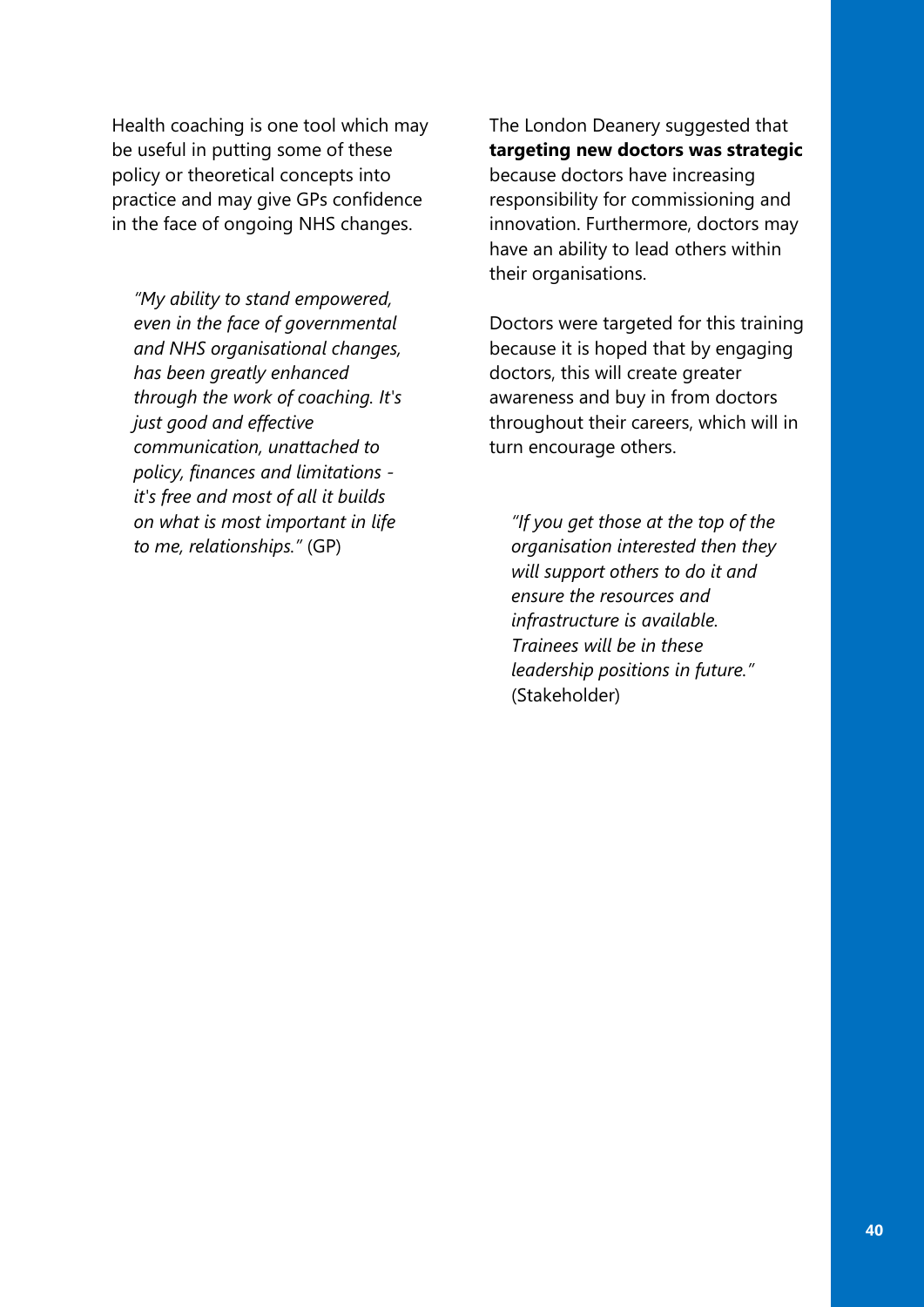Health coaching is one tool which may be useful in putting some of these policy or theoretical concepts into practice and may give GPs confidence in the face of ongoing NHS changes.

> *"My ability to stand empowered, even in the face of governmental and NHS organisational changes, has been greatly enhanced through the work of coaching. It's just good and effective communication, unattached to policy, finances and limitations - it's free and most of all it builds on what is most important in life to me, relationships."* (GP)

The London Deanery suggested that **targeting new doctors was strategic** because doctors have increasing responsibility for commissioning and innovation. Furthermore, doctors may have an ability to lead others within their organisations.

Doctors were targeted for this training because it is hoped that by engaging doctors, this will create greater awareness and buy in from doctors throughout their careers, which will in turn encourage others.

> *"If you get those at the top of the organisation interested then they will support others to do it and ensure the resources and infrastructure is available. Trainees will be in these leadership positions in future."* (Stakeholder)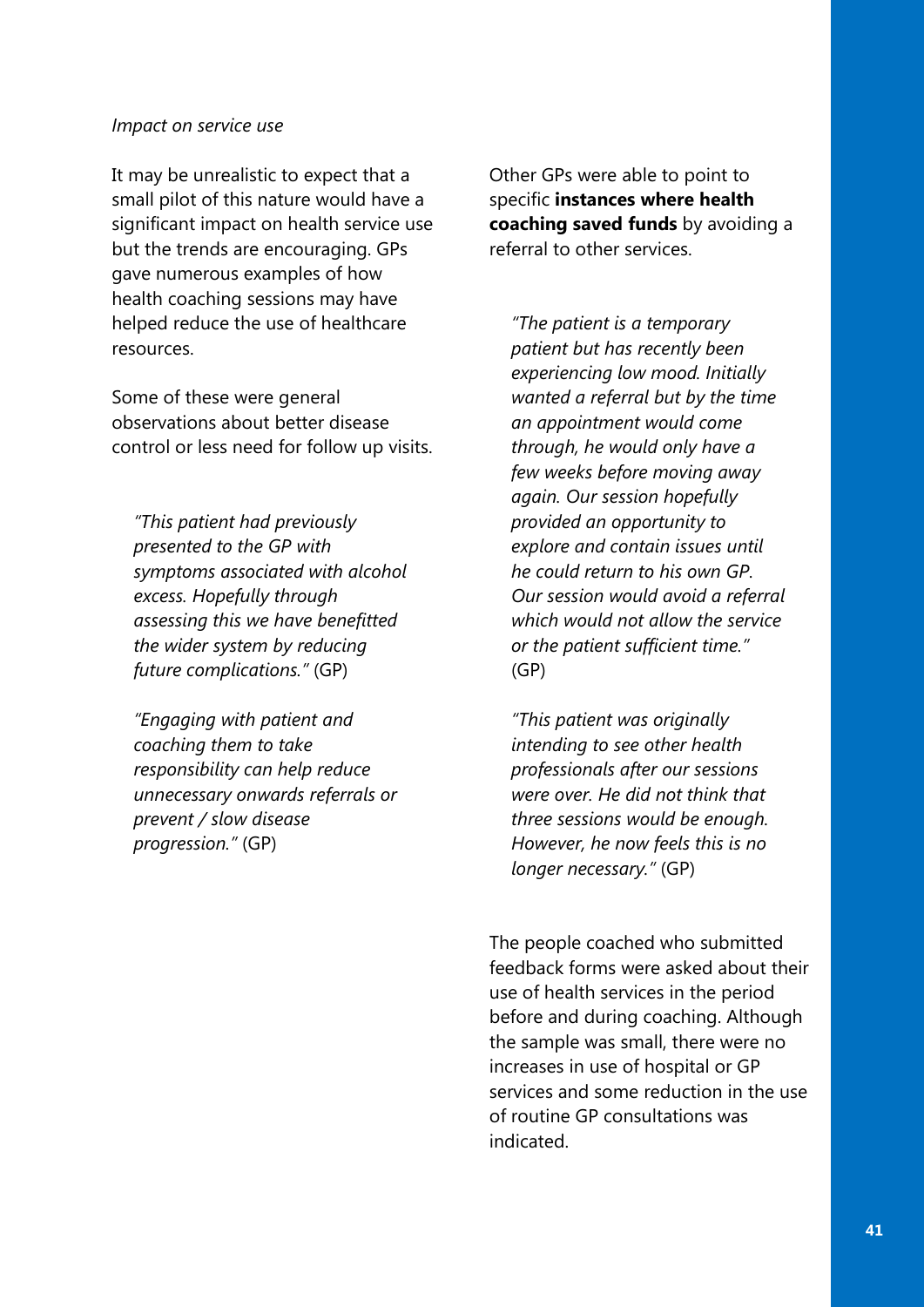*Impact on service use*

It may be unrealistic to expect that a small pilot of this nature would have a significant impact on health service use but the trends are encouraging. GPs gave numerous examples of how health coaching sessions may have helped reduce the use of healthcare resources.

Some of these were general observations about better disease control or less need for follow up visits.

> *"This patient had previously presented to the GP with symptoms associated with alcohol excess. Hopefully through assessing this we have benefitted the wider system by reducing future complications."* (GP)

> *"Engaging with patient and coaching them to take responsibility can help reduce unnecessary onwards referrals or prevent / slow disease progression."* (GP)

Other GPs were able to point to specific **instances where health coaching saved funds** by avoiding a referral to other services.

> *"The patient is a temporary patient but has recently been experiencing low mood. Initially wanted a referral but by the time an appointment would come through, he would only have a few weeks before moving away again. Our session hopefully provided an opportunity to explore and contain issues until he could return to his own GP. Our session would avoid a referral which would not allow the service or the patient sufficient time."* (GP)

> *"This patient was originally intending to see other health professionals after our sessions were over. He did not think that three sessions would be enough. However, he now feels this is no longer necessary."* (GP)

The people coached who submitted feedback forms were asked about their use of health services in the period before and during coaching. Although the sample was small, there were no increases in use of hospital or GP services and some reduction in the use of routine GP consultations was indicated.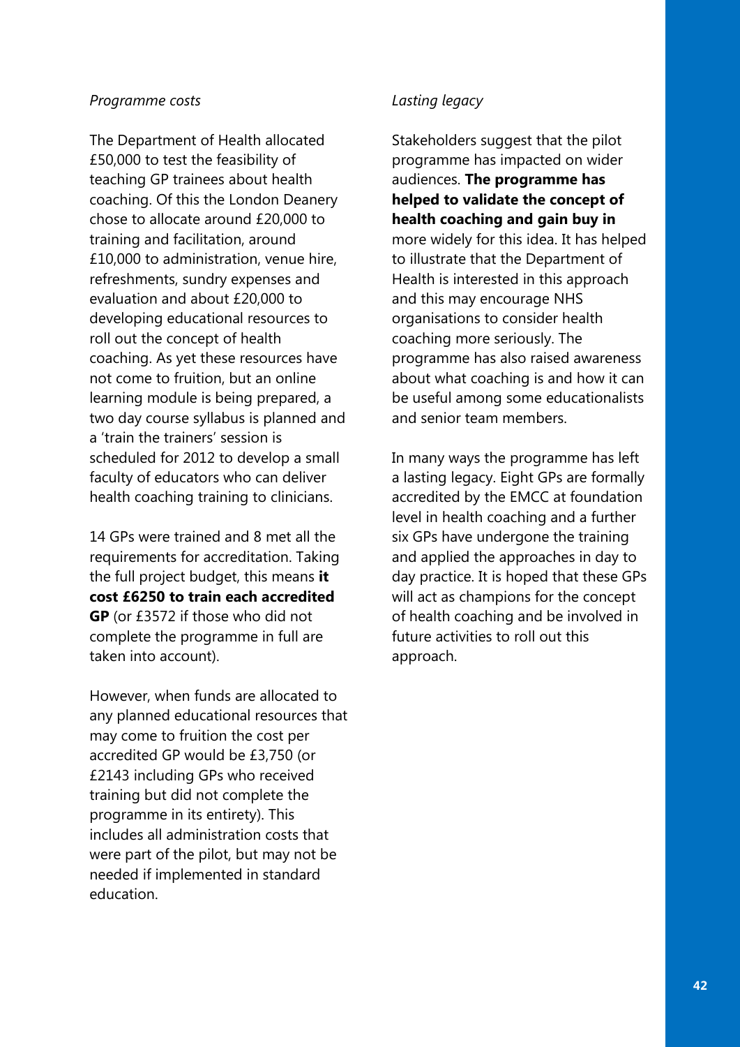*Programme costs*

The Department of Health allocated £50,000 to test the feasibility of teaching GP trainees about health coaching. Of this the London Deanery chose to allocate around £20,000 to training and facilitation, around £10,000 to administration, venue hire, refreshments, sundry expenses and evaluation and about £20,000 to developing educational resources to roll out the concept of health coaching. As yet these resources have not come to fruition, but an online learning module is being prepared, a two day course syllabus is planned and a 'train the trainers' session is scheduled for 2012 to develop a small faculty of educators who can deliver health coaching training to clinicians.

14 GPs were trained and 8 met all the requirements for accreditation. Taking the full project budget, this means **it cost £6250 to train each accredited GP** (or £3572 if those who did not complete the programme in full are taken into account).

However, when funds are allocated to any planned educational resources that may come to fruition the cost per accredited GP would be £3,750 (or £2143 including GPs who received training but did not complete the programme in its entirety). This includes all administration costs that were part of the pilot, but may not be needed if implemented in standard education.

*Lasting legacy*

Stakeholders suggest that the pilot programme has impacted on wider audiences. **The programme has helped to validate the concept of health coaching and gain buy in** more widely for this idea. It has helped to illustrate that the Department of Health is interested in this approach and this may encourage NHS organisations to consider health coaching more seriously. The programme has also raised awareness about what coaching is and how it can be useful among some educationalists and senior team members.

In many ways the programme has left a lasting legacy. Eight GPs are formally accredited by the EMCC at foundation level in health coaching and a further six GPs have undergone the training and applied the approaches in day to day practice. It is hoped that these GPs will act as champions for the concept of health coaching and be involved in future activities to roll out this approach.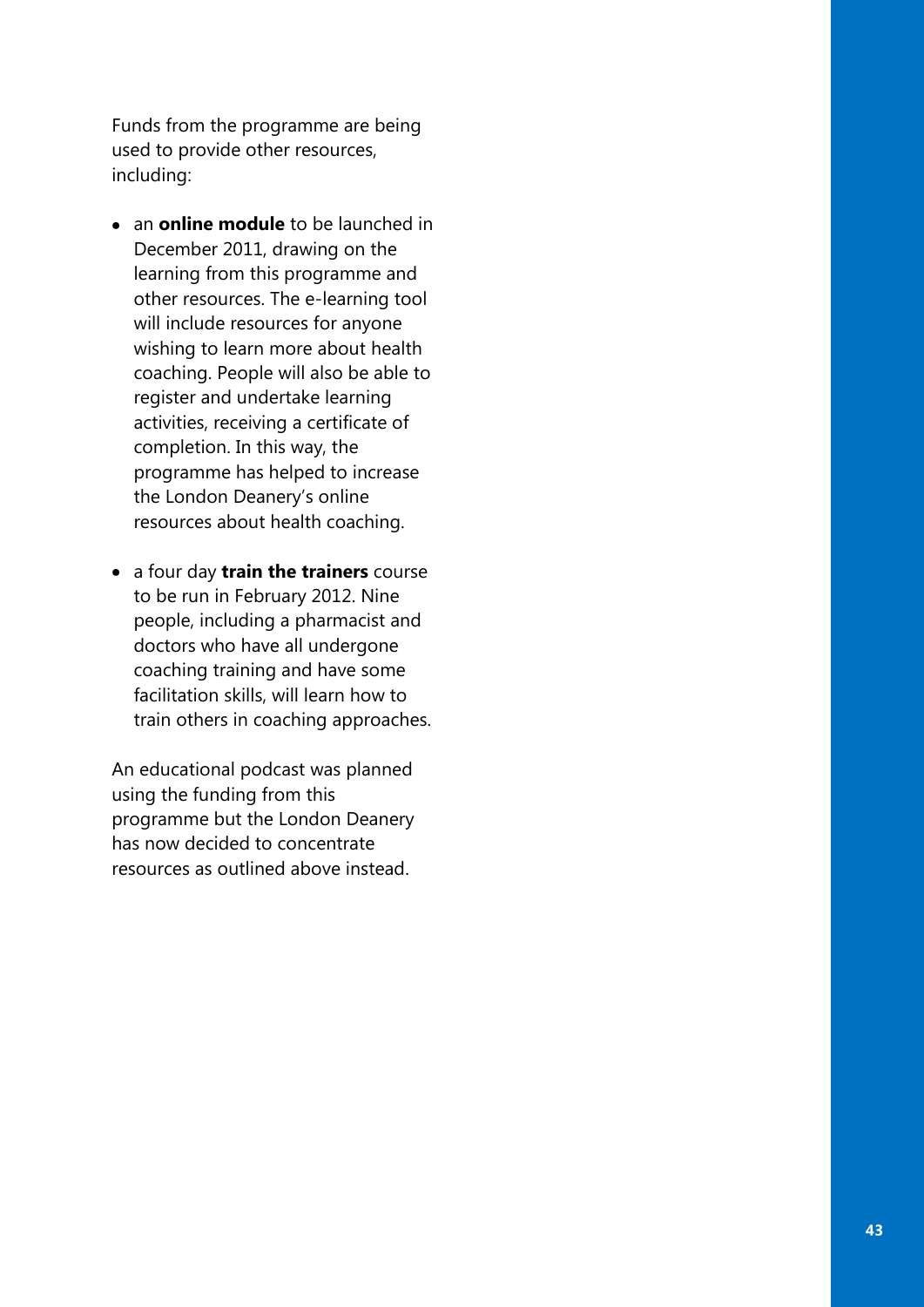Funds from the programme are being used to provide other resources, including:

- an **online module** to be launched in December 2011, drawing on the learning from this programme and other resources. The e-learning tool will include resources for anyone wishing to learn more about health coaching. People will also be able to register and undertake learning activities, receiving a certificate of completion. In this way, the programme has helped to increase the London Deanery's online resources about health coaching.
- a four day **train the trainers** course to be run in February 2012. Nine people, including a pharmacist and doctors who have all undergone coaching training and have some facilitation skills, will learn how to train others in coaching approaches.

An educational podcast was planned using the funding from this programme but the London Deanery has now decided to concentrate resources as outlined above instead.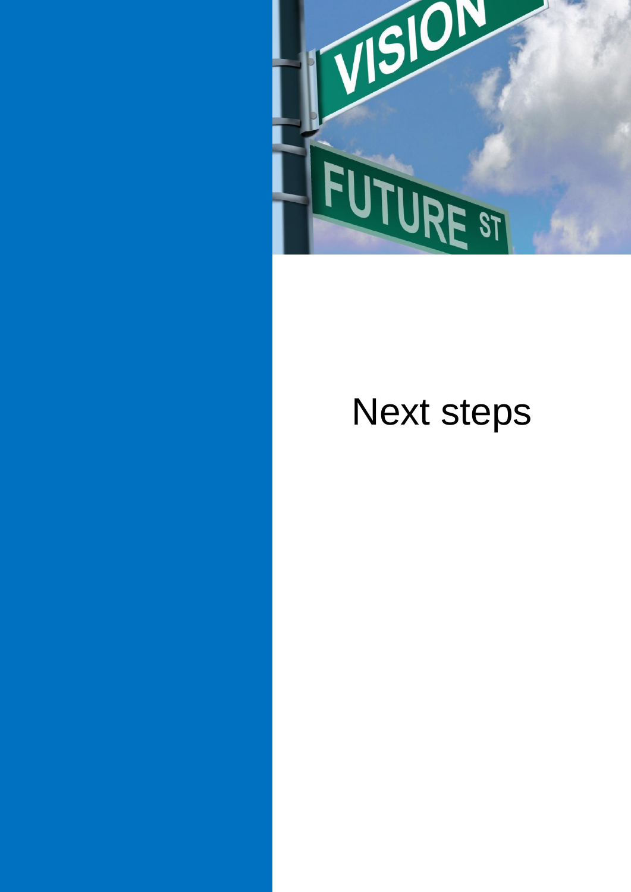# Next steps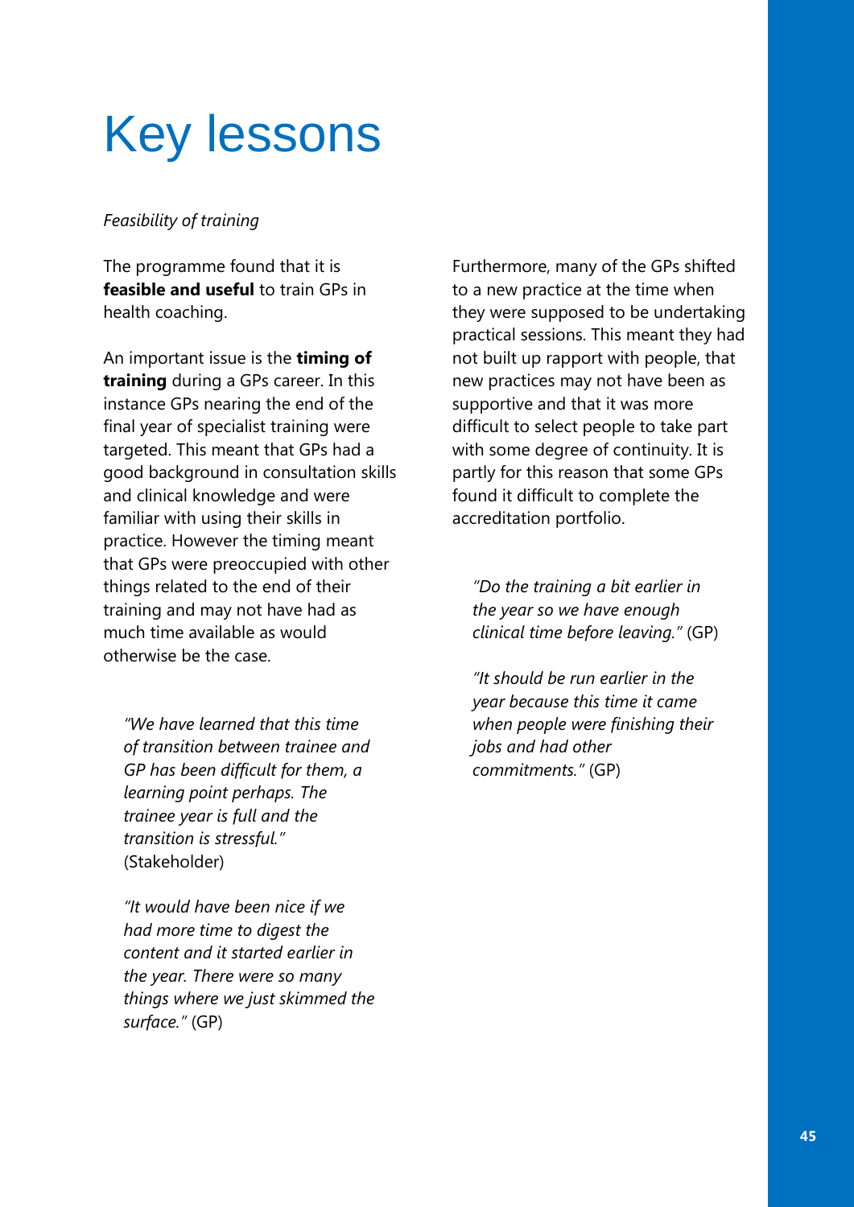# Key lessons

*Feasibility of training*

The programme found that it is **feasible and useful** to train GPs in health coaching.

An important issue is the **timing of training** during a GPs career. In this instance GPs nearing the end of the final year of specialist training were targeted. This meant that GPs had a good background in consultation skills and clinical knowledge and were familiar with using their skills in practice. However the timing meant that GPs were preoccupied with other things related to the end of their training and may not have had as much time available as would otherwise be the case.

> *"We have learned that this time of transition between trainee and GP has been difficult for them, a learning point perhaps. The trainee year is full and the transition is stressful."* (Stakeholder)

> *"It would have been nice if we had more time to digest the content and it started earlier in the year. There were so many things where we just skimmed the surface."* (GP)

Furthermore, many of the GPs shifted to a new practice at the time when they were supposed to be undertaking practical sessions. This meant they had not built up rapport with people, that new practices may not have been as supportive and that it was more difficult to select people to take part with some degree of continuity. It is partly for this reason that some GPs found it difficult to complete the accreditation portfolio.

> *"Do the training a bit earlier in the year so we have enough clinical time before leaving."* (GP)

> *"It should be run earlier in the year because this time it came when people were finishing their jobs and had other commitments."* (GP)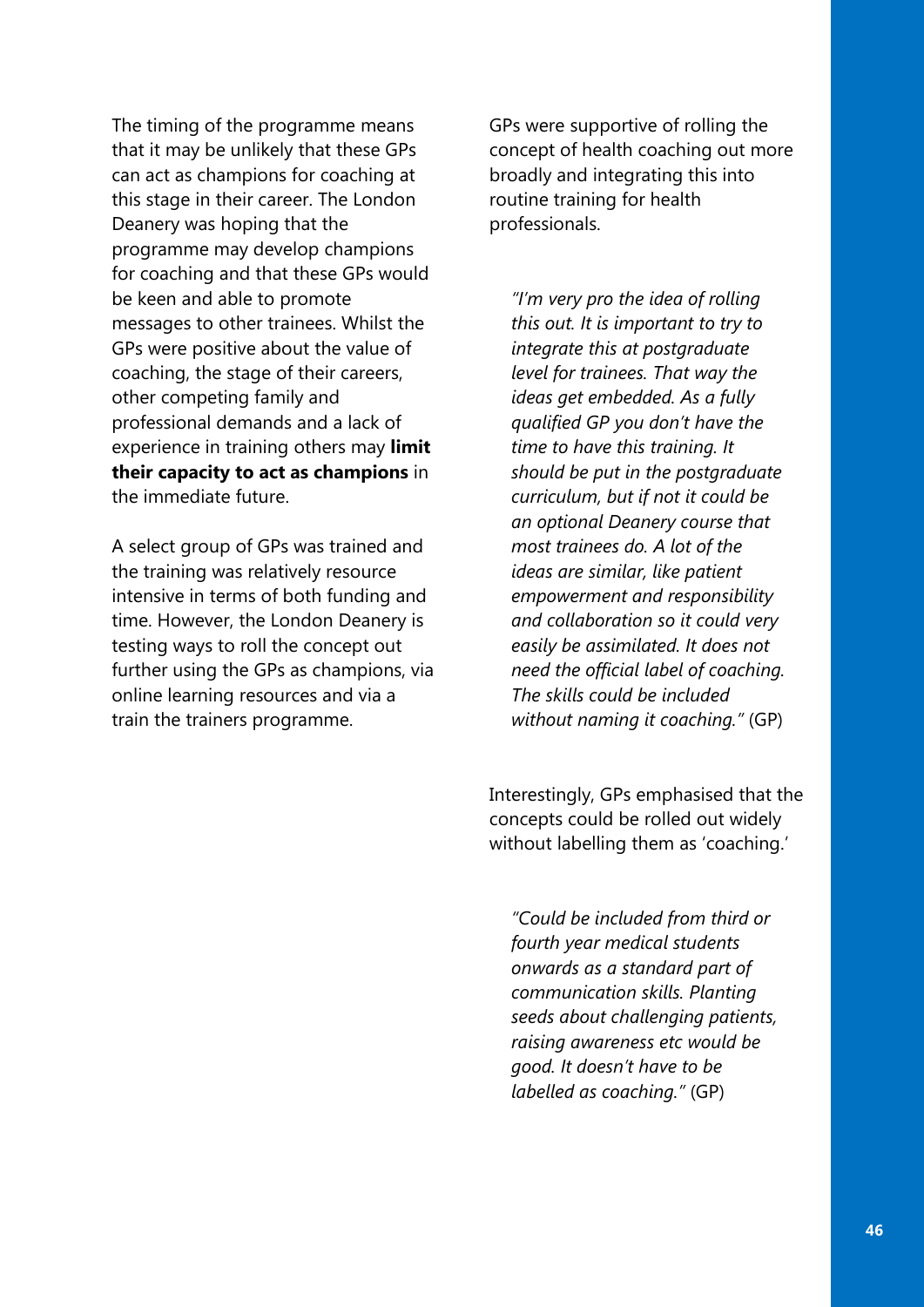The timing of the programme means that it may be unlikely that these GPs can act as champions for coaching at this stage in their career. The London Deanery was hoping that the programme may develop champions for coaching and that these GPs would be keen and able to promote messages to other trainees. Whilst the GPs were positive about the value of coaching, the stage of their careers, other competing family and professional demands and a lack of experience in training others may **limit their capacity to act as champions** in the immediate future.

A select group of GPs was trained and the training was relatively resource intensive in terms of both funding and time. However, the London Deanery is testing ways to roll the concept out further using the GPs as champions, via online learning resources and via a train the trainers programme.

GPs were supportive of rolling the concept of health coaching out more broadly and integrating this into routine training for health professionals.

> *"I'm very pro the idea of rolling this out. It is important to try to integrate this at postgraduate level for trainees. That way the ideas get embedded. As a fully qualified GP you don't have the time to have this training. It should be put in the postgraduate curriculum, but if not it could be an optional Deanery course that most trainees do. A lot of the ideas are similar, like patient empowerment and responsibility and collaboration so it could very easily be assimilated. It does not need the official label of coaching. The skills could be included without naming it coaching."* (GP)

Interestingly, GPs emphasised that the concepts could be rolled out widely without labelling them as 'coaching.'

> *"Could be included from third or fourth year medical students onwards as a standard part of communication skills. Planting seeds about challenging patients, raising awareness etc would be good. It doesn't have to be labelled as coaching."* (GP)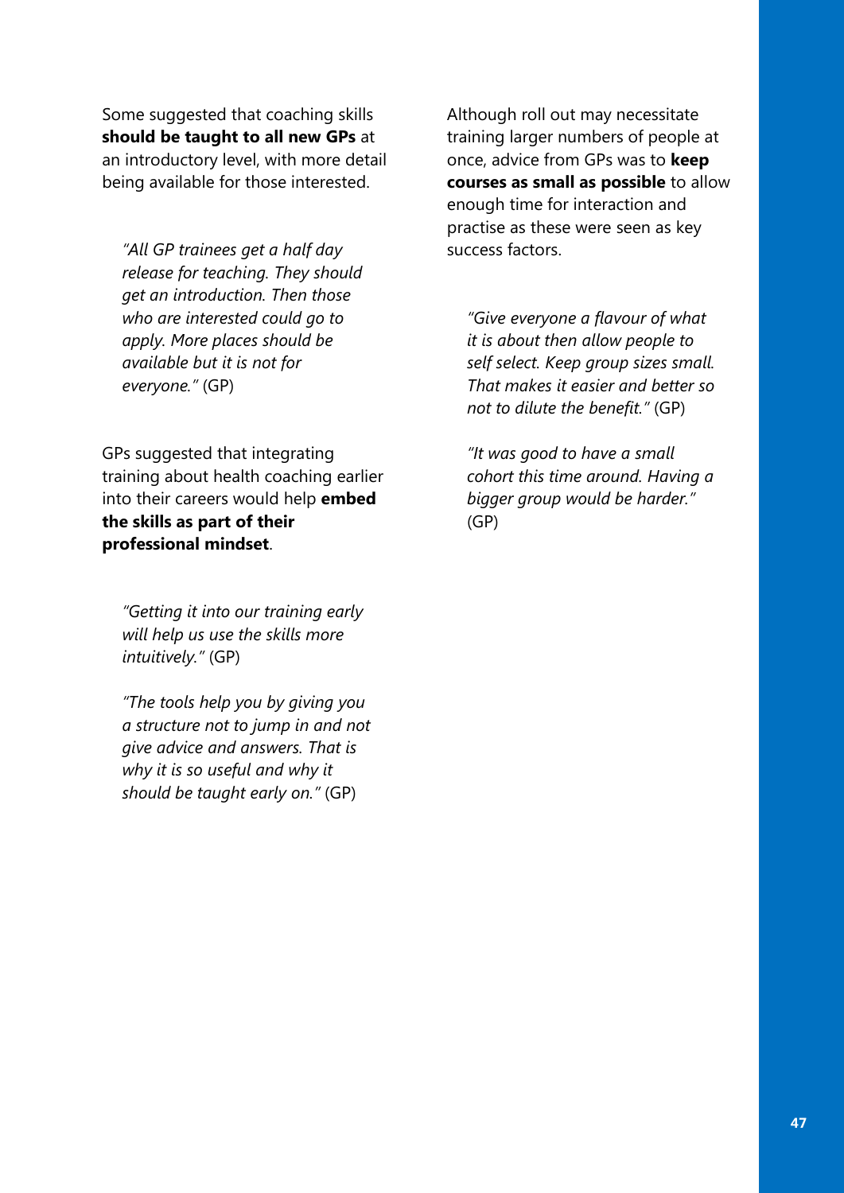Some suggested that coaching skills **should be taught to all new GPs** at an introductory level, with more detail being available for those interested.

> *"All GP trainees get a half day release for teaching. They should get an introduction. Then those who are interested could go to apply. More places should be available but it is not for everyone."* (GP)

GPs suggested that integrating training about health coaching earlier into their careers would help **embed the skills as part of their professional mindset**.

> *"Getting it into our training early will help us use the skills more intuitively."* (GP)

> *"The tools help you by giving you a structure not to jump in and not give advice and answers. That is why it is so useful and why it should be taught early on."* (GP)

Although roll out may necessitate training larger numbers of people at once, advice from GPs was to **keep courses as small as possible** to allow enough time for interaction and practise as these were seen as key success factors.

> *"Give everyone a flavour of what it is about then allow people to self select. Keep group sizes small. That makes it easier and better so not to dilute the benefit."* (GP)

> *"It was good to have a small cohort this time around. Having a bigger group would be harder."* (GP)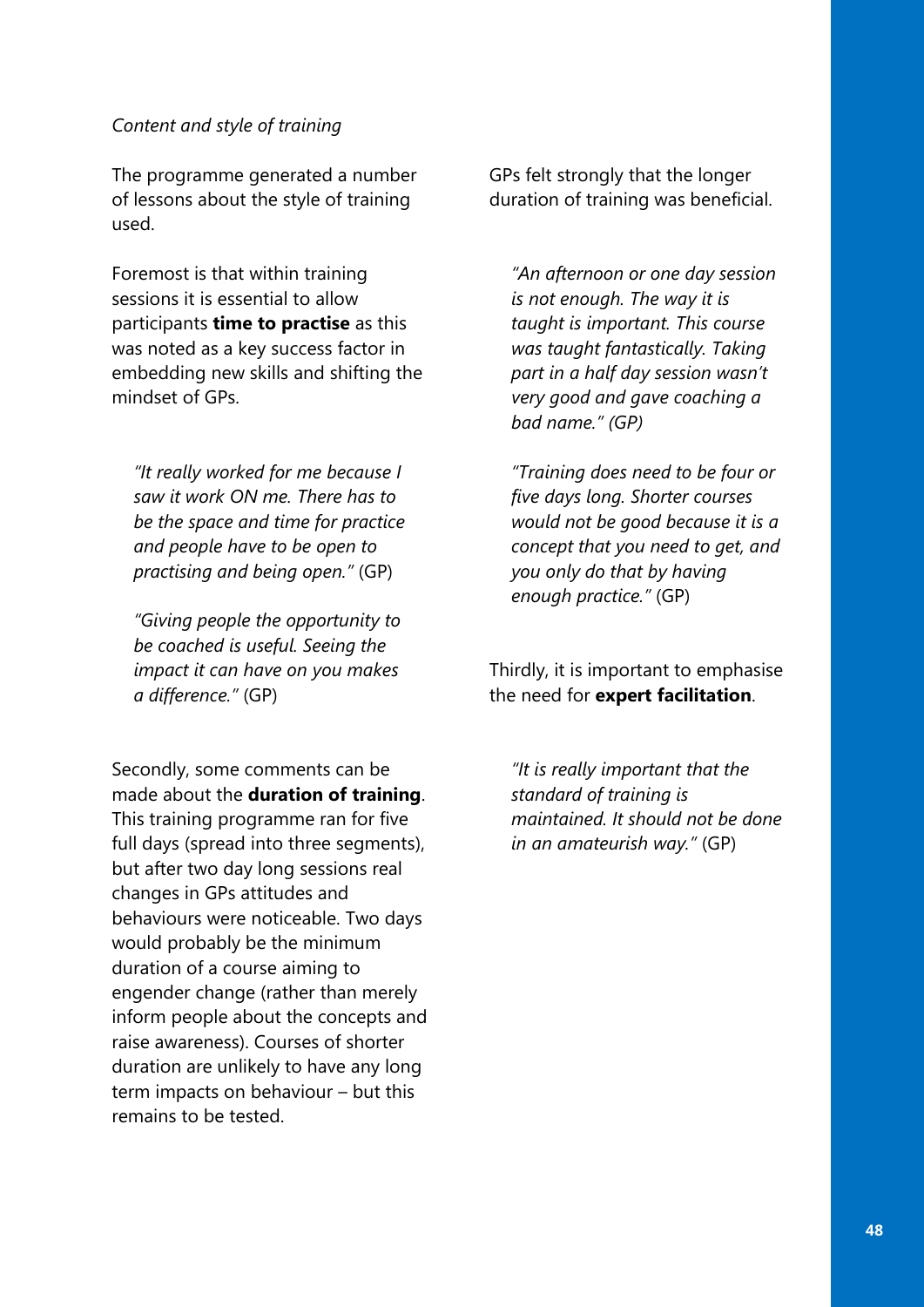*Content and style of training*

The programme generated a number of lessons about the style of training used.

Foremost is that within training sessions it is essential to allow participants **time to practise** as this was noted as a key success factor in embedding new skills and shifting the mindset of GPs.

> *"It really worked for me because I saw it work ON me. There has to be the space and time for practice and people have to be open to practising and being open."* (GP)

> *"Giving people the opportunity to be coached is useful. Seeing the impact it can have on you makes a difference."* (GP)

Secondly, some comments can be made about the **duration of training**. This training programme ran for five full days (spread into three segments), but after two day long sessions real changes in GPs attitudes and behaviours were noticeable. Two days would probably be the minimum duration of a course aiming to engender change (rather than merely inform people about the concepts and raise awareness). Courses of shorter duration are unlikely to have any long term impacts on behaviour – but this remains to be tested.

GPs felt strongly that the longer duration of training was beneficial.

> *"An afternoon or one day session is not enough. The way it is taught is important. This course was taught fantastically. Taking part in a half day session wasn't very good and gave coaching a bad name." (GP)*

> *"Training does need to be four or five days long. Shorter courses would not be good because it is a concept that you need to get, and you only do that by having enough practice."* (GP)

Thirdly, it is important to emphasise the need for **expert facilitation**.

> *"It is really important that the standard of training is maintained. It should not be done in an amateurish way."* (GP)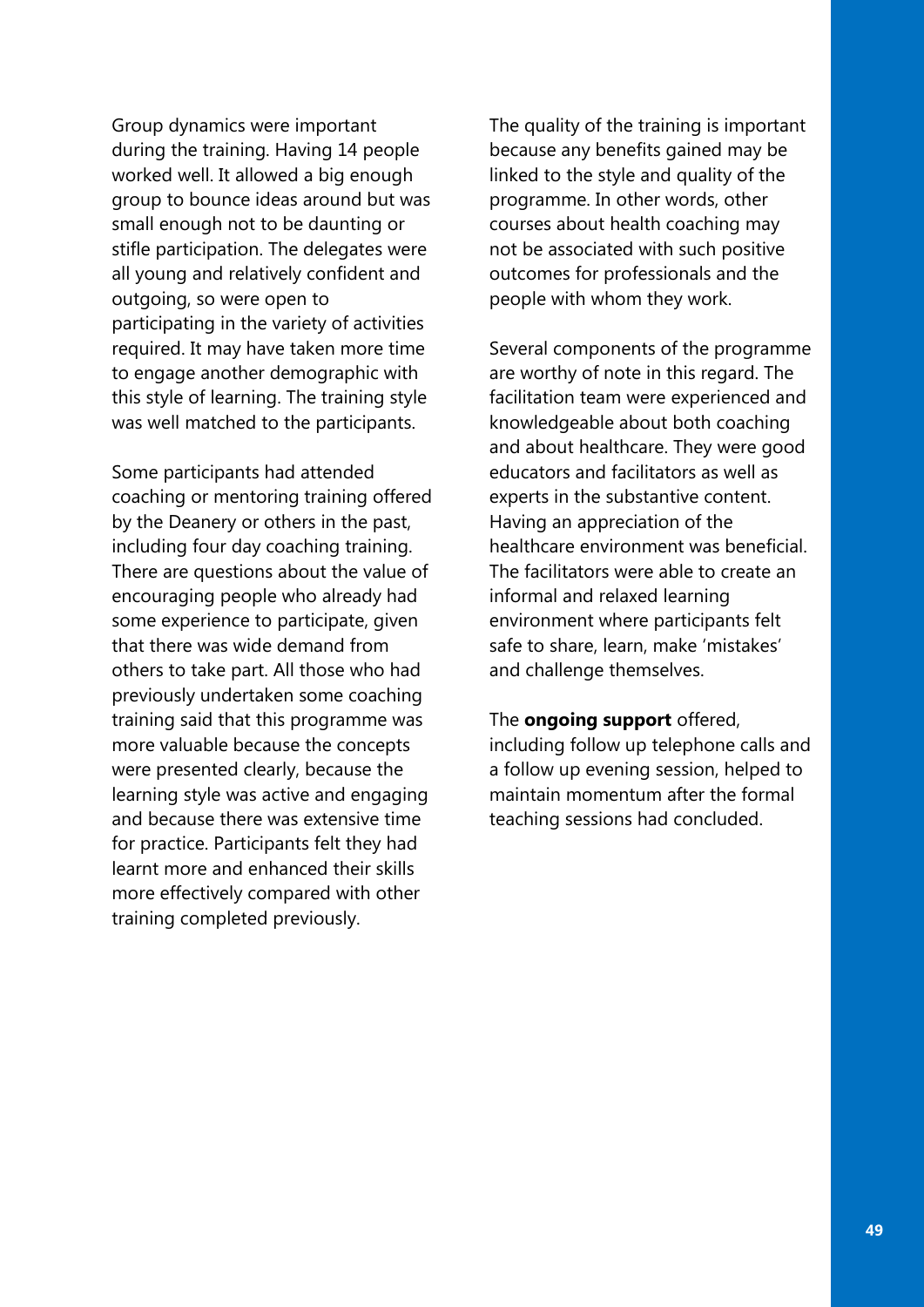Group dynamics were important during the training. Having 14 people worked well. It allowed a big enough group to bounce ideas around but was small enough not to be daunting or stifle participation. The delegates were all young and relatively confident and outgoing, so were open to participating in the variety of activities required. It may have taken more time to engage another demographic with this style of learning. The training style was well matched to the participants.

Some participants had attended coaching or mentoring training offered by the Deanery or others in the past, including four day coaching training. There are questions about the value of encouraging people who already had some experience to participate, given that there was wide demand from others to take part. All those who had previously undertaken some coaching training said that this programme was more valuable because the concepts were presented clearly, because the learning style was active and engaging and because there was extensive time for practice. Participants felt they had learnt more and enhanced their skills more effectively compared with other training completed previously.

The quality of the training is important because any benefits gained may be linked to the style and quality of the programme. In other words, other courses about health coaching may not be associated with such positive outcomes for professionals and the people with whom they work.

Several components of the programme are worthy of note in this regard. The facilitation team were experienced and knowledgeable about both coaching and about healthcare. They were good educators and facilitators as well as experts in the substantive content. Having an appreciation of the healthcare environment was beneficial. The facilitators were able to create an informal and relaxed learning environment where participants felt safe to share, learn, make 'mistakes' and challenge themselves.

The **ongoing support** offered, including follow up telephone calls and a follow up evening session, helped to maintain momentum after the formal teaching sessions had concluded.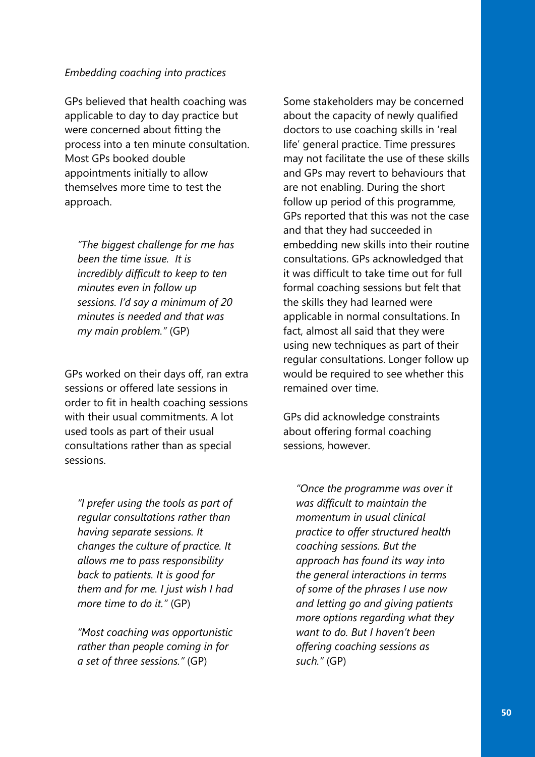*Embedding coaching into practices*

GPs believed that health coaching was applicable to day to day practice but were concerned about fitting the process into a ten minute consultation. Most GPs booked double appointments initially to allow themselves more time to test the approach.

> *"The biggest challenge for me has been the time issue. It is incredibly difficult to keep to ten minutes even in follow up sessions. I'd say a minimum of 20 minutes is needed and that was my main problem."* (GP)

GPs worked on their days off, ran extra sessions or offered late sessions in order to fit in health coaching sessions with their usual commitments. A lot used tools as part of their usual consultations rather than as special sessions.

> *"I prefer using the tools as part of regular consultations rather than having separate sessions. It changes the culture of practice. It allows me to pass responsibility back to patients. It is good for them and for me. I just wish I had more time to do it."* (GP)

> *"Most coaching was opportunistic rather than people coming in for a set of three sessions."* (GP)

Some stakeholders may be concerned about the capacity of newly qualified doctors to use coaching skills in 'real life' general practice. Time pressures may not facilitate the use of these skills and GPs may revert to behaviours that are not enabling. During the short follow up period of this programme, GPs reported that this was not the case and that they had succeeded in embedding new skills into their routine consultations. GPs acknowledged that it was difficult to take time out for full formal coaching sessions but felt that the skills they had learned were applicable in normal consultations. In fact, almost all said that they were using new techniques as part of their regular consultations. Longer follow up would be required to see whether this remained over time.

GPs did acknowledge constraints about offering formal coaching sessions, however.

> *"Once the programme was over it was difficult to maintain the momentum in usual clinical practice to offer structured health coaching sessions. But the approach has found its way into the general interactions in terms of some of the phrases I use now and letting go and giving patients more options regarding what they want to do. But I haven't been offering coaching sessions as such."* (GP)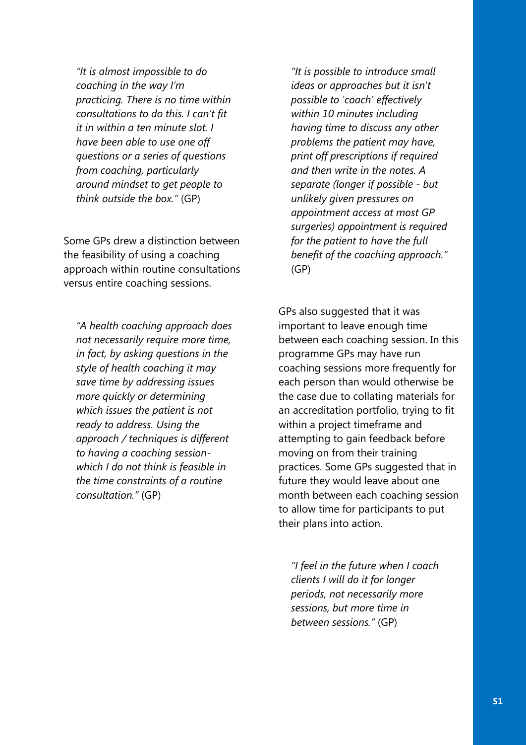*"It is almost impossible to do coaching in the way I'm practicing. There is no time within consultations to do this. I can't fit it in within a ten minute slot. I have been able to use one off questions or a series of questions from coaching, particularly around mindset to get people to think outside the box."* (GP)

Some GPs drew a distinction between the feasibility of using a coaching approach within routine consultations versus entire coaching sessions.

*"A health coaching approach does not necessarily require more time, in fact, by asking questions in the style of health coaching it may save time by addressing issues more quickly or determining which issues the patient is not ready to address. Using the approach / techniques is different to having a coaching session- which I do not think is feasible in the time constraints of a routine consultation."* (GP)

*"It is possible to introduce small ideas or approaches but it isn't possible to 'coach' effectively within 10 minutes including having time to discuss any other problems the patient may have, print off prescriptions if required and then write in the notes. A separate (longer if possible - but unlikely given pressures on appointment access at most GP surgeries) appointment is required for the patient to have the full benefit of the coaching approach."* (GP)

GPs also suggested that it was important to leave enough time between each coaching session. In this programme GPs may have run coaching sessions more frequently for each person than would otherwise be the case due to collating materials for an accreditation portfolio, trying to fit within a project timeframe and attempting to gain feedback before moving on from their training practices. Some GPs suggested that in future they would leave about one month between each coaching session to allow time for participants to put their plans into action.

*"I feel in the future when I coach clients I will do it for longer periods, not necessarily more sessions, but more time in between sessions."* (GP)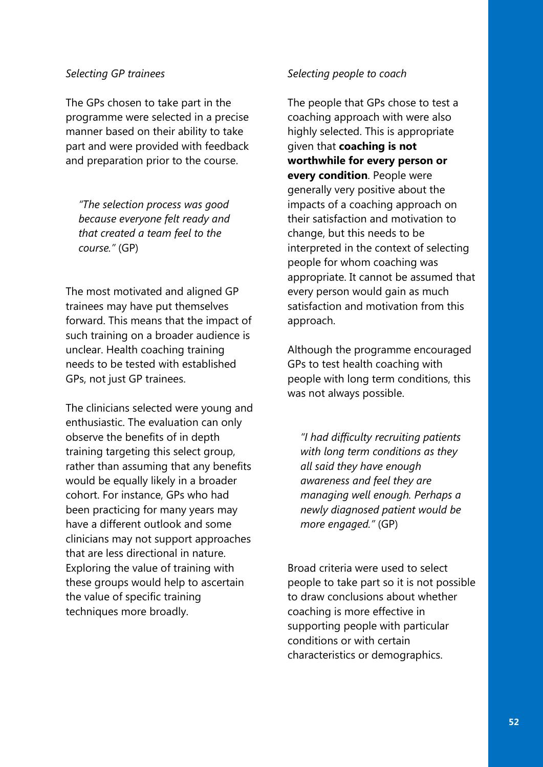*Selecting GP trainees*

The GPs chosen to take part in the programme were selected in a precise manner based on their ability to take part and were provided with feedback and preparation prior to the course.

> *"The selection process was good because everyone felt ready and that created a team feel to the course."* (GP)

The most motivated and aligned GP trainees may have put themselves forward. This means that the impact of such training on a broader audience is unclear. Health coaching training needs to be tested with established GPs, not just GP trainees.

The clinicians selected were young and enthusiastic. The evaluation can only observe the benefits of in depth training targeting this select group, rather than assuming that any benefits would be equally likely in a broader cohort. For instance, GPs who had been practicing for many years may have a different outlook and some clinicians may not support approaches that are less directional in nature. Exploring the value of training with these groups would help to ascertain the value of specific training techniques more broadly.

*Selecting people to coach*

The people that GPs chose to test a coaching approach with were also highly selected. This is appropriate given that **coaching is not worthwhile for every person or every condition**. People were generally very positive about the impacts of a coaching approach on their satisfaction and motivation to change, but this needs to be interpreted in the context of selecting people for whom coaching was appropriate. It cannot be assumed that every person would gain as much satisfaction and motivation from this approach.

Although the programme encouraged GPs to test health coaching with people with long term conditions, this was not always possible.

> *"I had difficulty recruiting patients with long term conditions as they all said they have enough awareness and feel they are managing well enough. Perhaps a newly diagnosed patient would be more engaged."* (GP)

Broad criteria were used to select people to take part so it is not possible to draw conclusions about whether coaching is more effective in supporting people with particular conditions or with certain characteristics or demographics.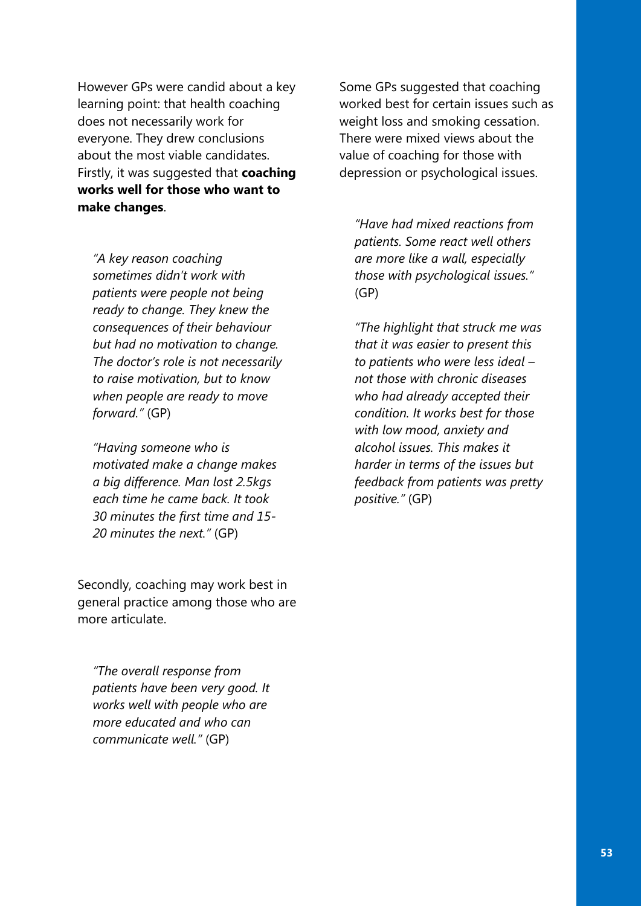However GPs were candid about a key learning point: that health coaching does not necessarily work for everyone. They drew conclusions about the most viable candidates. Firstly, it was suggested that **coaching works well for those who want to make changes**.

> *"A key reason coaching sometimes didn't work with patients were people not being ready to change. They knew the consequences of their behaviour but had no motivation to change. The doctor's role is not necessarily to raise motivation, but to know when people are ready to move forward."* (GP)

> *"Having someone who is motivated make a change makes a big difference. Man lost 2.5kgs each time he came back. It took 30 minutes the first time and 15-20 minutes the next."* (GP)

Secondly, coaching may work best in general practice among those who are more articulate.

> *"The overall response from patients have been very good. It works well with people who are more educated and who can communicate well."* (GP)

Some GPs suggested that coaching worked best for certain issues such as weight loss and smoking cessation. There were mixed views about the value of coaching for those with depression or psychological issues.

> *"Have had mixed reactions from patients. Some react well others are more like a wall, especially those with psychological issues."* (GP)

> *"The highlight that struck me was that it was easier to present this to patients who were less ideal – not those with chronic diseases who had already accepted their condition. It works best for those with low mood, anxiety and alcohol issues. This makes it harder in terms of the issues but feedback from patients was pretty positive."* (GP)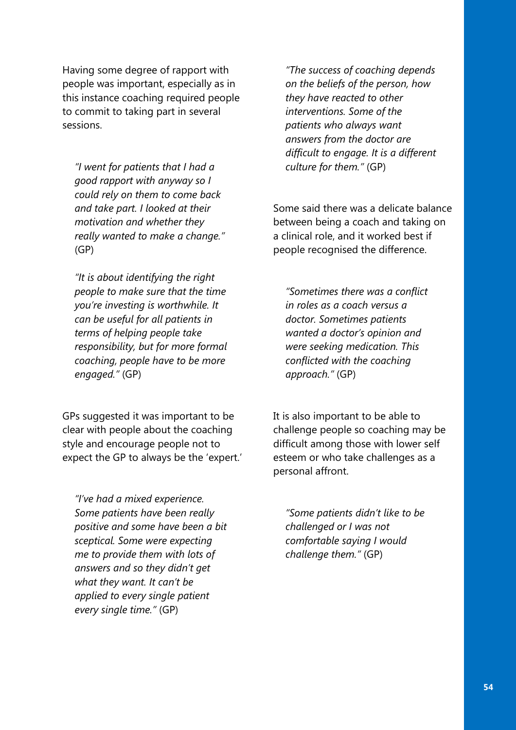Having some degree of rapport with people was important, especially as in this instance coaching required people to commit to taking part in several sessions.

> *"I went for patients that I had a good rapport with anyway so I could rely on them to come back and take part. I looked at their motivation and whether they really wanted to make a change."* (GP)

> *"It is about identifying the right people to make sure that the time you're investing is worthwhile. It can be useful for all patients in terms of helping people take responsibility, but for more formal coaching, people have to be more engaged."* (GP)

GPs suggested it was important to be clear with people about the coaching style and encourage people not to expect the GP to always be the 'expert.'

> *"I've had a mixed experience. Some patients have been really positive and some have been a bit sceptical. Some were expecting me to provide them with lots of answers and so they didn't get what they want. It can't be applied to every single patient every single time."* (GP)

> *"The success of coaching depends on the beliefs of the person, how they have reacted to other interventions. Some of the patients who always want answers from the doctor are difficult to engage. It is a different culture for them."* (GP)

Some said there was a delicate balance between being a coach and taking on a clinical role, and it worked best if people recognised the difference.

> *"Sometimes there was a conflict in roles as a coach versus a doctor. Sometimes patients wanted a doctor's opinion and were seeking medication. This conflicted with the coaching approach."* (GP)

It is also important to be able to challenge people so coaching may be difficult among those with lower self esteem or who take challenges as a personal affront.

> *"Some patients didn't like to be challenged or I was not comfortable saying I would challenge them."* (GP)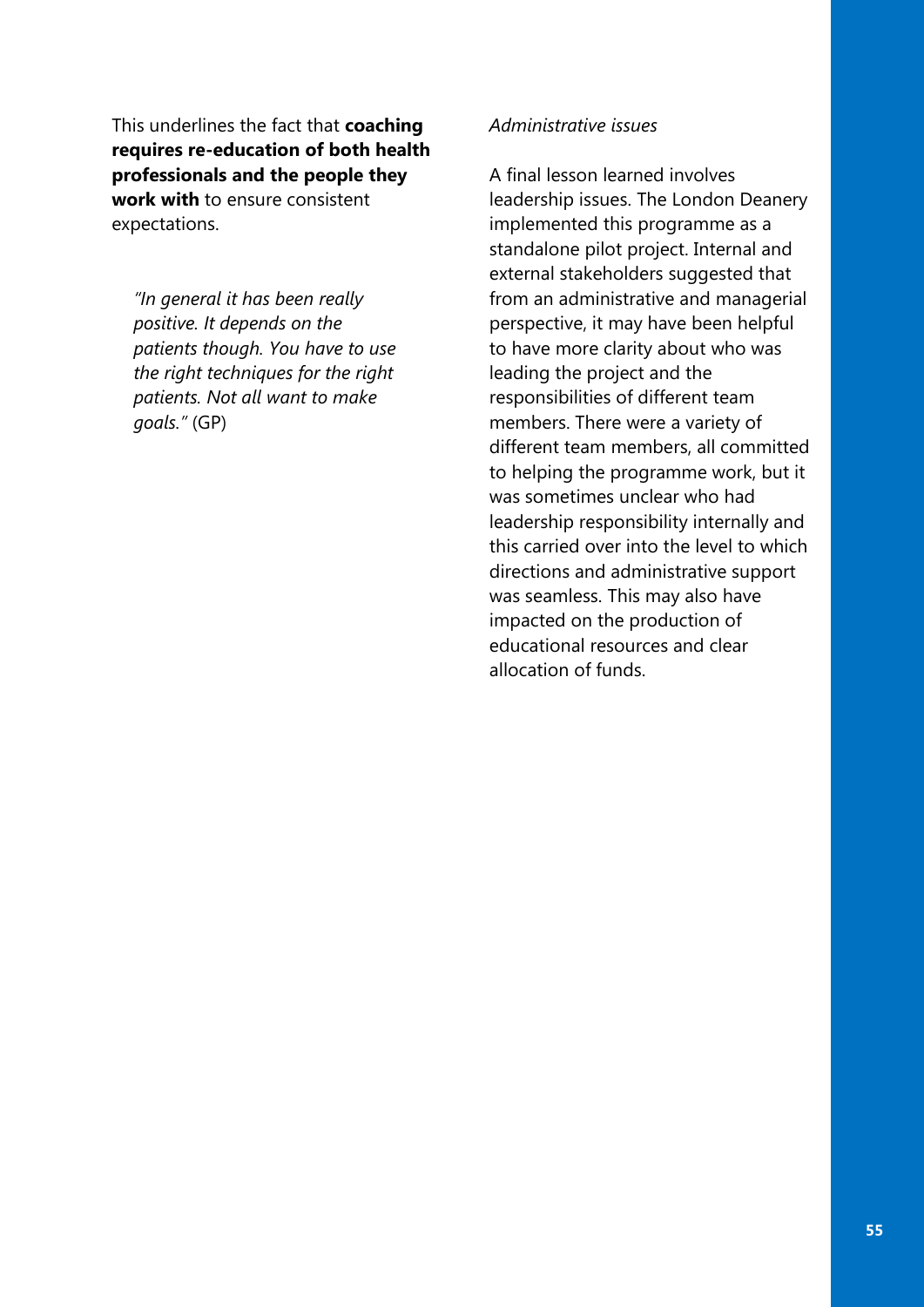This underlines the fact that **coaching requires re-education of both health professionals and the people they work with** to ensure consistent expectations.

> *"In general it has been really positive. It depends on the patients though. You have to use the right techniques for the right patients. Not all want to make goals."* (GP)

*Administrative issues*

A final lesson learned involves leadership issues. The London Deanery implemented this programme as a standalone pilot project. Internal and external stakeholders suggested that from an administrative and managerial perspective, it may have been helpful to have more clarity about who was leading the project and the responsibilities of different team members. There were a variety of different team members, all committed to helping the programme work, but it was sometimes unclear who had leadership responsibility internally and this carried over into the level to which directions and administrative support was seamless. This may also have impacted on the production of educational resources and clear allocation of funds.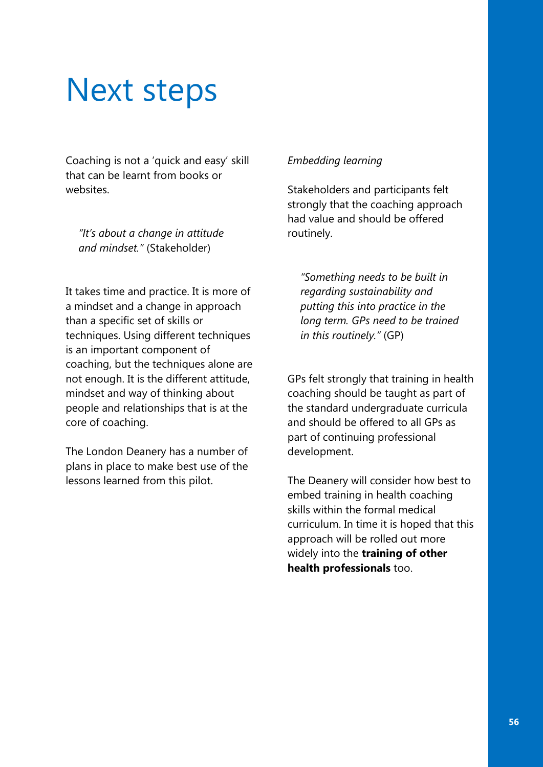# Next steps

Coaching is not a 'quick and easy' skill that can be learnt from books or websites.

> *"It's about a change in attitude and mindset."* (Stakeholder)

It takes time and practice. It is more of a mindset and a change in approach than a specific set of skills or techniques. Using different techniques is an important component of coaching, but the techniques alone are not enough. It is the different attitude, mindset and way of thinking about people and relationships that is at the core of coaching.

The London Deanery has a number of plans in place to make best use of the lessons learned from this pilot.

*Embedding learning*

Stakeholders and participants felt strongly that the coaching approach had value and should be offered routinely.

> *"Something needs to be built in regarding sustainability and putting this into practice in the long term. GPs need to be trained in this routinely."* (GP)

GPs felt strongly that training in health coaching should be taught as part of the standard undergraduate curricula and should be offered to all GPs as part of continuing professional development.

The Deanery will consider how best to embed training in health coaching skills within the formal medical curriculum. In time it is hoped that this approach will be rolled out more widely into the **training of other health professionals** too.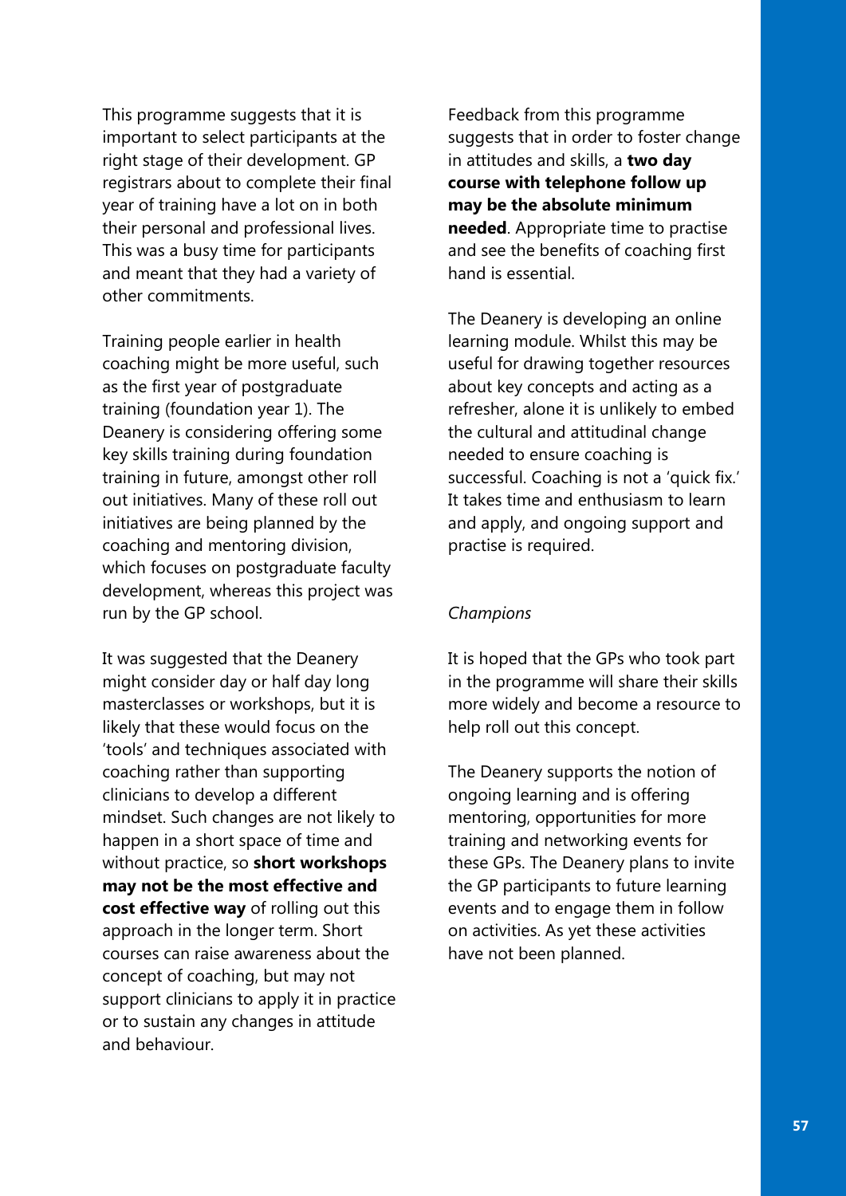This programme suggests that it is important to select participants at the right stage of their development. GP registrars about to complete their final year of training have a lot on in both their personal and professional lives. This was a busy time for participants and meant that they had a variety of other commitments.

Training people earlier in health coaching might be more useful, such as the first year of postgraduate training (foundation year 1). The Deanery is considering offering some key skills training during foundation training in future, amongst other roll out initiatives. Many of these roll out initiatives are being planned by the coaching and mentoring division, which focuses on postgraduate faculty development, whereas this project was run by the GP school.

It was suggested that the Deanery might consider day or half day long masterclasses or workshops, but it is likely that these would focus on the 'tools' and techniques associated with coaching rather than supporting clinicians to develop a different mindset. Such changes are not likely to happen in a short space of time and without practice, so **short workshops may not be the most effective and cost effective way** of rolling out this approach in the longer term. Short courses can raise awareness about the concept of coaching, but may not support clinicians to apply it in practice or to sustain any changes in attitude and behaviour.

Feedback from this programme suggests that in order to foster change in attitudes and skills, a **two day course with telephone follow up may be the absolute minimum needed**. Appropriate time to practise and see the benefits of coaching first hand is essential.

The Deanery is developing an online learning module. Whilst this may be useful for drawing together resources about key concepts and acting as a refresher, alone it is unlikely to embed the cultural and attitudinal change needed to ensure coaching is successful. Coaching is not a 'quick fix.' It takes time and enthusiasm to learn and apply, and ongoing support and practise is required.

*Champions*

It is hoped that the GPs who took part in the programme will share their skills more widely and become a resource to help roll out this concept.

The Deanery supports the notion of ongoing learning and is offering mentoring, opportunities for more training and networking events for these GPs. The Deanery plans to invite the GP participants to future learning events and to engage them in follow on activities. As yet these activities have not been planned.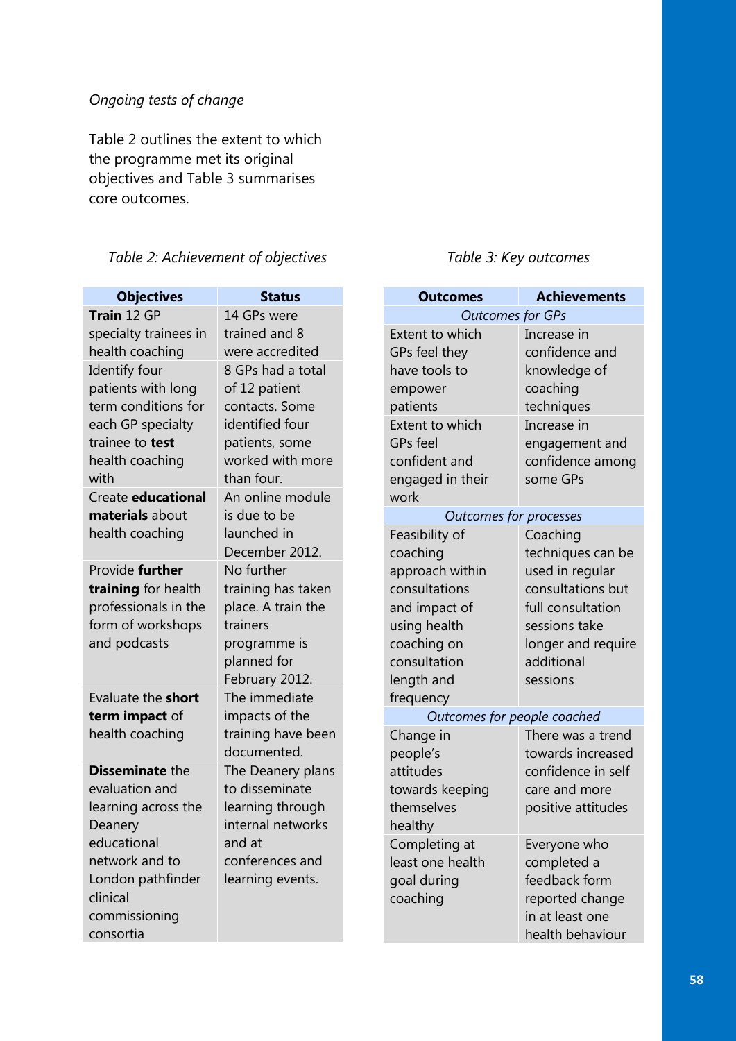*Ongoing tests of change*

Table 2 outlines the extent to which the programme met its original objectives and Table 3 summarises core outcomes.

*Table 2: Achievement of objectives*

| Objectives | Status |
|---|---|
| **Train** 12 GP specialty trainees in health coaching | 14 GPs were trained and 8 were accredited |
| Identify four patients with long term conditions for each GP specialty trainee to **test** health coaching with | 8 GPs had a total of 12 patient contacts. Some identified four patients, some worked with more than four. |
| Create **educational materials** about health coaching | An online module is due to be launched in December 2012. |
| Provide **further training** for health professionals in the form of workshops and podcasts | No further training has taken place. A train the trainers programme is planned for February 2012. |
| Evaluate the **short term impact** of health coaching | The immediate impacts of the training have been documented. |
| **Disseminate** the evaluation and learning across the Deanery educational network and to London pathfinder clinical commissioning consortia | The Deanery plans to disseminate learning through internal networks and at conferences and learning events. |

*Table 3: Key outcomes*

| Outcomes | Achievements |
|---|---|
| *Outcomes for GPs* | |
| Extent to which GPs feel they have tools to empower patients | Increase in confidence and knowledge of coaching techniques |
| Extent to which GPs feel confident and engaged in their work | Increase in engagement and confidence among some GPs |
| *Outcomes for processes* | |
| Feasibility of coaching approach within consultations and impact of using health coaching on consultation length and frequency | Coaching techniques can be used in regular consultations but full consultation sessions take longer and require additional sessions |
| *Outcomes for people coached* | |
| Change in people's attitudes towards keeping themselves healthy | There was a trend towards increased confidence in self care and more positive attitudes |
| Completing at least one health goal during coaching | Everyone who completed a feedback form reported change in at least one health behaviour |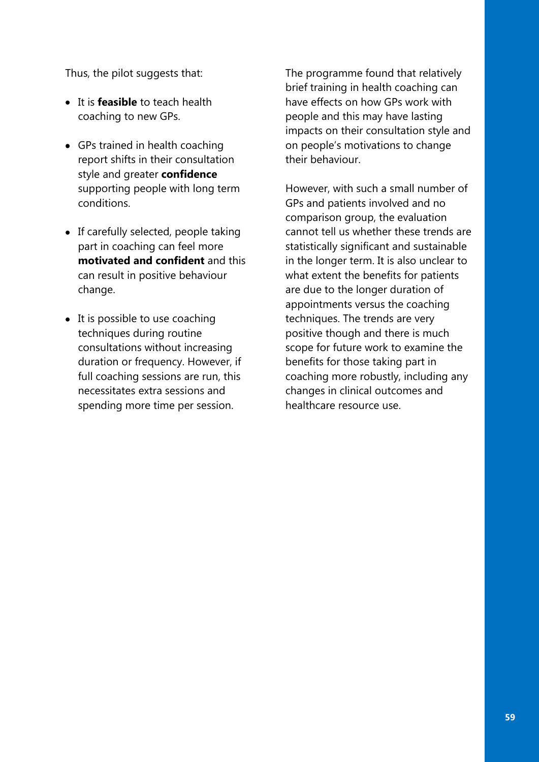Thus, the pilot suggests that:

- It is **feasible** to teach health coaching to new GPs.
- GPs trained in health coaching report shifts in their consultation style and greater **confidence** supporting people with long term conditions.
- If carefully selected, people taking part in coaching can feel more **motivated and confident** and this can result in positive behaviour change.
- It is possible to use coaching techniques during routine consultations without increasing duration or frequency. However, if full coaching sessions are run, this necessitates extra sessions and spending more time per session.

The programme found that relatively brief training in health coaching can have effects on how GPs work with people and this may have lasting impacts on their consultation style and on people's motivations to change their behaviour.

However, with such a small number of GPs and patients involved and no comparison group, the evaluation cannot tell us whether these trends are statistically significant and sustainable in the longer term. It is also unclear to what extent the benefits for patients are due to the longer duration of appointments versus the coaching techniques. The trends are very positive though and there is much scope for future work to examine the benefits for those taking part in coaching more robustly, including any changes in clinical outcomes and healthcare resource use.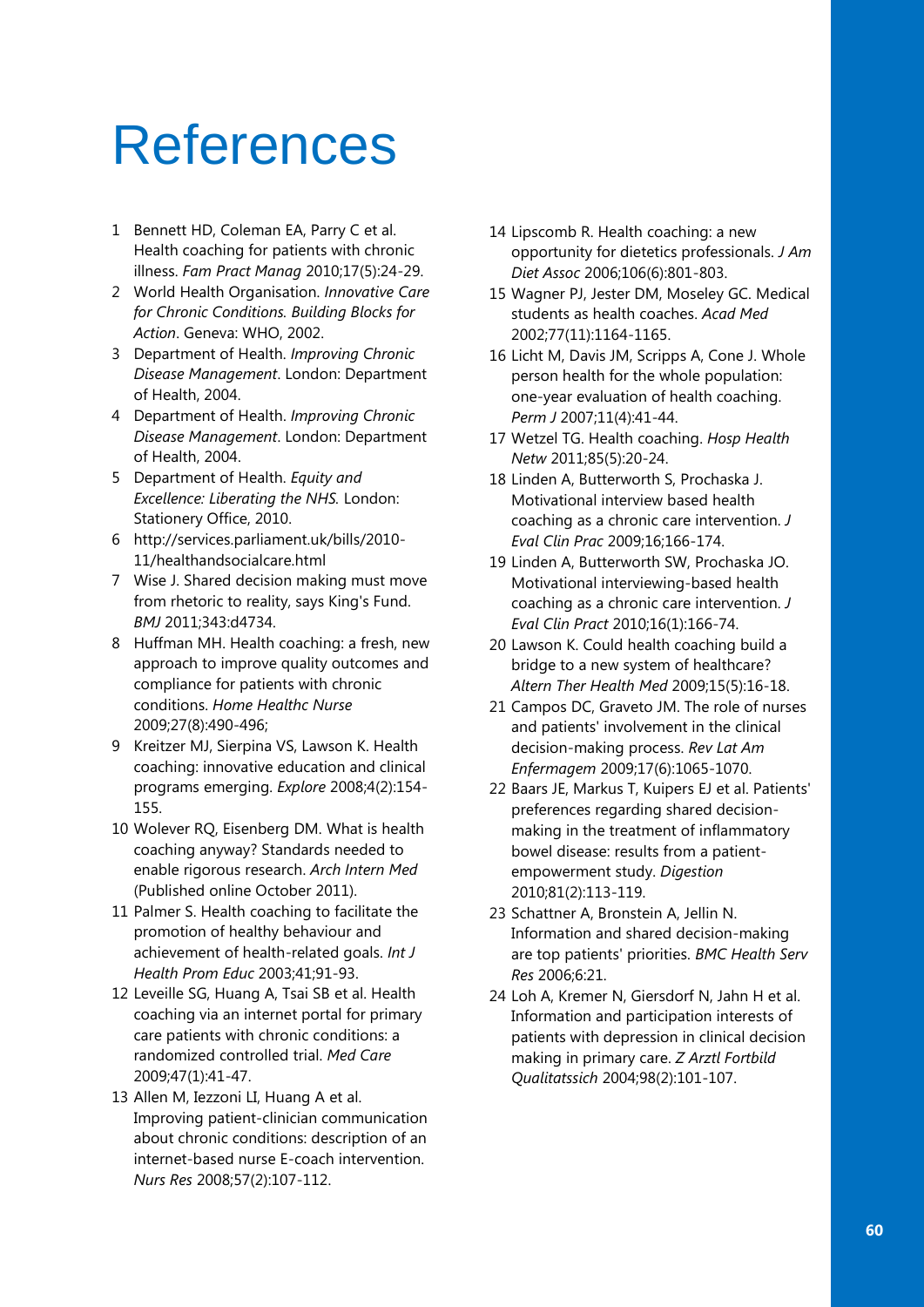# References

1. Bennett HD, Coleman EA, Parry C et al. Health coaching for patients with chronic illness. *Fam Pract Manag* 2010;17(5):24-29.
2. World Health Organisation. *Innovative Care for Chronic Conditions. Building Blocks for Action*. Geneva: WHO, 2002.
3. Department of Health. *Improving Chronic Disease Management*. London: Department of Health, 2004.
4. Department of Health. *Improving Chronic Disease Management*. London: Department of Health, 2004.
5. Department of Health. *Equity and Excellence: Liberating the NHS.* London: Stationery Office, 2010.
6. http://services.parliament.uk/bills/2010-11/healthandsocialcare.html
7. Wise J. Shared decision making must move from rhetoric to reality, says King's Fund. *BMJ* 2011;343:d4734.
8. Huffman MH. Health coaching: a fresh, new approach to improve quality outcomes and compliance for patients with chronic conditions. *Home Healthc Nurse* 2009;27(8):490-496;
9. Kreitzer MJ, Sierpina VS, Lawson K. Health coaching: innovative education and clinical programs emerging. *Explore* 2008;4(2):154-155.
10. Wolever RQ, Eisenberg DM. What is health coaching anyway? Standards needed to enable rigorous research. *Arch Intern Med* (Published online October 2011).
11. Palmer S. Health coaching to facilitate the promotion of healthy behaviour and achievement of health-related goals. *Int J Health Prom Educ* 2003;41;91-93.
12. Leveille SG, Huang A, Tsai SB et al. Health coaching via an internet portal for primary care patients with chronic conditions: a randomized controlled trial. *Med Care* 2009;47(1):41-47.
13. Allen M, Iezzoni LI, Huang A et al. Improving patient-clinician communication about chronic conditions: description of an internet-based nurse E-coach intervention. *Nurs Res* 2008;57(2):107-112.
14. Lipscomb R. Health coaching: a new opportunity for dietetics professionals. *J Am Diet Assoc* 2006;106(6):801-803.
15. Wagner PJ, Jester DM, Moseley GC. Medical students as health coaches. *Acad Med* 2002;77(11):1164-1165.
16. Licht M, Davis JM, Scripps A, Cone J. Whole person health for the whole population: one-year evaluation of health coaching. *Perm J* 2007;11(4):41-44.
17. Wetzel TG. Health coaching. *Hosp Health Netw* 2011;85(5):20-24.
18. Linden A, Butterworth S, Prochaska J. Motivational interview based health coaching as a chronic care intervention. *J Eval Clin Prac* 2009;16;166-174.
19. Linden A, Butterworth SW, Prochaska JO. Motivational interviewing-based health coaching as a chronic care intervention. *J Eval Clin Pract* 2010;16(1):166-74.
20. Lawson K. Could health coaching build a bridge to a new system of healthcare? *Altern Ther Health Med* 2009;15(5):16-18.
21. Campos DC, Graveto JM. The role of nurses and patients' involvement in the clinical decision-making process. *Rev Lat Am Enfermagem* 2009;17(6):1065-1070.
22. Baars JE, Markus T, Kuipers EJ et al. Patients' preferences regarding shared decision-making in the treatment of inflammatory bowel disease: results from a patient-empowerment study. *Digestion* 2010;81(2):113-119.
23. Schattner A, Bronstein A, Jellin N. Information and shared decision-making are top patients' priorities. *BMC Health Serv Res* 2006;6:21.
24. Loh A, Kremer N, Giersdorf N, Jahn H et al. Information and participation interests of patients with depression in clinical decision making in primary care. *Z Arztl Fortbild Qualitatssich* 2004;98(2):101-107.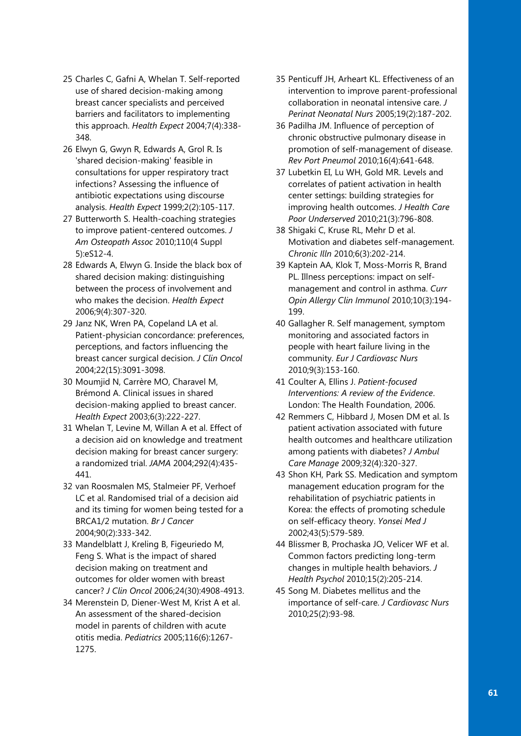25 Charles C, Gafni A, Whelan T. Self-reported use of shared decision-making among breast cancer specialists and perceived barriers and facilitators to implementing this approach. *Health Expect* 2004;7(4):338-348.

26 Elwyn G, Gwyn R, Edwards A, Grol R. Is 'shared decision-making' feasible in consultations for upper respiratory tract infections? Assessing the influence of antibiotic expectations using discourse analysis. *Health Expect* 1999;2(2):105-117.

27 Butterworth S. Health-coaching strategies to improve patient-centered outcomes. *J Am Osteopath Assoc* 2010;110(4 Suppl 5):eS12-4.

28 Edwards A, Elwyn G. Inside the black box of shared decision making: distinguishing between the process of involvement and who makes the decision. *Health Expect* 2006;9(4):307-320.

29 Janz NK, Wren PA, Copeland LA et al. Patient-physician concordance: preferences, perceptions, and factors influencing the breast cancer surgical decision. *J Clin Oncol* 2004;22(15):3091-3098.

30 Moumjid N, Carrère MO, Charavel M, Brémond A. Clinical issues in shared decision-making applied to breast cancer. *Health Expect* 2003;6(3):222-227.

31 Whelan T, Levine M, Willan A et al. Effect of a decision aid on knowledge and treatment decision making for breast cancer surgery: a randomized trial. *JAMA* 2004;292(4):435-441.

32 van Roosmalen MS, Stalmeier PF, Verhoef LC et al. Randomised trial of a decision aid and its timing for women being tested for a BRCA1/2 mutation. *Br J Cancer* 2004;90(2):333-342.

33 Mandelblatt J, Kreling B, Figeuriedo M, Feng S. What is the impact of shared decision making on treatment and outcomes for older women with breast cancer? *J Clin Oncol* 2006;24(30):4908-4913.

34 Merenstein D, Diener-West M, Krist A et al. An assessment of the shared-decision model in parents of children with acute otitis media. *Pediatrics* 2005;116(6):1267-1275.

35 Penticuff JH, Arheart KL. Effectiveness of an intervention to improve parent-professional collaboration in neonatal intensive care. *J Perinat Neonatal Nurs* 2005;19(2):187-202.

36 Padilha JM. Influence of perception of chronic obstructive pulmonary disease in promotion of self-management of disease. *Rev Port Pneumol* 2010;16(4):641-648.

37 Lubetkin EI, Lu WH, Gold MR. Levels and correlates of patient activation in health center settings: building strategies for improving health outcomes. *J Health Care Poor Underserved* 2010;21(3):796-808.

38 Shigaki C, Kruse RL, Mehr D et al. Motivation and diabetes self-management. *Chronic Illn* 2010;6(3):202-214.

39 Kaptein AA, Klok T, Moss-Morris R, Brand PL. Illness perceptions: impact on self-management and control in asthma. *Curr Opin Allergy Clin Immunol* 2010;10(3):194-199.

40 Gallagher R. Self management, symptom monitoring and associated factors in people with heart failure living in the community. *Eur J Cardiovasc Nurs* 2010;9(3):153-160.

41 Coulter A, Ellins J. *Patient-focused Interventions: A review of the Evidence*. London: The Health Foundation, 2006.

42 Remmers C, Hibbard J, Mosen DM et al. Is patient activation associated with future health outcomes and healthcare utilization among patients with diabetes? *J Ambul Care Manage* 2009;32(4):320-327.

43 Shon KH, Park SS. Medication and symptom management education program for the rehabilitation of psychiatric patients in Korea: the effects of promoting schedule on self-efficacy theory. *Yonsei Med J* 2002;43(5):579-589.

44 Blissmer B, Prochaska JO, Velicer WF et al. Common factors predicting long-term changes in multiple health behaviors. *J Health Psychol* 2010;15(2):205-214.

45 Song M. Diabetes mellitus and the importance of self-care. *J Cardiovasc Nurs* 2010;25(2):93-98.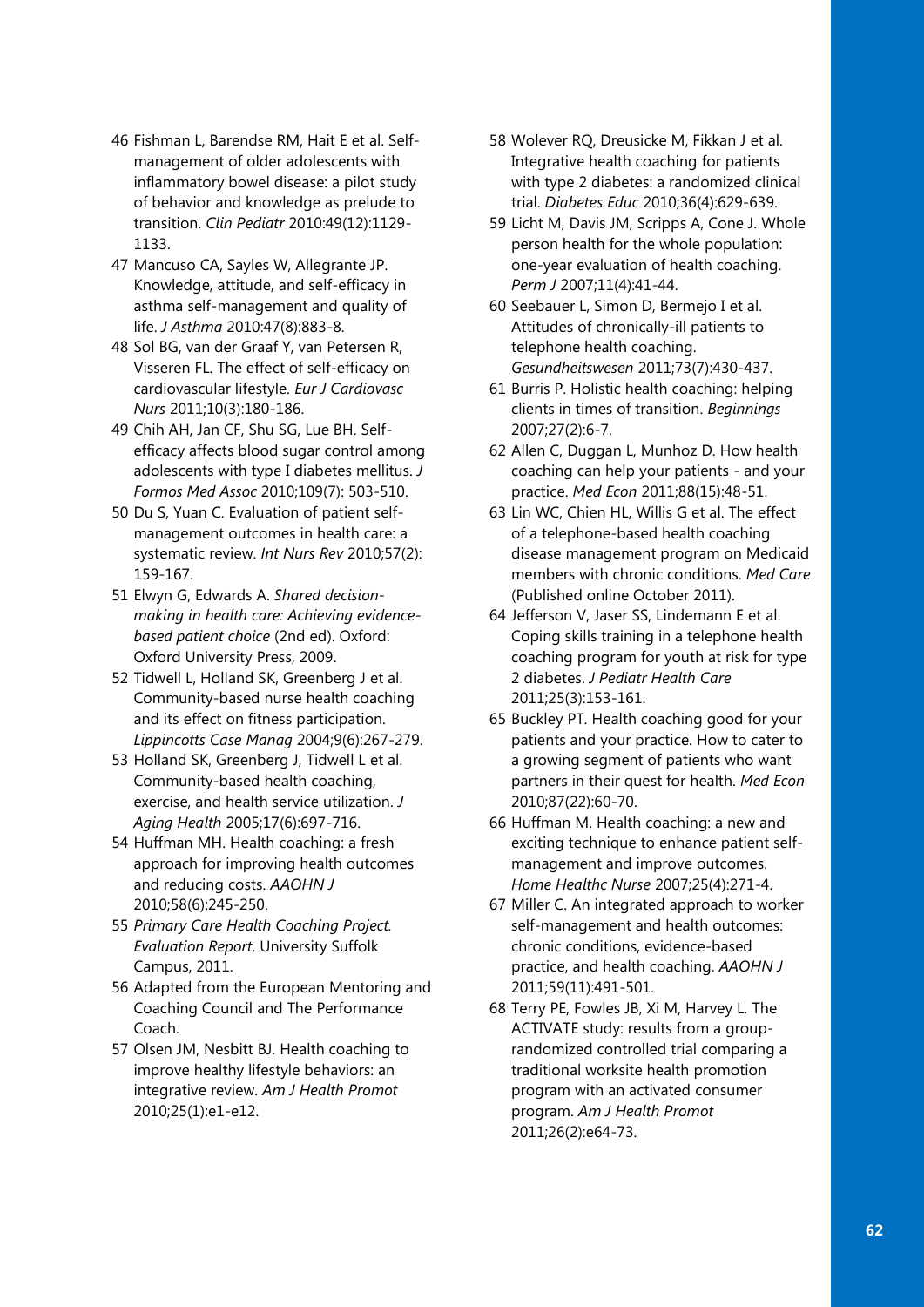46 Fishman L, Barendse RM, Hait E et al. Self-management of older adolescents with inflammatory bowel disease: a pilot study of behavior and knowledge as prelude to transition. *Clin Pediatr* 2010:49(12):1129-1133.

47 Mancuso CA, Sayles W, Allegrante JP. Knowledge, attitude, and self-efficacy in asthma self-management and quality of life. *J Asthma* 2010:47(8):883-8.

48 Sol BG, van der Graaf Y, van Petersen R, Visseren FL. The effect of self-efficacy on cardiovascular lifestyle. *Eur J Cardiovasc Nurs* 2011;10(3):180-186.

49 Chih AH, Jan CF, Shu SG, Lue BH. Self-efficacy affects blood sugar control among adolescents with type I diabetes mellitus. *J Formos Med Assoc* 2010;109(7): 503-510.

50 Du S, Yuan C. Evaluation of patient self-management outcomes in health care: a systematic review. *Int Nurs Rev* 2010;57(2): 159-167.

51 Elwyn G, Edwards A. *Shared decision-making in health care: Achieving evidence-based patient choice* (2nd ed). Oxford: Oxford University Press, 2009.

52 Tidwell L, Holland SK, Greenberg J et al. Community-based nurse health coaching and its effect on fitness participation. *Lippincotts Case Manag* 2004;9(6):267-279.

53 Holland SK, Greenberg J, Tidwell L et al. Community-based health coaching, exercise, and health service utilization. *J Aging Health* 2005;17(6):697-716.

54 Huffman MH. Health coaching: a fresh approach for improving health outcomes and reducing costs. *AAOHN J* 2010;58(6):245-250.

55 *Primary Care Health Coaching Project. Evaluation Report*. University Suffolk Campus, 2011.

56 Adapted from the European Mentoring and Coaching Council and The Performance Coach.

57 Olsen JM, Nesbitt BJ. Health coaching to improve healthy lifestyle behaviors: an integrative review. *Am J Health Promot* 2010;25(1):e1-e12.

58 Wolever RQ, Dreusicke M, Fikkan J et al. Integrative health coaching for patients with type 2 diabetes: a randomized clinical trial. *Diabetes Educ* 2010;36(4):629-639.

59 Licht M, Davis JM, Scripps A, Cone J. Whole person health for the whole population: one-year evaluation of health coaching. *Perm J* 2007;11(4):41-44.

60 Seebauer L, Simon D, Bermejo I et al. Attitudes of chronically-ill patients to telephone health coaching. *Gesundheitswesen* 2011;73(7):430-437.

61 Burris P. Holistic health coaching: helping clients in times of transition. *Beginnings* 2007;27(2):6-7.

62 Allen C, Duggan L, Munhoz D. How health coaching can help your patients - and your practice. *Med Econ* 2011;88(15):48-51.

63 Lin WC, Chien HL, Willis G et al. The effect of a telephone-based health coaching disease management program on Medicaid members with chronic conditions. *Med Care* (Published online October 2011).

64 Jefferson V, Jaser SS, Lindemann E et al. Coping skills training in a telephone health coaching program for youth at risk for type 2 diabetes. *J Pediatr Health Care* 2011;25(3):153-161.

65 Buckley PT. Health coaching good for your patients and your practice. How to cater to a growing segment of patients who want partners in their quest for health. *Med Econ* 2010;87(22):60-70.

66 Huffman M. Health coaching: a new and exciting technique to enhance patient self-management and improve outcomes. *Home Healthc Nurse* 2007;25(4):271-4.

67 Miller C. An integrated approach to worker self-management and health outcomes: chronic conditions, evidence-based practice, and health coaching. *AAOHN J* 2011;59(11):491-501.

68 Terry PE, Fowles JB, Xi M, Harvey L. The ACTIVATE study: results from a group-randomized controlled trial comparing a traditional worksite health promotion program with an activated consumer program. *Am J Health Promot* 2011;26(2):e64-73.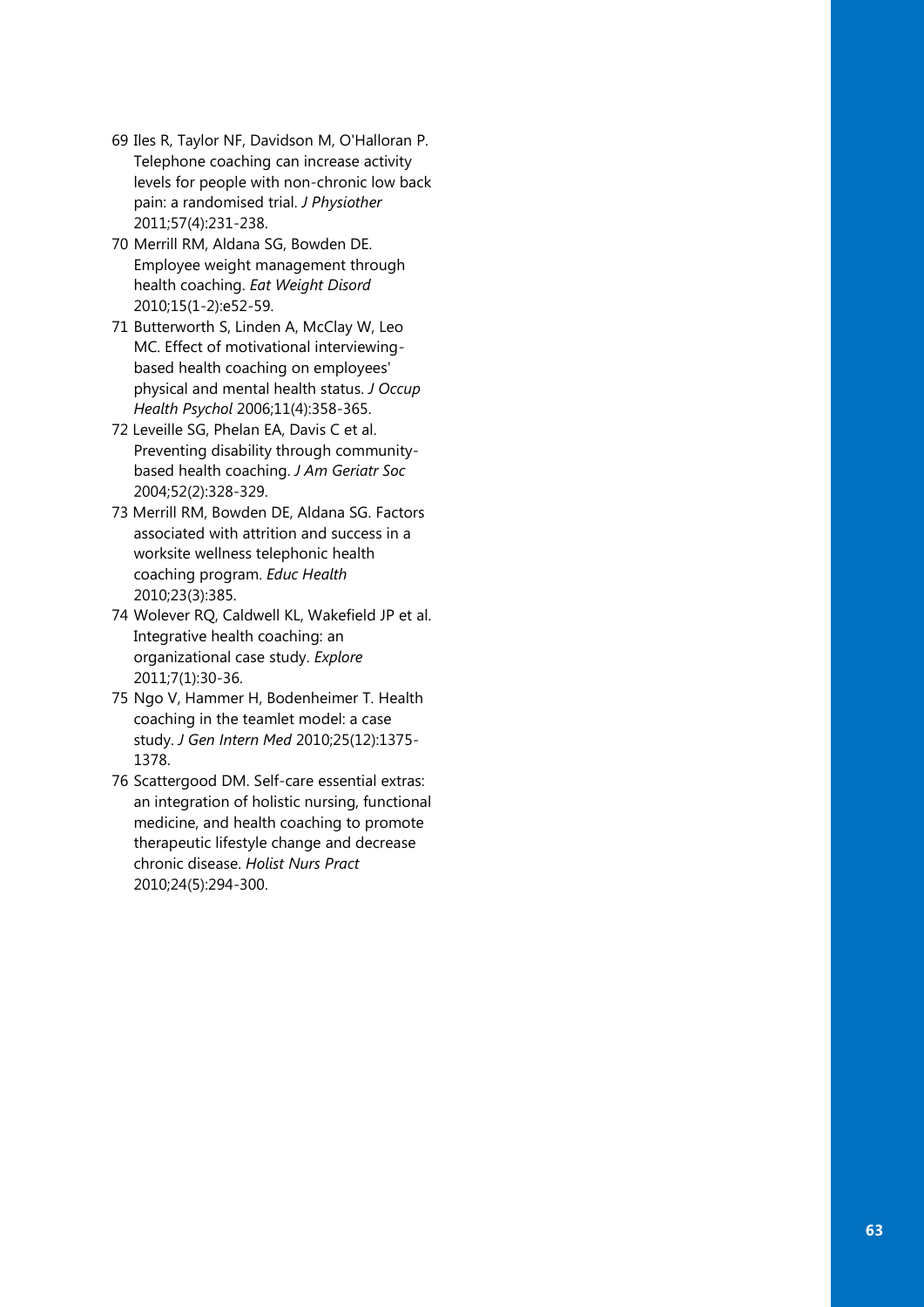69 Iles R, Taylor NF, Davidson M, O'Halloran P. Telephone coaching can increase activity levels for people with non-chronic low back pain: a randomised trial. *J Physiother* 2011;57(4):231-238.

70 Merrill RM, Aldana SG, Bowden DE. Employee weight management through health coaching. *Eat Weight Disord* 2010;15(1-2):e52-59.

71 Butterworth S, Linden A, McClay W, Leo MC. Effect of motivational interviewing-based health coaching on employees' physical and mental health status. *J Occup Health Psychol* 2006;11(4):358-365.

72 Leveille SG, Phelan EA, Davis C et al. Preventing disability through community-based health coaching. *J Am Geriatr Soc* 2004;52(2):328-329.

73 Merrill RM, Bowden DE, Aldana SG. Factors associated with attrition and success in a worksite wellness telephonic health coaching program. *Educ Health* 2010;23(3):385.

74 Wolever RQ, Caldwell KL, Wakefield JP et al. Integrative health coaching: an organizational case study. *Explore* 2011;7(1):30-36.

75 Ngo V, Hammer H, Bodenheimer T. Health coaching in the teamlet model: a case study. *J Gen Intern Med* 2010;25(12):1375-1378.

76 Scattergood DM. Self-care essential extras: an integration of holistic nursing, functional medicine, and health coaching to promote therapeutic lifestyle change and decrease chronic disease. *Holist Nurs Pract* 2010;24(5):294-300.